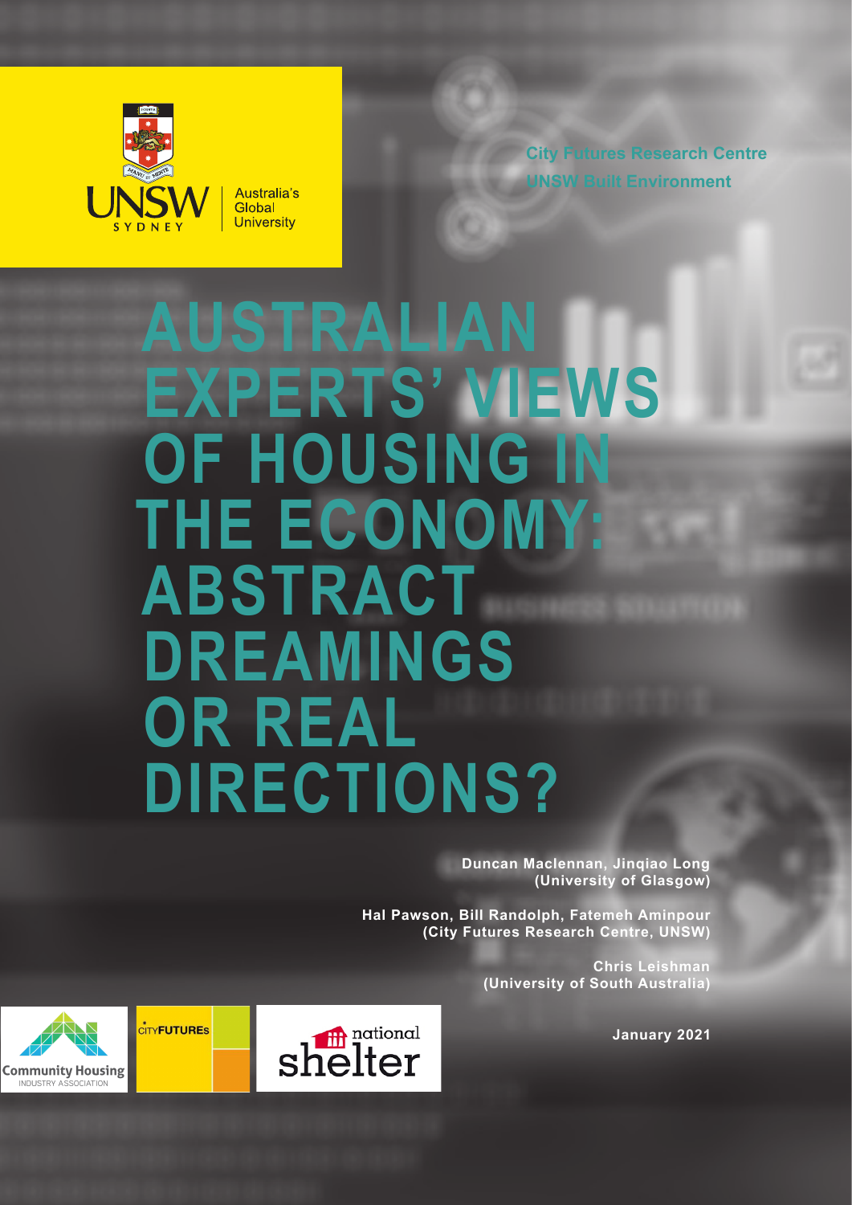City Futures Research Centre
UNSW Built Environment

# AUSTRALIAN EXPERTS' VIEWS OF HOUSING IN THE ECONOMY: ABSTRACT DREAMINGS OR REAL DIRECTIONS?

**Duncan Maclennan, Jinqiao Long**
**(University of Glasgow)**

**Hal Pawson, Bill Randolph, Fatemeh Aminpour**
**(City Futures Research Centre, UNSW)**

**Chris Leishman**
**(University of South Australia)**

**January 2021**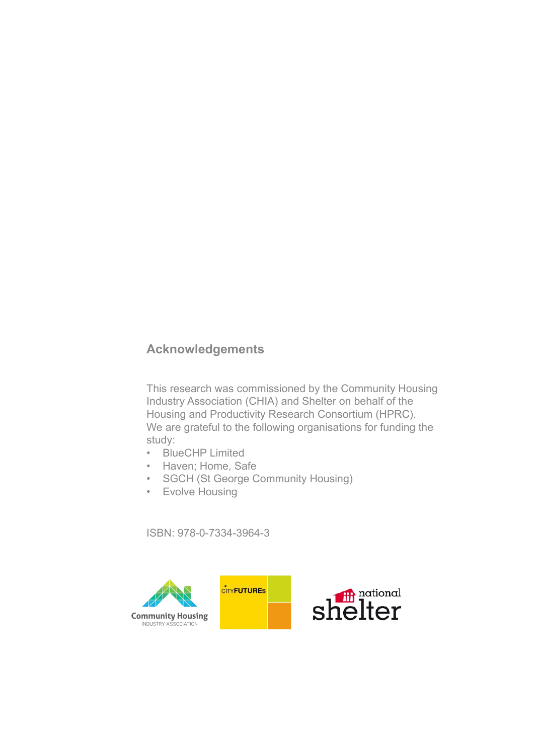## Acknowledgements

This research was commissioned by the Community Housing Industry Association (CHIA) and Shelter on behalf of the Housing and Productivity Research Consortium (HPRC). We are grateful to the following organisations for funding the study:

- BlueCHP Limited
- Haven; Home, Safe
- SGCH (St George Community Housing)
- Evolve Housing

ISBN: 978-0-7334-3964-3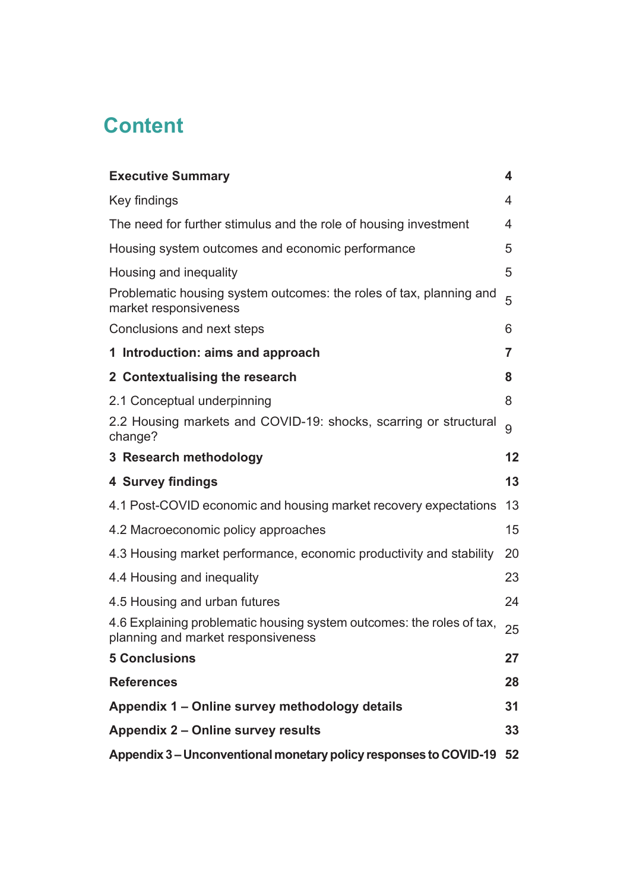# Content

| | |
|---|---|
| **Executive Summary** | **4** |
| Key findings | 4 |
| The need for further stimulus and the role of housing investment | 4 |
| Housing system outcomes and economic performance | 5 |
| Housing and inequality | 5 |
| Problematic housing system outcomes: the roles of tax, planning and market responsiveness | 5 |
| Conclusions and next steps | 6 |
| **1 Introduction: aims and approach** | **7** |
| **2 Contextualising the research** | **8** |
| 2.1 Conceptual underpinning | 8 |
| 2.2 Housing markets and COVID-19: shocks, scarring or structural change? | 9 |
| **3 Research methodology** | **12** |
| **4 Survey findings** | **13** |
| 4.1 Post-COVID economic and housing market recovery expectations | 13 |
| 4.2 Macroeconomic policy approaches | 15 |
| 4.3 Housing market performance, economic productivity and stability | 20 |
| 4.4 Housing and inequality | 23 |
| 4.5 Housing and urban futures | 24 |
| 4.6 Explaining problematic housing system outcomes: the roles of tax, planning and market responsiveness | 25 |
| **5 Conclusions** | **27** |
| **References** | **28** |
| **Appendix 1 – Online survey methodology details** | **31** |
| **Appendix 2 – Online survey results** | **33** |
| **Appendix 3 – Unconventional monetary policy responses to COVID-19** | **52** |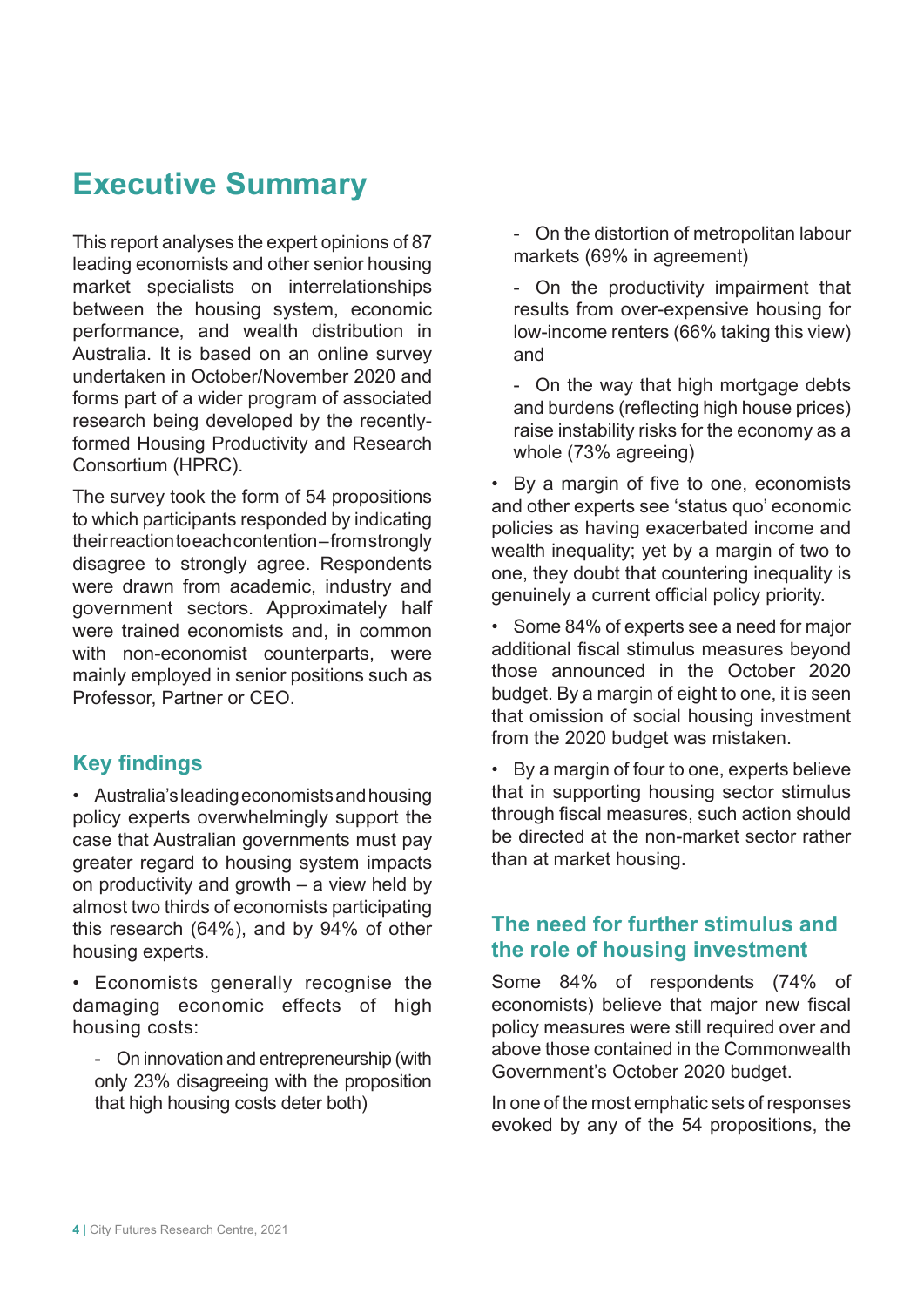# Executive Summary

This report analyses the expert opinions of 87 leading economists and other senior housing market specialists on interrelationships between the housing system, economic performance, and wealth distribution in Australia. It is based on an online survey undertaken in October/November 2020 and forms part of a wider program of associated research being developed by the recently-formed Housing Productivity and Research Consortium (HPRC).

The survey took the form of 54 propositions to which participants responded by indicating their reaction to each contention – from strongly disagree to strongly agree. Respondents were drawn from academic, industry and government sectors. Approximately half were trained economists and, in common with non-economist counterparts, were mainly employed in senior positions such as Professor, Partner or CEO.

## Key findings

- Australia's leading economists and housing policy experts overwhelmingly support the case that Australian governments must pay greater regard to housing system impacts on productivity and growth – a view held by almost two thirds of economists participating this research (64%), and by 94% of other housing experts.
- Economists generally recognise the damaging economic effects of high housing costs:
  - On innovation and entrepreneurship (with only 23% disagreeing with the proposition that high housing costs deter both)
  - On the distortion of metropolitan labour markets (69% in agreement)
  - On the productivity impairment that results from over-expensive housing for low-income renters (66% taking this view) and
  - On the way that high mortgage debts and burdens (reflecting high house prices) raise instability risks for the economy as a whole (73% agreeing)
- By a margin of five to one, economists and other experts see 'status quo' economic policies as having exacerbated income and wealth inequality; yet by a margin of two to one, they doubt that countering inequality is genuinely a current official policy priority.
- Some 84% of experts see a need for major additional fiscal stimulus measures beyond those announced in the October 2020 budget. By a margin of eight to one, it is seen that omission of social housing investment from the 2020 budget was mistaken.
- By a margin of four to one, experts believe that in supporting housing sector stimulus through fiscal measures, such action should be directed at the non-market sector rather than at market housing.

## The need for further stimulus and the role of housing investment

Some 84% of respondents (74% of economists) believe that major new fiscal policy measures were still required over and above those contained in the Commonwealth Government's October 2020 budget.

In one of the most emphatic sets of responses evoked by any of the 54 propositions, the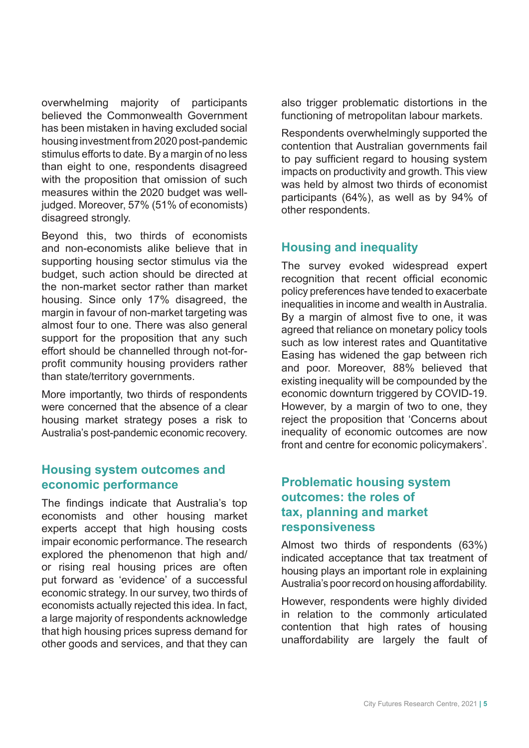overwhelming majority of participants believed the Commonwealth Government has been mistaken in having excluded social housing investment from 2020 post-pandemic stimulus efforts to date. By a margin of no less than eight to one, respondents disagreed with the proposition that omission of such measures within the 2020 budget was well-judged. Moreover, 57% (51% of economists) disagreed strongly.

Beyond this, two thirds of economists and non-economists alike believe that in supporting housing sector stimulus via the budget, such action should be directed at the non-market sector rather than market housing. Since only 17% disagreed, the margin in favour of non-market targeting was almost four to one. There was also general support for the proposition that any such effort should be channelled through not-for-profit community housing providers rather than state/territory governments.

More importantly, two thirds of respondents were concerned that the absence of a clear housing market strategy poses a risk to Australia's post-pandemic economic recovery.

## Housing system outcomes and economic performance

The findings indicate that Australia's top economists and other housing market experts accept that high housing costs impair economic performance. The research explored the phenomenon that high and/or rising real housing prices are often put forward as 'evidence' of a successful economic strategy. In our survey, two thirds of economists actually rejected this idea. In fact, a large majority of respondents acknowledge that high housing prices supress demand for other goods and services, and that they can also trigger problematic distortions in the functioning of metropolitan labour markets.

Respondents overwhelmingly supported the contention that Australian governments fail to pay sufficient regard to housing system impacts on productivity and growth. This view was held by almost two thirds of economist participants (64%), as well as by 94% of other respondents.

## Housing and inequality

The survey evoked widespread expert recognition that recent official economic policy preferences have tended to exacerbate inequalities in income and wealth in Australia. By a margin of almost five to one, it was agreed that reliance on monetary policy tools such as low interest rates and Quantitative Easing has widened the gap between rich and poor. Moreover, 88% believed that existing inequality will be compounded by the economic downturn triggered by COVID-19. However, by a margin of two to one, they reject the proposition that 'Concerns about inequality of economic outcomes are now front and centre for economic policymakers'.

## Problematic housing system outcomes: the roles of tax, planning and market responsiveness

Almost two thirds of respondents (63%) indicated acceptance that tax treatment of housing plays an important role in explaining Australia's poor record on housing affordability.

However, respondents were highly divided in relation to the commonly articulated contention that high rates of housing unaffordability are largely the fault of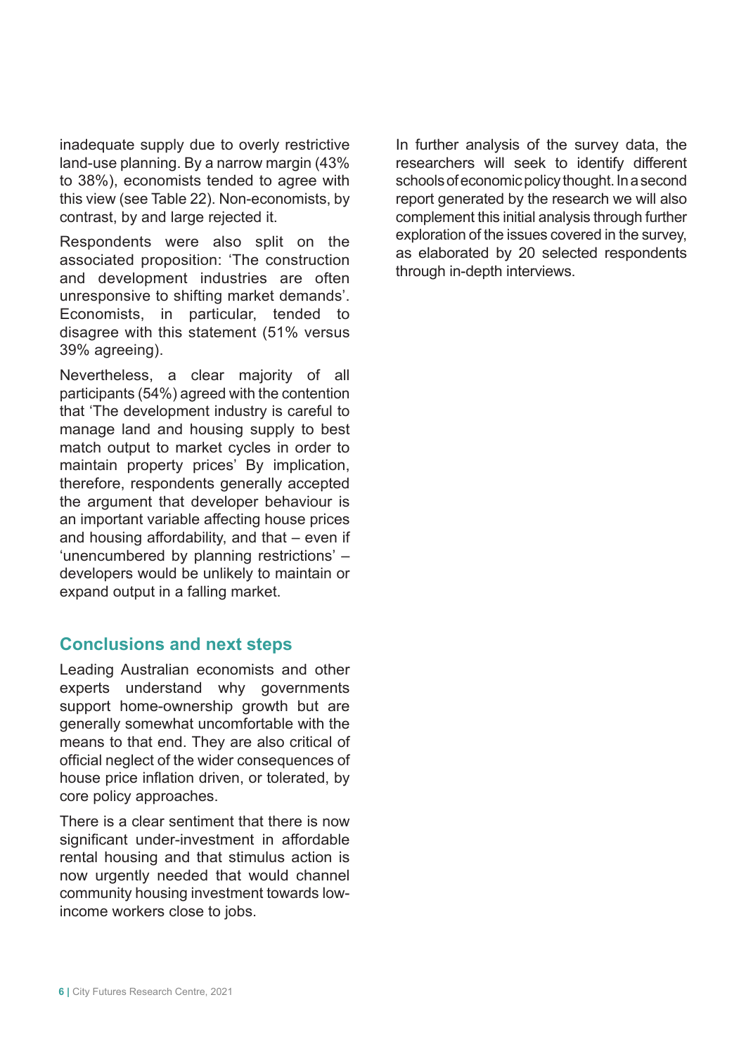inadequate supply due to overly restrictive land-use planning. By a narrow margin (43% to 38%), economists tended to agree with this view (see Table 22). Non-economists, by contrast, by and large rejected it.

Respondents were also split on the associated proposition: 'The construction and development industries are often unresponsive to shifting market demands'. Economists, in particular, tended to disagree with this statement (51% versus 39% agreeing).

Nevertheless, a clear majority of all participants (54%) agreed with the contention that 'The development industry is careful to manage land and housing supply to best match output to market cycles in order to maintain property prices' By implication, therefore, respondents generally accepted the argument that developer behaviour is an important variable affecting house prices and housing affordability, and that – even if 'unencumbered by planning restrictions' – developers would be unlikely to maintain or expand output in a falling market.

## Conclusions and next steps

Leading Australian economists and other experts understand why governments support home-ownership growth but are generally somewhat uncomfortable with the means to that end. They are also critical of official neglect of the wider consequences of house price inflation driven, or tolerated, by core policy approaches.

There is a clear sentiment that there is now significant under-investment in affordable rental housing and that stimulus action is now urgently needed that would channel community housing investment towards low-income workers close to jobs.

In further analysis of the survey data, the researchers will seek to identify different schools of economic policy thought. In a second report generated by the research we will also complement this initial analysis through further exploration of the issues covered in the survey, as elaborated by 20 selected respondents through in-depth interviews.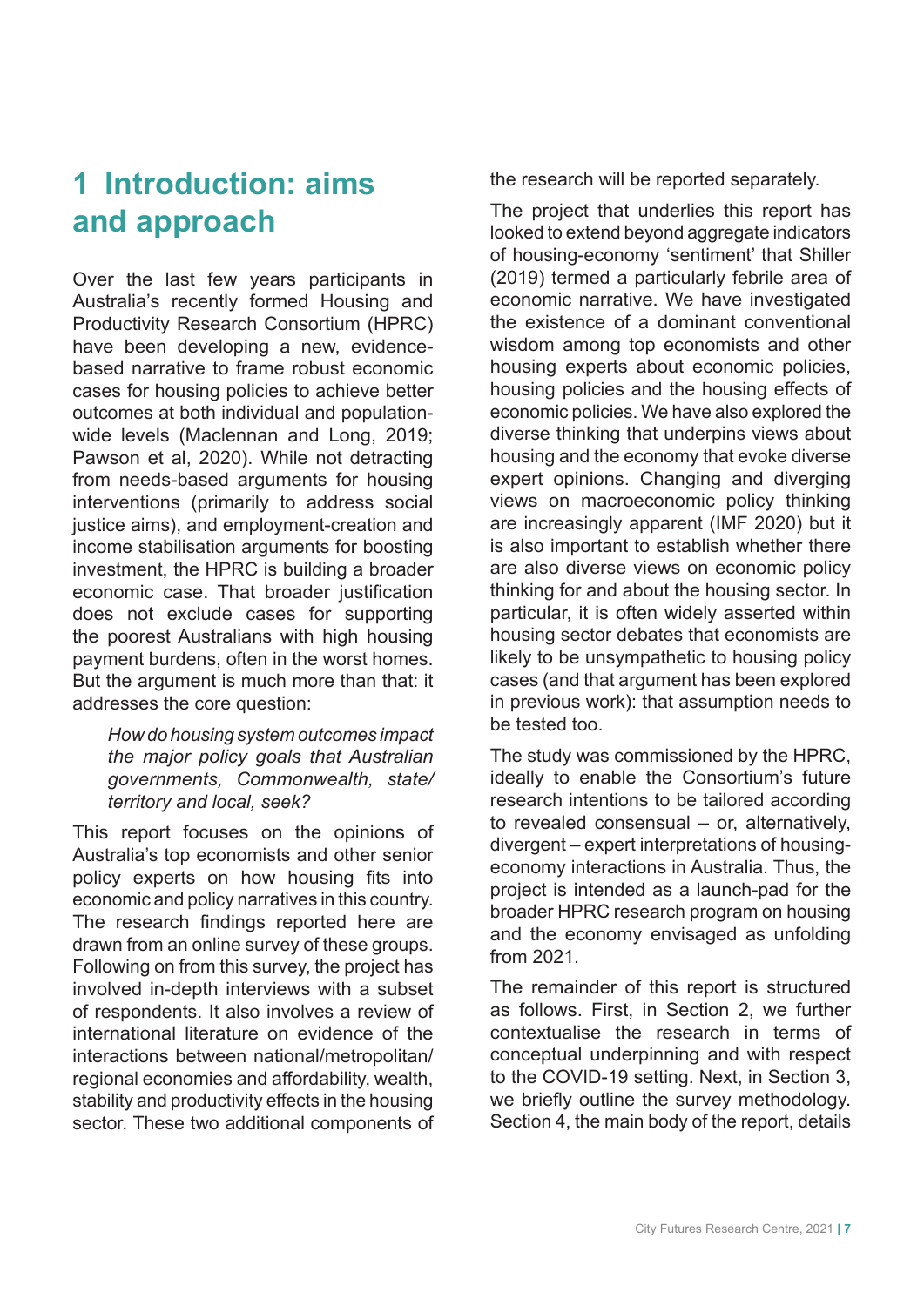# 1 Introduction: aims and approach

Over the last few years participants in Australia's recently formed Housing and Productivity Research Consortium (HPRC) have been developing a new, evidence-based narrative to frame robust economic cases for housing policies to achieve better outcomes at both individual and population-wide levels (Maclennan and Long, 2019; Pawson et al, 2020). While not detracting from needs-based arguments for housing interventions (primarily to address social justice aims), and employment-creation and income stabilisation arguments for boosting investment, the HPRC is building a broader economic case. That broader justification does not exclude cases for supporting the poorest Australians with high housing payment burdens, often in the worst homes. But the argument is much more than that: it addresses the core question:

> *How do housing system outcomes impact the major policy goals that Australian governments, Commonwealth, state/territory and local, seek?*

This report focuses on the opinions of Australia's top economists and other senior policy experts on how housing fits into economic and policy narratives in this country. The research findings reported here are drawn from an online survey of these groups. Following on from this survey, the project has involved in-depth interviews with a subset of respondents. It also involves a review of international literature on evidence of the interactions between national/metropolitan/regional economies and affordability, wealth, stability and productivity effects in the housing sector. These two additional components of the research will be reported separately.

The project that underlies this report has looked to extend beyond aggregate indicators of housing-economy 'sentiment' that Shiller (2019) termed a particularly febrile area of economic narrative. We have investigated the existence of a dominant conventional wisdom among top economists and other housing experts about economic policies, housing policies and the housing effects of economic policies. We have also explored the diverse thinking that underpins views about housing and the economy that evoke diverse expert opinions. Changing and diverging views on macroeconomic policy thinking are increasingly apparent (IMF 2020) but it is also important to establish whether there are also diverse views on economic policy thinking for and about the housing sector. In particular, it is often widely asserted within housing sector debates that economists are likely to be unsympathetic to housing policy cases (and that argument has been explored in previous work): that assumption needs to be tested too.

The study was commissioned by the HPRC, ideally to enable the Consortium's future research intentions to be tailored according to revealed consensual – or, alternatively, divergent – expert interpretations of housing-economy interactions in Australia. Thus, the project is intended as a launch-pad for the broader HPRC research program on housing and the economy envisaged as unfolding from 2021.

The remainder of this report is structured as follows. First, in Section 2, we further contextualise the research in terms of conceptual underpinning and with respect to the COVID-19 setting. Next, in Section 3, we briefly outline the survey methodology. Section 4, the main body of the report, details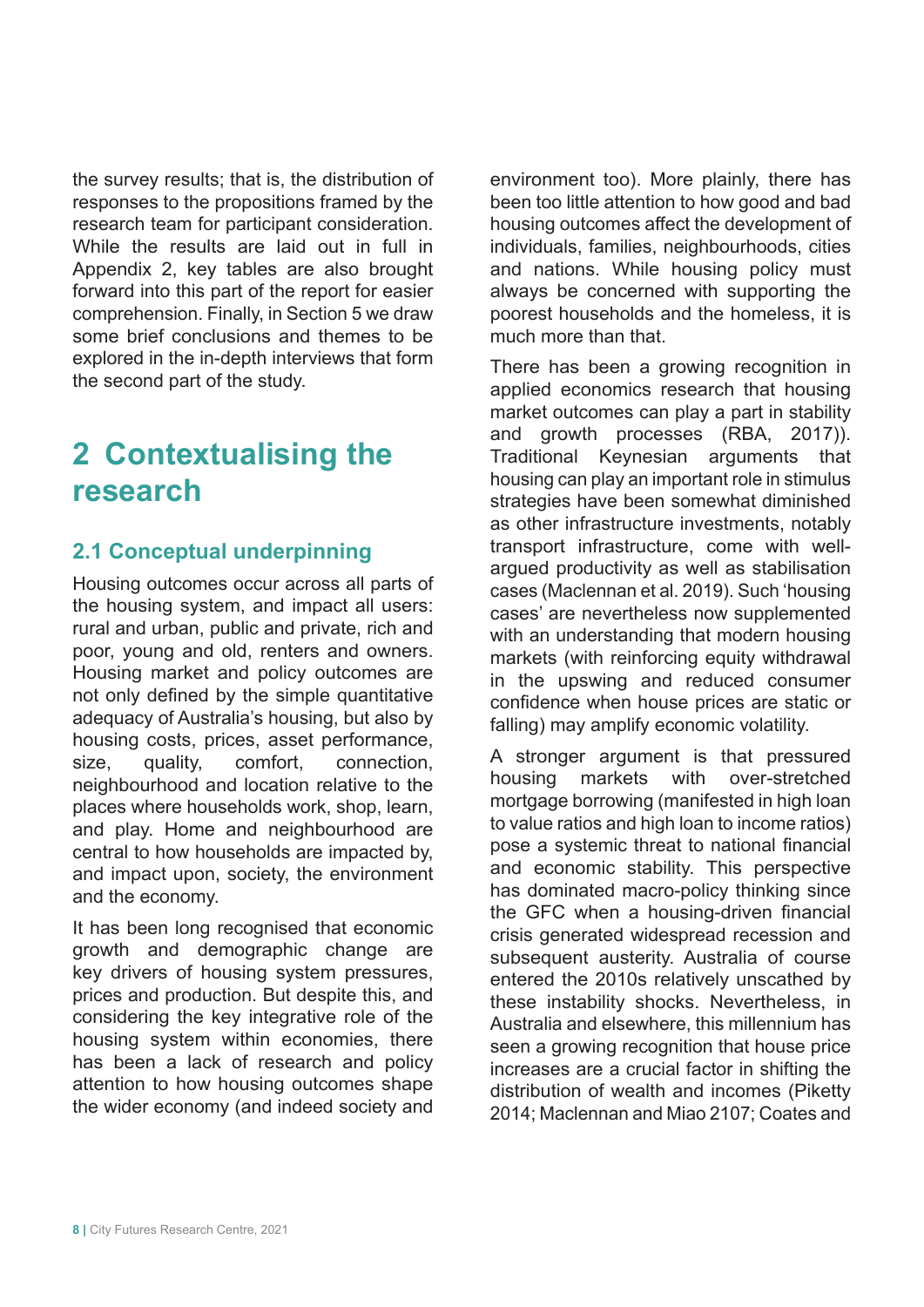the survey results; that is, the distribution of responses to the propositions framed by the research team for participant consideration. While the results are laid out in full in Appendix 2, key tables are also brought forward into this part of the report for easier comprehension. Finally, in Section 5 we draw some brief conclusions and themes to be explored in the in-depth interviews that form the second part of the study.

# 2 Contextualising the research

## 2.1 Conceptual underpinning

Housing outcomes occur across all parts of the housing system, and impact all users: rural and urban, public and private, rich and poor, young and old, renters and owners. Housing market and policy outcomes are not only defined by the simple quantitative adequacy of Australia's housing, but also by housing costs, prices, asset performance, size, quality, comfort, connection, neighbourhood and location relative to the places where households work, shop, learn, and play. Home and neighbourhood are central to how households are impacted by, and impact upon, society, the environment and the economy.

It has been long recognised that economic growth and demographic change are key drivers of housing system pressures, prices and production. But despite this, and considering the key integrative role of the housing system within economies, there has been a lack of research and policy attention to how housing outcomes shape the wider economy (and indeed society and environment too). More plainly, there has been too little attention to how good and bad housing outcomes affect the development of individuals, families, neighbourhoods, cities and nations. While housing policy must always be concerned with supporting the poorest households and the homeless, it is much more than that.

There has been a growing recognition in applied economics research that housing market outcomes can play a part in stability and growth processes (RBA, 2017)). Traditional Keynesian arguments that housing can play an important role in stimulus strategies have been somewhat diminished as other infrastructure investments, notably transport infrastructure, come with well-argued productivity as well as stabilisation cases (Maclennan et al. 2019). Such 'housing cases' are nevertheless now supplemented with an understanding that modern housing markets (with reinforcing equity withdrawal in the upswing and reduced consumer confidence when house prices are static or falling) may amplify economic volatility.

A stronger argument is that pressured housing markets with over-stretched mortgage borrowing (manifested in high loan to value ratios and high loan to income ratios) pose a systemic threat to national financial and economic stability. This perspective has dominated macro-policy thinking since the GFC when a housing-driven financial crisis generated widespread recession and subsequent austerity. Australia of course entered the 2010s relatively unscathed by these instability shocks. Nevertheless, in Australia and elsewhere, this millennium has seen a growing recognition that house price increases are a crucial factor in shifting the distribution of wealth and incomes (Piketty 2014; Maclennan and Miao 2107; Coates and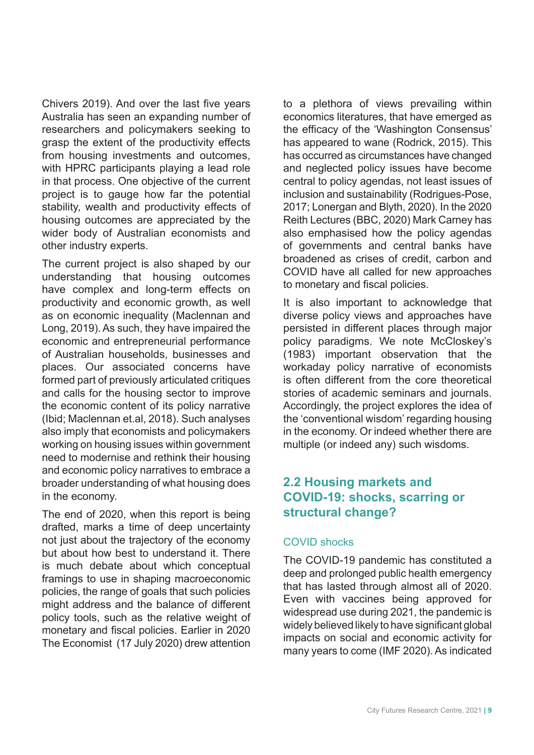Chivers 2019). And over the last five years Australia has seen an expanding number of researchers and policymakers seeking to grasp the extent of the productivity effects from housing investments and outcomes, with HPRC participants playing a lead role in that process. One objective of the current project is to gauge how far the potential stability, wealth and productivity effects of housing outcomes are appreciated by the wider body of Australian economists and other industry experts.

The current project is also shaped by our understanding that housing outcomes have complex and long-term effects on productivity and economic growth, as well as on economic inequality (Maclennan and Long, 2019). As such, they have impaired the economic and entrepreneurial performance of Australian households, businesses and places. Our associated concerns have formed part of previously articulated critiques and calls for the housing sector to improve the economic content of its policy narrative (Ibid; Maclennan et.al, 2018). Such analyses also imply that economists and policymakers working on housing issues within government need to modernise and rethink their housing and economic policy narratives to embrace a broader understanding of what housing does in the economy.

The end of 2020, when this report is being drafted, marks a time of deep uncertainty not just about the trajectory of the economy but about how best to understand it. There is much debate about which conceptual framings to use in shaping macroeconomic policies, the range of goals that such policies might address and the balance of different policy tools, such as the relative weight of monetary and fiscal policies. Earlier in 2020 The Economist (17 July 2020) drew attention to a plethora of views prevailing within economics literatures, that have emerged as the efficacy of the 'Washington Consensus' has appeared to wane (Rodrick, 2015). This has occurred as circumstances have changed and neglected policy issues have become central to policy agendas, not least issues of inclusion and sustainability (Rodrigues-Pose, 2017; Lonergan and Blyth, 2020). In the 2020 Reith Lectures (BBC, 2020) Mark Carney has also emphasised how the policy agendas of governments and central banks have broadened as crises of credit, carbon and COVID have all called for new approaches to monetary and fiscal policies.

It is also important to acknowledge that diverse policy views and approaches have persisted in different places through major policy paradigms. We note McCloskey's (1983) important observation that the workaday policy narrative of economists is often different from the core theoretical stories of academic seminars and journals. Accordingly, the project explores the idea of the 'conventional wisdom' regarding housing in the economy. Or indeed whether there are multiple (or indeed any) such wisdoms.

## 2.2 Housing markets and COVID-19: shocks, scarring or structural change?

### COVID shocks

The COVID-19 pandemic has constituted a deep and prolonged public health emergency that has lasted through almost all of 2020. Even with vaccines being approved for widespread use during 2021, the pandemic is widely believed likely to have significant global impacts on social and economic activity for many years to come (IMF 2020). As indicated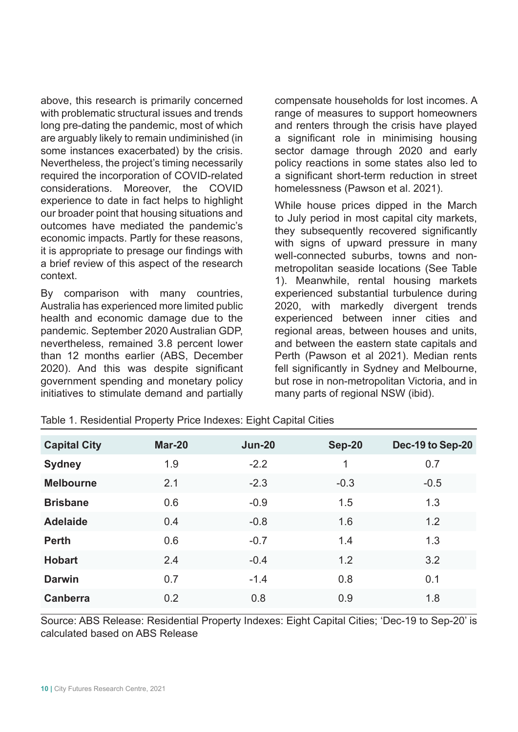above, this research is primarily concerned with problematic structural issues and trends long pre-dating the pandemic, most of which are arguably likely to remain undiminished (in some instances exacerbated) by the crisis. Nevertheless, the project's timing necessarily required the incorporation of COVID-related considerations. Moreover, the COVID experience to date in fact helps to highlight our broader point that housing situations and outcomes have mediated the pandemic's economic impacts. Partly for these reasons, it is appropriate to presage our findings with a brief review of this aspect of the research context.

By comparison with many countries, Australia has experienced more limited public health and economic damage due to the pandemic. September 2020 Australian GDP, nevertheless, remained 3.8 percent lower than 12 months earlier (ABS, December 2020). And this was despite significant government spending and monetary policy initiatives to stimulate demand and partially compensate households for lost incomes. A range of measures to support homeowners and renters through the crisis have played a significant role in minimising housing sector damage through 2020 and early policy reactions in some states also led to a significant short-term reduction in street homelessness (Pawson et al. 2021).

While house prices dipped in the March to July period in most capital city markets, they subsequently recovered significantly with signs of upward pressure in many well-connected suburbs, towns and non-metropolitan seaside locations (See Table 1). Meanwhile, rental housing markets experienced substantial turbulence during 2020, with markedly divergent trends experienced between inner cities and regional areas, between houses and units, and between the eastern state capitals and Perth (Pawson et al 2021). Median rents fell significantly in Sydney and Melbourne, but rose in non-metropolitan Victoria, and in many parts of regional NSW (ibid).

Table 1. Residential Property Price Indexes: Eight Capital Cities

| Capital City | Mar-20 | Jun-20 | Sep-20 | Dec-19 to Sep-20 |
|---|---|---|---|---|
| **Sydney** | 1.9 | -2.2 | 1 | 0.7 |
| **Melbourne** | 2.1 | -2.3 | -0.3 | -0.5 |
| **Brisbane** | 0.6 | -0.9 | 1.5 | 1.3 |
| **Adelaide** | 0.4 | -0.8 | 1.6 | 1.2 |
| **Perth** | 0.6 | -0.7 | 1.4 | 1.3 |
| **Hobart** | 2.4 | -0.4 | 1.2 | 3.2 |
| **Darwin** | 0.7 | -1.4 | 0.8 | 0.1 |
| **Canberra** | 0.2 | 0.8 | 0.9 | 1.8 |

Source: ABS Release: Residential Property Indexes: Eight Capital Cities; 'Dec-19 to Sep-20' is calculated based on ABS Release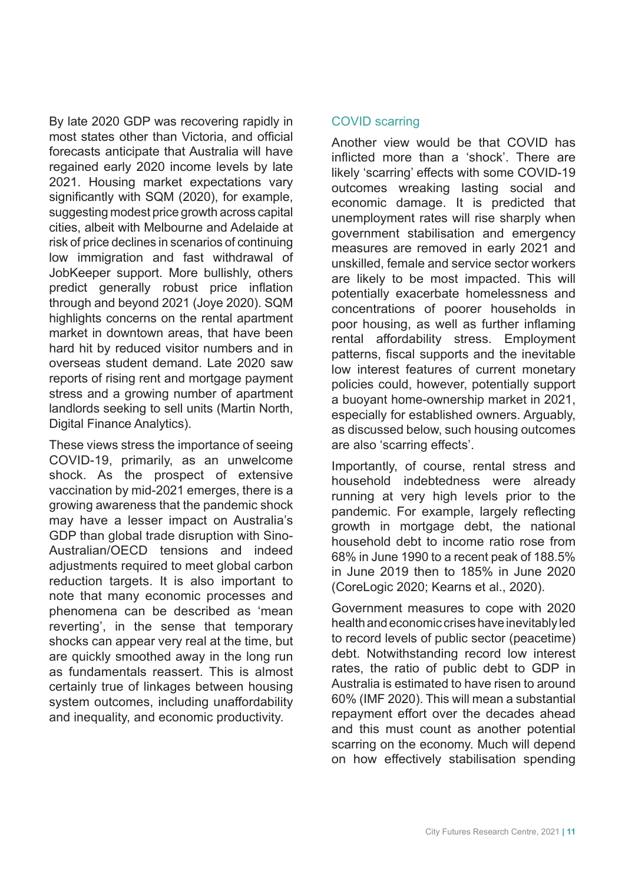By late 2020 GDP was recovering rapidly in most states other than Victoria, and official forecasts anticipate that Australia will have regained early 2020 income levels by late 2021. Housing market expectations vary significantly with SQM (2020), for example, suggesting modest price growth across capital cities, albeit with Melbourne and Adelaide at risk of price declines in scenarios of continuing low immigration and fast withdrawal of JobKeeper support. More bullishly, others predict generally robust price inflation through and beyond 2021 (Joye 2020). SQM highlights concerns on the rental apartment market in downtown areas, that have been hard hit by reduced visitor numbers and in overseas student demand. Late 2020 saw reports of rising rent and mortgage payment stress and a growing number of apartment landlords seeking to sell units (Martin North, Digital Finance Analytics).

These views stress the importance of seeing COVID-19, primarily, as an unwelcome shock. As the prospect of extensive vaccination by mid-2021 emerges, there is a growing awareness that the pandemic shock may have a lesser impact on Australia's GDP than global trade disruption with Sino-Australian/OECD tensions and indeed adjustments required to meet global carbon reduction targets. It is also important to note that many economic processes and phenomena can be described as 'mean reverting', in the sense that temporary shocks can appear very real at the time, but are quickly smoothed away in the long run as fundamentals reassert. This is almost certainly true of linkages between housing system outcomes, including unaffordability and inequality, and economic productivity.

## COVID scarring

Another view would be that COVID has inflicted more than a 'shock'. There are likely 'scarring' effects with some COVID-19 outcomes wreaking lasting social and economic damage. It is predicted that unemployment rates will rise sharply when government stabilisation and emergency measures are removed in early 2021 and unskilled, female and service sector workers are likely to be most impacted. This will potentially exacerbate homelessness and concentrations of poorer households in poor housing, as well as further inflaming rental affordability stress. Employment patterns, fiscal supports and the inevitable low interest features of current monetary policies could, however, potentially support a buoyant home-ownership market in 2021, especially for established owners. Arguably, as discussed below, such housing outcomes are also 'scarring effects'.

Importantly, of course, rental stress and household indebtedness were already running at very high levels prior to the pandemic. For example, largely reflecting growth in mortgage debt, the national household debt to income ratio rose from 68% in June 1990 to a recent peak of 188.5% in June 2019 then to 185% in June 2020 (CoreLogic 2020; Kearns et al., 2020).

Government measures to cope with 2020 health and economic crises have inevitably led to record levels of public sector (peacetime) debt. Notwithstanding record low interest rates, the ratio of public debt to GDP in Australia is estimated to have risen to around 60% (IMF 2020). This will mean a substantial repayment effort over the decades ahead and this must count as another potential scarring on the economy. Much will depend on how effectively stabilisation spending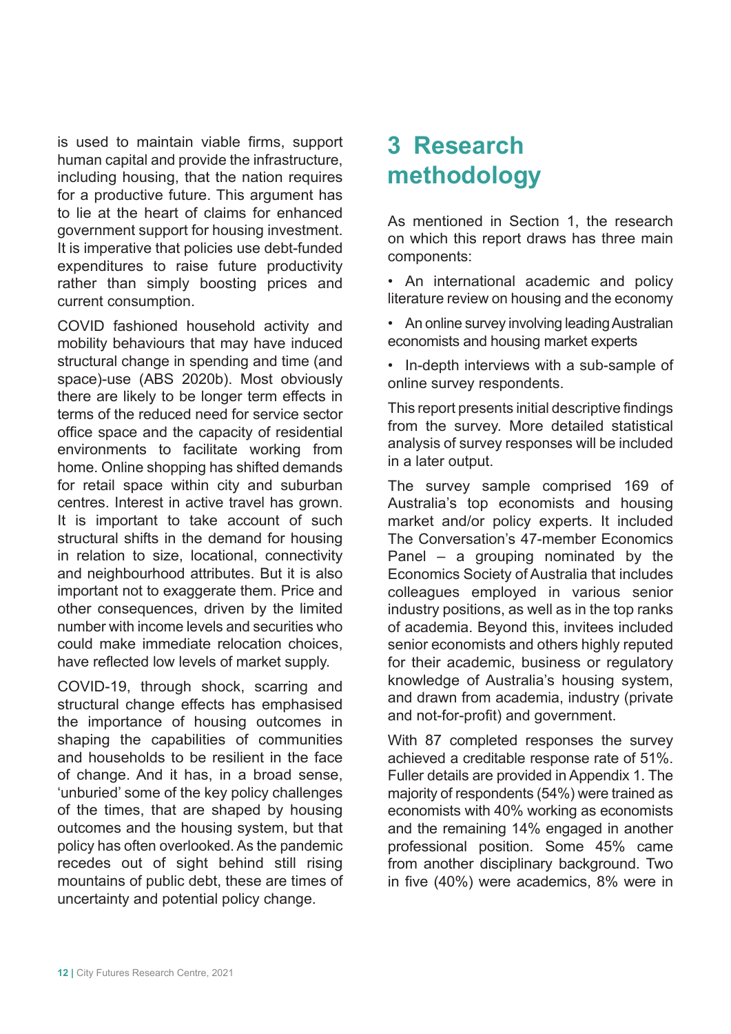is used to maintain viable firms, support human capital and provide the infrastructure, including housing, that the nation requires for a productive future. This argument has to lie at the heart of claims for enhanced government support for housing investment. It is imperative that policies use debt-funded expenditures to raise future productivity rather than simply boosting prices and current consumption.

COVID fashioned household activity and mobility behaviours that may have induced structural change in spending and time (and space)-use (ABS 2020b). Most obviously there are likely to be longer term effects in terms of the reduced need for service sector office space and the capacity of residential environments to facilitate working from home. Online shopping has shifted demands for retail space within city and suburban centres. Interest in active travel has grown. It is important to take account of such structural shifts in the demand for housing in relation to size, locational, connectivity and neighbourhood attributes. But it is also important not to exaggerate them. Price and other consequences, driven by the limited number with income levels and securities who could make immediate relocation choices, have reflected low levels of market supply.

COVID-19, through shock, scarring and structural change effects has emphasised the importance of housing outcomes in shaping the capabilities of communities and households to be resilient in the face of change. And it has, in a broad sense, 'unburied' some of the key policy challenges of the times, that are shaped by housing outcomes and the housing system, but that policy has often overlooked. As the pandemic recedes out of sight behind still rising mountains of public debt, these are times of uncertainty and potential policy change.

# 3 Research methodology

As mentioned in Section 1, the research on which this report draws has three main components:

- An international academic and policy literature review on housing and the economy
- An online survey involving leading Australian economists and housing market experts
- In-depth interviews with a sub-sample of online survey respondents.

This report presents initial descriptive findings from the survey. More detailed statistical analysis of survey responses will be included in a later output.

The survey sample comprised 169 of Australia's top economists and housing market and/or policy experts. It included The Conversation's 47-member Economics Panel – a grouping nominated by the Economics Society of Australia that includes colleagues employed in various senior industry positions, as well as in the top ranks of academia. Beyond this, invitees included senior economists and others highly reputed for their academic, business or regulatory knowledge of Australia's housing system, and drawn from academia, industry (private and not-for-profit) and government.

With 87 completed responses the survey achieved a creditable response rate of 51%. Fuller details are provided in Appendix 1. The majority of respondents (54%) were trained as economists with 40% working as economists and the remaining 14% engaged in another professional position. Some 45% came from another disciplinary background. Two in five (40%) were academics, 8% were in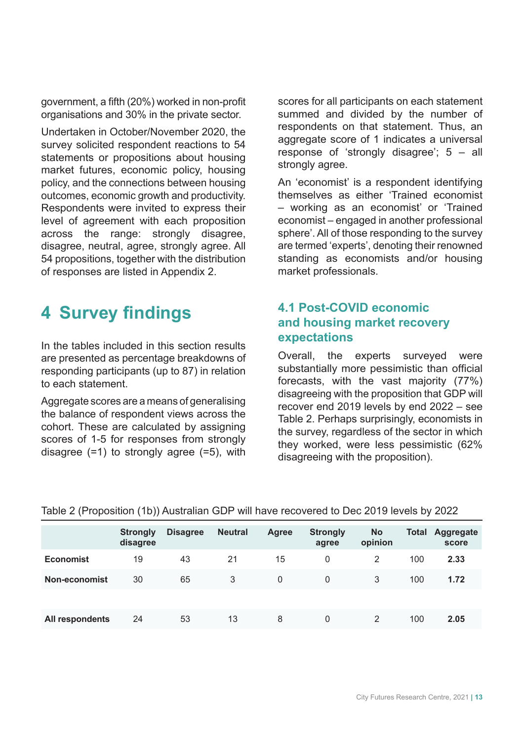government, a fifth (20%) worked in non-profit organisations and 30% in the private sector.

Undertaken in October/November 2020, the survey solicited respondent reactions to 54 statements or propositions about housing market futures, economic policy, housing policy, and the connections between housing outcomes, economic growth and productivity. Respondents were invited to express their level of agreement with each proposition across the range: strongly disagree, disagree, neutral, agree, strongly agree. All 54 propositions, together with the distribution of responses are listed in Appendix 2.

# 4 Survey findings

In the tables included in this section results are presented as percentage breakdowns of responding participants (up to 87) in relation to each statement.

Aggregate scores are a means of generalising the balance of respondent views across the cohort. These are calculated by assigning scores of 1-5 for responses from strongly disagree (=1) to strongly agree (=5), with scores for all participants on each statement summed and divided by the number of respondents on that statement. Thus, an aggregate score of 1 indicates a universal response of 'strongly disagree'; 5 – all strongly agree.

An 'economist' is a respondent identifying themselves as either 'Trained economist – working as an economist' or 'Trained economist – engaged in another professional sphere'. All of those responding to the survey are termed 'experts', denoting their renowned standing as economists and/or housing market professionals.

## 4.1 Post-COVID economic and housing market recovery expectations

Overall, the experts surveyed were substantially more pessimistic than official forecasts, with the vast majority (77%) disagreeing with the proposition that GDP will recover end 2019 levels by end 2022 – see Table 2. Perhaps surprisingly, economists in the survey, regardless of the sector in which they worked, were less pessimistic (62% disagreeing with the proposition).

Table 2 (Proposition (1b)) Australian GDP will have recovered to Dec 2019 levels by 2022

| | Strongly disagree | Disagree | Neutral | Agree | Strongly agree | No opinion | Total | Aggregate score |
|---|---|---|---|---|---|---|---|---|
| **Economist** | 19 | 43 | 21 | 15 | 0 | 2 | 100 | **2.33** |
| **Non-economist** | 30 | 65 | 3 | 0 | 0 | 3 | 100 | **1.72** |
| **All respondents** | 24 | 53 | 13 | 8 | 0 | 2 | 100 | **2.05** |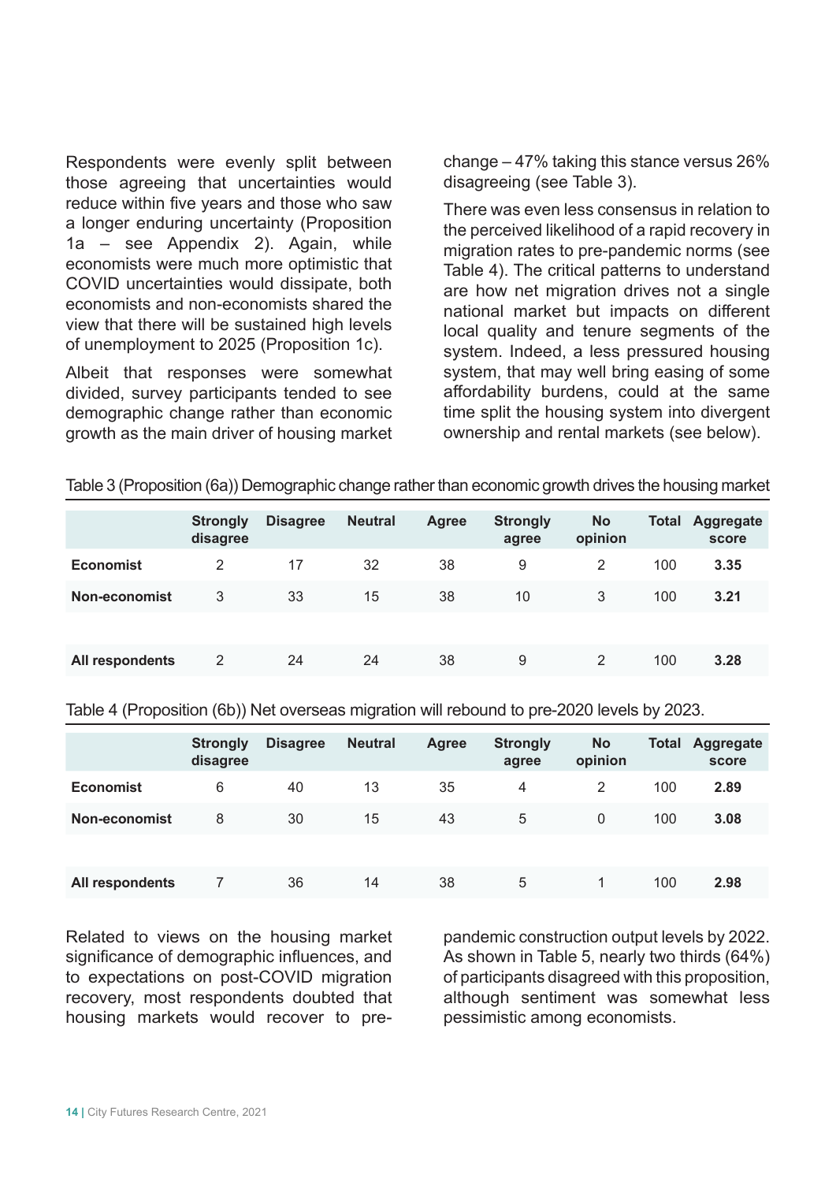Respondents were evenly split between those agreeing that uncertainties would reduce within five years and those who saw a longer enduring uncertainty (Proposition 1a – see Appendix 2). Again, while economists were much more optimistic that COVID uncertainties would dissipate, both economists and non-economists shared the view that there will be sustained high levels of unemployment to 2025 (Proposition 1c).

Albeit that responses were somewhat divided, survey participants tended to see demographic change rather than economic growth as the main driver of housing market change – 47% taking this stance versus 26% disagreeing (see Table 3).

There was even less consensus in relation to the perceived likelihood of a rapid recovery in migration rates to pre-pandemic norms (see Table 4). The critical patterns to understand are how net migration drives not a single national market but impacts on different local quality and tenure segments of the system. Indeed, a less pressured housing system, that may well bring easing of some affordability burdens, could at the same time split the housing system into divergent ownership and rental markets (see below).

Table 3 (Proposition (6a)) Demographic change rather than economic growth drives the housing market

| | Strongly disagree | Disagree | Neutral | Agree | Strongly agree | No opinion | Total | Aggregate score |
|---|---|---|---|---|---|---|---|---|
| **Economist** | 2 | 17 | 32 | 38 | 9 | 2 | 100 | **3.35** |
| **Non-economist** | 3 | 33 | 15 | 38 | 10 | 3 | 100 | **3.21** |
| | | | | | | | | |
| **All respondents** | 2 | 24 | 24 | 38 | 9 | 2 | 100 | **3.28** |

Table 4 (Proposition (6b)) Net overseas migration will rebound to pre-2020 levels by 2023.

| | Strongly disagree | Disagree | Neutral | Agree | Strongly agree | No opinion | Total | Aggregate score |
|---|---|---|---|---|---|---|---|---|
| **Economist** | 6 | 40 | 13 | 35 | 4 | 2 | 100 | **2.89** |
| **Non-economist** | 8 | 30 | 15 | 43 | 5 | 0 | 100 | **3.08** |
| | | | | | | | | |
| **All respondents** | 7 | 36 | 14 | 38 | 5 | 1 | 100 | **2.98** |

Related to views on the housing market significance of demographic influences, and to expectations on post-COVID migration recovery, most respondents doubted that housing markets would recover to pre-pandemic construction output levels by 2022. As shown in Table 5, nearly two thirds (64%) of participants disagreed with this proposition, although sentiment was somewhat less pessimistic among economists.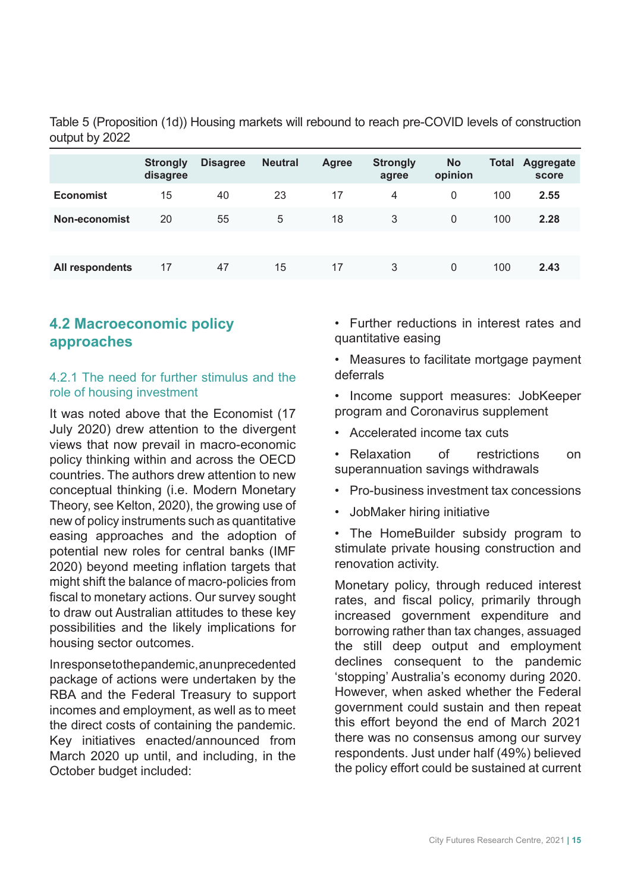Table 5 (Proposition (1d)) Housing markets will rebound to reach pre-COVID levels of construction output by 2022

| | Strongly disagree | Disagree | Neutral | Agree | Strongly agree | No opinion | Total | Aggregate score |
|---|---|---|---|---|---|---|---|---|
| **Economist** | 15 | 40 | 23 | 17 | 4 | 0 | 100 | **2.55** |
| **Non-economist** | 20 | 55 | 5 | 18 | 3 | 0 | 100 | **2.28** |
| | | | | | | | | |
| **All respondents** | 17 | 47 | 15 | 17 | 3 | 0 | 100 | **2.43** |

## 4.2 Macroeconomic policy approaches

### 4.2.1 The need for further stimulus and the role of housing investment

It was noted above that the Economist (17 July 2020) drew attention to the divergent views that now prevail in macro-economic policy thinking within and across the OECD countries. The authors drew attention to new conceptual thinking (i.e. Modern Monetary Theory, see Kelton, 2020), the growing use of new of policy instruments such as quantitative easing approaches and the adoption of potential new roles for central banks (IMF 2020) beyond meeting inflation targets that might shift the balance of macro-policies from fiscal to monetary actions. Our survey sought to draw out Australian attitudes to these key possibilities and the likely implications for housing sector outcomes.

In response to the pandemic, an unprecedented package of actions were undertaken by the RBA and the Federal Treasury to support incomes and employment, as well as to meet the direct costs of containing the pandemic. Key initiatives enacted/announced from March 2020 up until, and including, in the October budget included:

- Further reductions in interest rates and quantitative easing
- Measures to facilitate mortgage payment deferrals
- Income support measures: JobKeeper program and Coronavirus supplement
- Accelerated income tax cuts
- Relaxation of restrictions on superannuation savings withdrawals
- Pro-business investment tax concessions
- JobMaker hiring initiative
- The HomeBuilder subsidy program to stimulate private housing construction and renovation activity.

Monetary policy, through reduced interest rates, and fiscal policy, primarily through increased government expenditure and borrowing rather than tax changes, assuaged the still deep output and employment declines consequent to the pandemic 'stopping' Australia's economy during 2020. However, when asked whether the Federal government could sustain and then repeat this effort beyond the end of March 2021 there was no consensus among our survey respondents. Just under half (49%) believed the policy effort could be sustained at current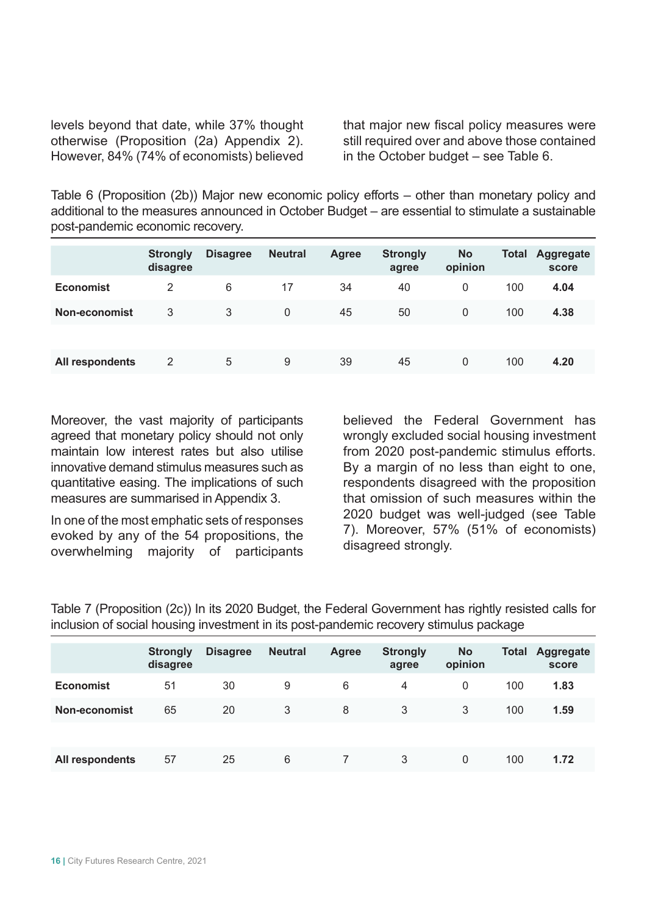levels beyond that date, while 37% thought otherwise (Proposition (2a) Appendix 2). However, 84% (74% of economists) believed that major new fiscal policy measures were still required over and above those contained in the October budget – see Table 6.

Table 6 (Proposition (2b)) Major new economic policy efforts – other than monetary policy and additional to the measures announced in October Budget – are essential to stimulate a sustainable post-pandemic economic recovery.

| | Strongly disagree | Disagree | Neutral | Agree | Strongly agree | No opinion | Total | Aggregate score |
|---|---|---|---|---|---|---|---|---|
| **Economist** | 2 | 6 | 17 | 34 | 40 | 0 | 100 | **4.04** |
| **Non-economist** | 3 | 3 | 0 | 45 | 50 | 0 | 100 | **4.38** |
| | | | | | | | | |
| **All respondents** | 2 | 5 | 9 | 39 | 45 | 0 | 100 | **4.20** |

Moreover, the vast majority of participants agreed that monetary policy should not only maintain low interest rates but also utilise innovative demand stimulus measures such as quantitative easing. The implications of such measures are summarised in Appendix 3.

In one of the most emphatic sets of responses evoked by any of the 54 propositions, the overwhelming majority of participants believed the Federal Government has wrongly excluded social housing investment from 2020 post-pandemic stimulus efforts. By a margin of no less than eight to one, respondents disagreed with the proposition that omission of such measures within the 2020 budget was well-judged (see Table 7). Moreover, 57% (51% of economists) disagreed strongly.

Table 7 (Proposition (2c)) In its 2020 Budget, the Federal Government has rightly resisted calls for inclusion of social housing investment in its post-pandemic recovery stimulus package

| | Strongly disagree | Disagree | Neutral | Agree | Strongly agree | No opinion | Total | Aggregate score |
|---|---|---|---|---|---|---|---|---|
| **Economist** | 51 | 30 | 9 | 6 | 4 | 0 | 100 | **1.83** |
| **Non-economist** | 65 | 20 | 3 | 8 | 3 | 3 | 100 | **1.59** |
| | | | | | | | | |
| **All respondents** | 57 | 25 | 6 | 7 | 3 | 0 | 100 | **1.72** |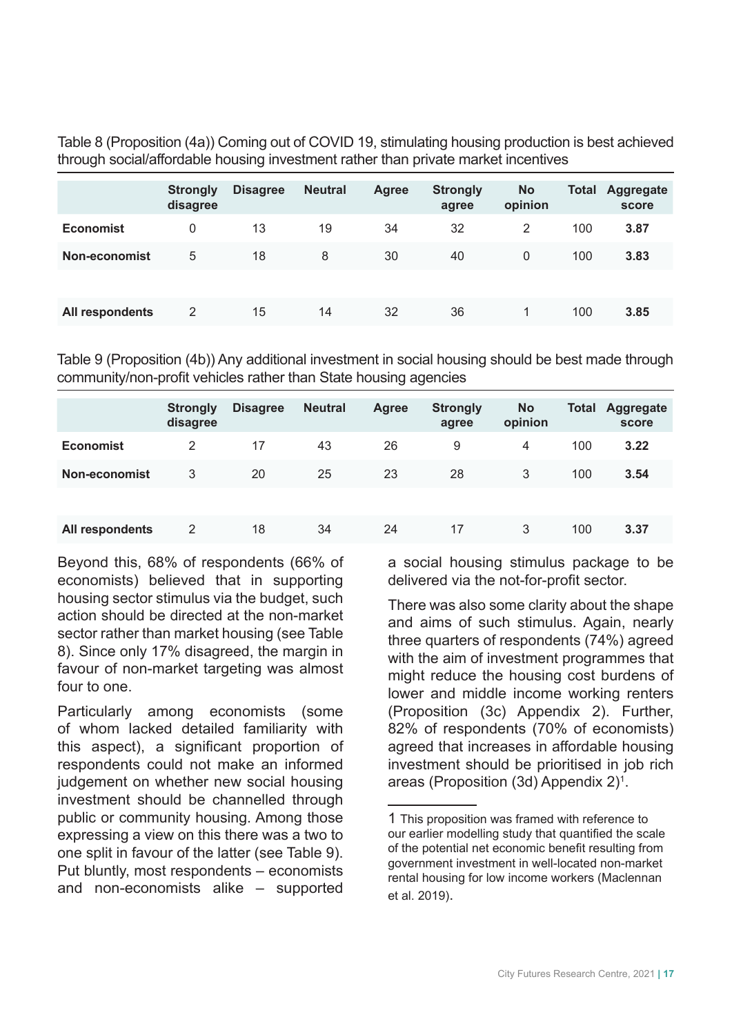Table 8 (Proposition (4a)) Coming out of COVID 19, stimulating housing production is best achieved through social/affordable housing investment rather than private market incentives

| | Strongly disagree | Disagree | Neutral | Agree | Strongly agree | No opinion | Total | Aggregate score |
|---|---|---|---|---|---|---|---|---|
| **Economist** | 0 | 13 | 19 | 34 | 32 | 2 | 100 | **3.87** |
| **Non-economist** | 5 | 18 | 8 | 30 | 40 | 0 | 100 | **3.83** |
| | | | | | | | | |
| **All respondents** | 2 | 15 | 14 | 32 | 36 | 1 | 100 | **3.85** |

Table 9 (Proposition (4b)) Any additional investment in social housing should be best made through community/non-profit vehicles rather than State housing agencies

| | Strongly disagree | Disagree | Neutral | Agree | Strongly agree | No opinion | Total | Aggregate score |
|---|---|---|---|---|---|---|---|---|
| **Economist** | 2 | 17 | 43 | 26 | 9 | 4 | 100 | **3.22** |
| **Non-economist** | 3 | 20 | 25 | 23 | 28 | 3 | 100 | **3.54** |
| | | | | | | | | |
| **All respondents** | 2 | 18 | 34 | 24 | 17 | 3 | 100 | **3.37** |

Beyond this, 68% of respondents (66% of economists) believed that in supporting housing sector stimulus via the budget, such action should be directed at the non-market sector rather than market housing (see Table 8). Since only 17% disagreed, the margin in favour of non-market targeting was almost four to one.

Particularly among economists (some of whom lacked detailed familiarity with this aspect), a significant proportion of respondents could not make an informed judgement on whether new social housing investment should be channelled through public or community housing. Among those expressing a view on this there was a two to one split in favour of the latter (see Table 9). Put bluntly, most respondents – economists and non-economists alike – supported a social housing stimulus package to be delivered via the not-for-profit sector.

There was also some clarity about the shape and aims of such stimulus. Again, nearly three quarters of respondents (74%) agreed with the aim of investment programmes that might reduce the housing cost burdens of lower and middle income working renters (Proposition (3c) Appendix 2). Further, 82% of respondents (70% of economists) agreed that increases in affordable housing investment should be prioritised in job rich areas (Proposition (3d) Appendix 2)[1].

---

1 This proposition was framed with reference to our earlier modelling study that quantified the scale of the potential net economic benefit resulting from government investment in well-located non-market rental housing for low income workers (Maclennan et al. 2019).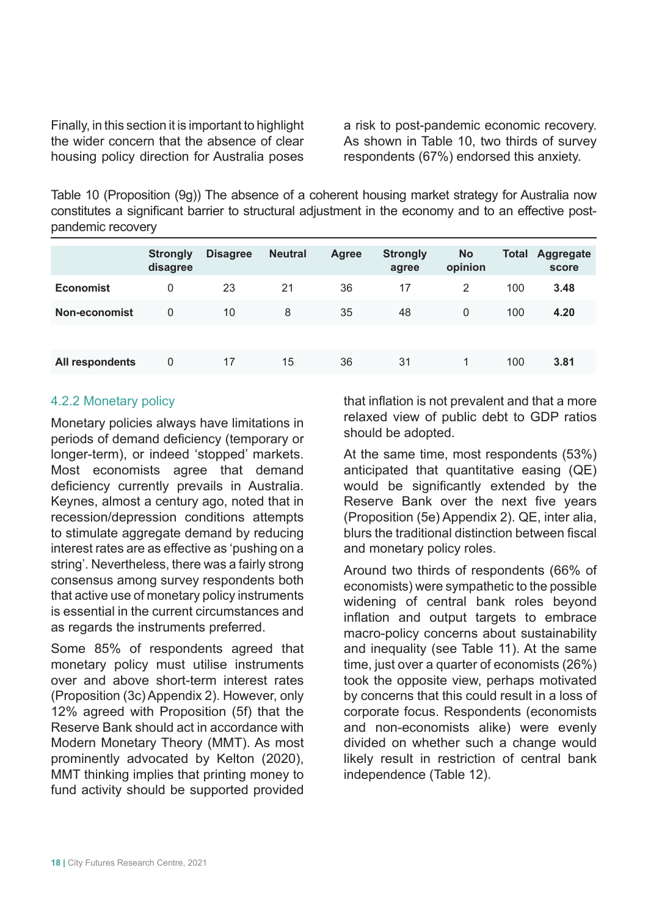Finally, in this section it is important to highlight the wider concern that the absence of clear housing policy direction for Australia poses a risk to post-pandemic economic recovery. As shown in Table 10, two thirds of survey respondents (67%) endorsed this anxiety.

Table 10 (Proposition (9g)) The absence of a coherent housing market strategy for Australia now constitutes a significant barrier to structural adjustment in the economy and to an effective post-pandemic recovery

| | Strongly disagree | Disagree | Neutral | Agree | Strongly agree | No opinion | Total | Aggregate score |
|---|---|---|---|---|---|---|---|---|
| **Economist** | 0 | 23 | 21 | 36 | 17 | 2 | 100 | **3.48** |
| **Non-economist** | 0 | 10 | 8 | 35 | 48 | 0 | 100 | **4.20** |
| **All respondents** | 0 | 17 | 15 | 36 | 31 | 1 | 100 | **3.81** |

### 4.2.2 Monetary policy

Monetary policies always have limitations in periods of demand deficiency (temporary or longer-term), or indeed 'stopped' markets. Most economists agree that demand deficiency currently prevails in Australia. Keynes, almost a century ago, noted that in recession/depression conditions attempts to stimulate aggregate demand by reducing interest rates are as effective as 'pushing on a string'. Nevertheless, there was a fairly strong consensus among survey respondents both that active use of monetary policy instruments is essential in the current circumstances and as regards the instruments preferred.

Some 85% of respondents agreed that monetary policy must utilise instruments over and above short-term interest rates (Proposition (3c) Appendix 2). However, only 12% agreed with Proposition (5f) that the Reserve Bank should act in accordance with Modern Monetary Theory (MMT). As most prominently advocated by Kelton (2020), MMT thinking implies that printing money to fund activity should be supported provided that inflation is not prevalent and that a more relaxed view of public debt to GDP ratios should be adopted.

At the same time, most respondents (53%) anticipated that quantitative easing (QE) would be significantly extended by the Reserve Bank over the next five years (Proposition (5e) Appendix 2). QE, inter alia, blurs the traditional distinction between fiscal and monetary policy roles.

Around two thirds of respondents (66% of economists) were sympathetic to the possible widening of central bank roles beyond inflation and output targets to embrace macro-policy concerns about sustainability and inequality (see Table 11). At the same time, just over a quarter of economists (26%) took the opposite view, perhaps motivated by concerns that this could result in a loss of corporate focus. Respondents (economists and non-economists alike) were evenly divided on whether such a change would likely result in restriction of central bank independence (Table 12).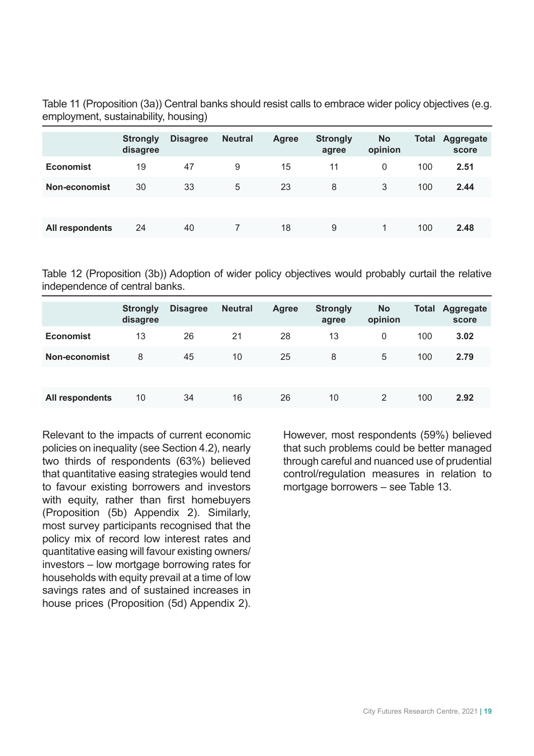Table 11 (Proposition (3a)) Central banks should resist calls to embrace wider policy objectives (e.g. employment, sustainability, housing)

| | Strongly disagree | Disagree | Neutral | Agree | Strongly agree | No opinion | Total | Aggregate score |
|---|---|---|---|---|---|---|---|---|
| **Economist** | 19 | 47 | 9 | 15 | 11 | 0 | 100 | **2.51** |
| **Non-economist** | 30 | 33 | 5 | 23 | 8 | 3 | 100 | **2.44** |
| | | | | | | | | |
| **All respondents** | 24 | 40 | 7 | 18 | 9 | 1 | 100 | **2.48** |

Table 12 (Proposition (3b)) Adoption of wider policy objectives would probably curtail the relative independence of central banks.

| | Strongly disagree | Disagree | Neutral | Agree | Strongly agree | No opinion | Total | Aggregate score |
|---|---|---|---|---|---|---|---|---|
| **Economist** | 13 | 26 | 21 | 28 | 13 | 0 | 100 | **3.02** |
| **Non-economist** | 8 | 45 | 10 | 25 | 8 | 5 | 100 | **2.79** |
| | | | | | | | | |
| **All respondents** | 10 | 34 | 16 | 26 | 10 | 2 | 100 | **2.92** |

Relevant to the impacts of current economic policies on inequality (see Section 4.2), nearly two thirds of respondents (63%) believed that quantitative easing strategies would tend to favour existing borrowers and investors with equity, rather than first homebuyers (Proposition (5b) Appendix 2). Similarly, most survey participants recognised that the policy mix of record low interest rates and quantitative easing will favour existing owners/ investors – low mortgage borrowing rates for households with equity prevail at a time of low savings rates and of sustained increases in house prices (Proposition (5d) Appendix 2).

However, most respondents (59%) believed that such problems could be better managed through careful and nuanced use of prudential control/regulation measures in relation to mortgage borrowers – see Table 13.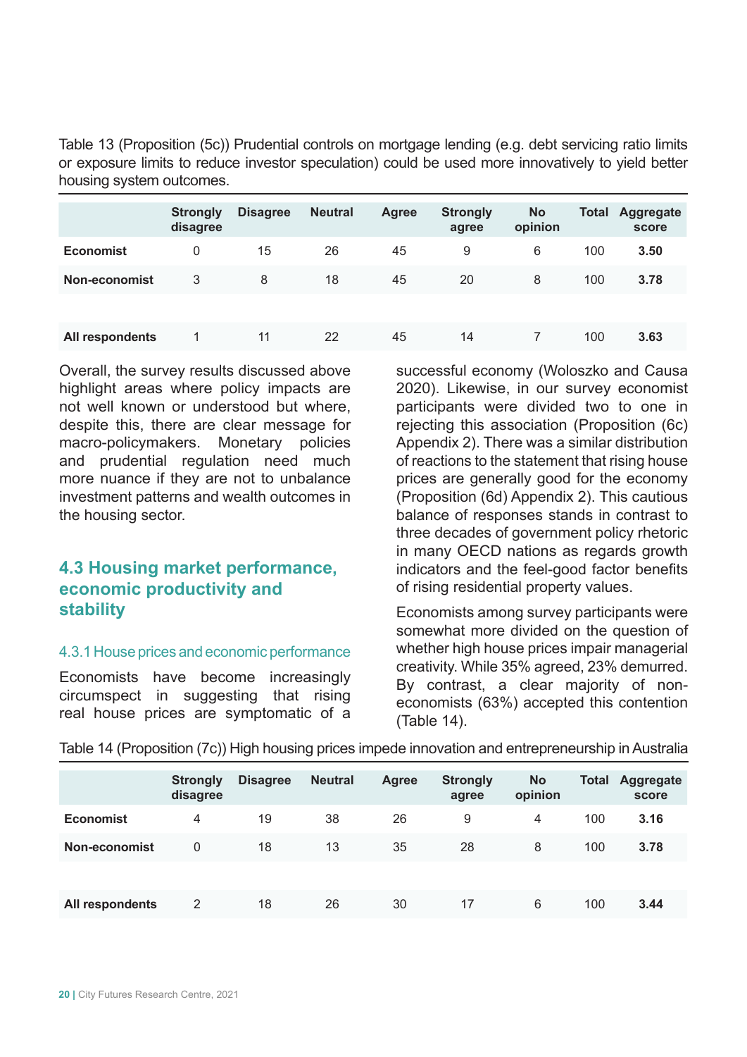Table 13 (Proposition (5c)) Prudential controls on mortgage lending (e.g. debt servicing ratio limits or exposure limits to reduce investor speculation) could be used more innovatively to yield better housing system outcomes.

| | Strongly disagree | Disagree | Neutral | Agree | Strongly agree | No opinion | Total | Aggregate score |
|---|---|---|---|---|---|---|---|---|
| **Economist** | 0 | 15 | 26 | 45 | 9 | 6 | 100 | **3.50** |
| **Non-economist** | 3 | 8 | 18 | 45 | 20 | 8 | 100 | **3.78** |
| | | | | | | | | |
| **All respondents** | 1 | 11 | 22 | 45 | 14 | 7 | 100 | **3.63** |

Overall, the survey results discussed above highlight areas where policy impacts are not well known or understood but where, despite this, there are clear message for macro-policymakers. Monetary policies and prudential regulation need much more nuance if they are not to unbalance investment patterns and wealth outcomes in the housing sector.

## 4.3 Housing market performance, economic productivity and stability

### 4.3.1 House prices and economic performance

Economists have become increasingly circumspect in suggesting that rising real house prices are symptomatic of a successful economy (Woloszko and Causa 2020). Likewise, in our survey economist participants were divided two to one in rejecting this association (Proposition (6c) Appendix 2). There was a similar distribution of reactions to the statement that rising house prices are generally good for the economy (Proposition (6d) Appendix 2). This cautious balance of responses stands in contrast to three decades of government policy rhetoric in many OECD nations as regards growth indicators and the feel-good factor benefits of rising residential property values.

Economists among survey participants were somewhat more divided on the question of whether high house prices impair managerial creativity. While 35% agreed, 23% demurred. By contrast, a clear majority of non-economists (63%) accepted this contention (Table 14).

Table 14 (Proposition (7c)) High housing prices impede innovation and entrepreneurship in Australia

| | Strongly disagree | Disagree | Neutral | Agree | Strongly agree | No opinion | Total | Aggregate score |
|---|---|---|---|---|---|---|---|---|
| **Economist** | 4 | 19 | 38 | 26 | 9 | 4 | 100 | **3.16** |
| **Non-economist** | 0 | 18 | 13 | 35 | 28 | 8 | 100 | **3.78** |
| | | | | | | | | |
| **All respondents** | 2 | 18 | 26 | 30 | 17 | 6 | 100 | **3.44** |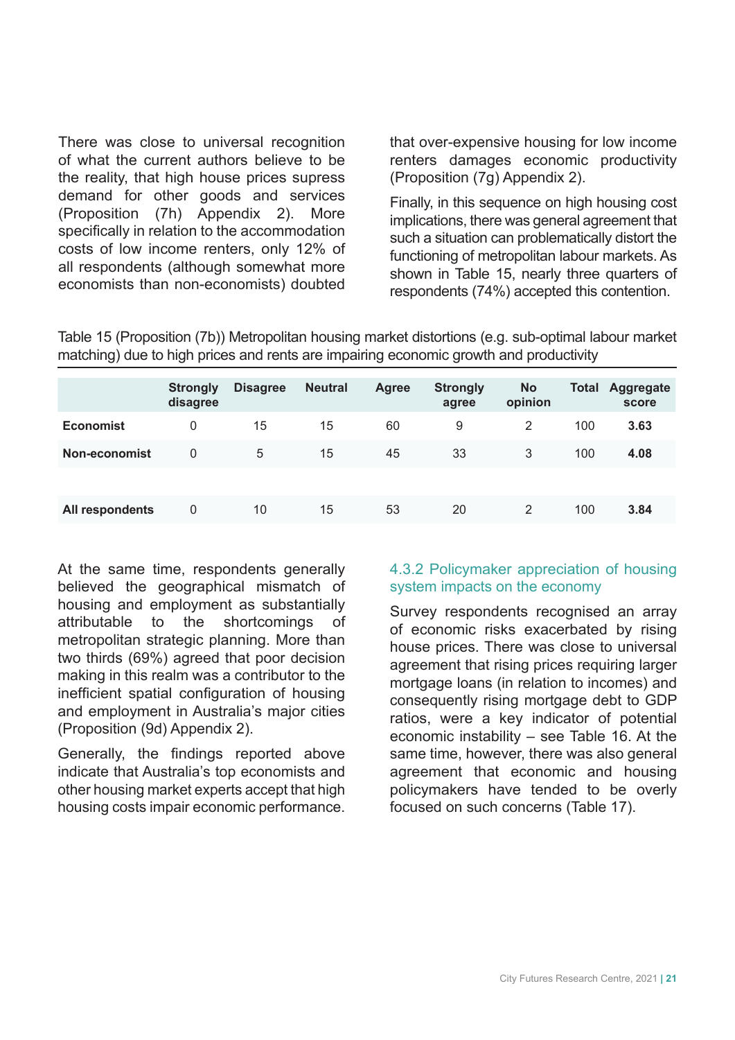There was close to universal recognition of what the current authors believe to be the reality, that high house prices supress demand for other goods and services (Proposition (7h) Appendix 2). More specifically in relation to the accommodation costs of low income renters, only 12% of all respondents (although somewhat more economists than non-economists) doubted that over-expensive housing for low income renters damages economic productivity (Proposition (7g) Appendix 2).

Finally, in this sequence on high housing cost implications, there was general agreement that such a situation can problematically distort the functioning of metropolitan labour markets. As shown in Table 15, nearly three quarters of respondents (74%) accepted this contention.

Table 15 (Proposition (7b)) Metropolitan housing market distortions (e.g. sub-optimal labour market matching) due to high prices and rents are impairing economic growth and productivity

| | Strongly disagree | Disagree | Neutral | Agree | Strongly agree | No opinion | Total | Aggregate score |
|---|---|---|---|---|---|---|---|---|
| **Economist** | 0 | 15 | 15 | 60 | 9 | 2 | 100 | **3.63** |
| **Non-economist** | 0 | 5 | 15 | 45 | 33 | 3 | 100 | **4.08** |
| | | | | | | | | |
| **All respondents** | 0 | 10 | 15 | 53 | 20 | 2 | 100 | **3.84** |

At the same time, respondents generally believed the geographical mismatch of housing and employment as substantially attributable to the shortcomings of metropolitan strategic planning. More than two thirds (69%) agreed that poor decision making in this realm was a contributor to the inefficient spatial configuration of housing and employment in Australia's major cities (Proposition (9d) Appendix 2).

Generally, the findings reported above indicate that Australia's top economists and other housing market experts accept that high housing costs impair economic performance.

### 4.3.2 Policymaker appreciation of housing system impacts on the economy

Survey respondents recognised an array of economic risks exacerbated by rising house prices. There was close to universal agreement that rising prices requiring larger mortgage loans (in relation to incomes) and consequently rising mortgage debt to GDP ratios, were a key indicator of potential economic instability – see Table 16. At the same time, however, there was also general agreement that economic and housing policymakers have tended to be overly focused on such concerns (Table 17).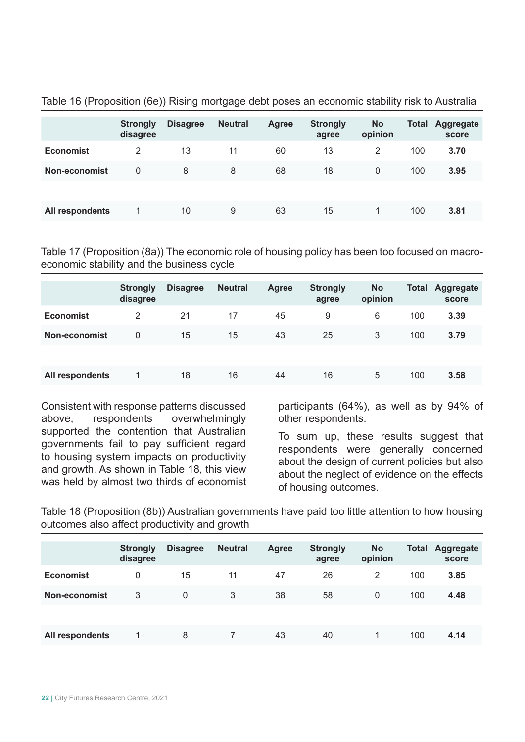Table 16 (Proposition (6e)) Rising mortgage debt poses an economic stability risk to Australia

| | Strongly disagree | Disagree | Neutral | Agree | Strongly agree | No opinion | Total | Aggregate score |
|---|---|---|---|---|---|---|---|---|
| **Economist** | 2 | 13 | 11 | 60 | 13 | 2 | 100 | **3.70** |
| **Non-economist** | 0 | 8 | 8 | 68 | 18 | 0 | 100 | **3.95** |
| | | | | | | | | |
| **All respondents** | 1 | 10 | 9 | 63 | 15 | 1 | 100 | **3.81** |

Table 17 (Proposition (8a)) The economic role of housing policy has been too focused on macro-economic stability and the business cycle

| | Strongly disagree | Disagree | Neutral | Agree | Strongly agree | No opinion | Total | Aggregate score |
|---|---|---|---|---|---|---|---|---|
| **Economist** | 2 | 21 | 17 | 45 | 9 | 6 | 100 | **3.39** |
| **Non-economist** | 0 | 15 | 15 | 43 | 25 | 3 | 100 | **3.79** |
| | | | | | | | | |
| **All respondents** | 1 | 18 | 16 | 44 | 16 | 5 | 100 | **3.58** |

Consistent with response patterns discussed above, respondents overwhelmingly supported the contention that Australian governments fail to pay sufficient regard to housing system impacts on productivity and growth. As shown in Table 18, this view was held by almost two thirds of economist participants (64%), as well as by 94% of other respondents.

To sum up, these results suggest that respondents were generally concerned about the design of current policies but also about the neglect of evidence on the effects of housing outcomes.

Table 18 (Proposition (8b)) Australian governments have paid too little attention to how housing outcomes also affect productivity and growth

| | Strongly disagree | Disagree | Neutral | Agree | Strongly agree | No opinion | Total | Aggregate score |
|---|---|---|---|---|---|---|---|---|
| **Economist** | 0 | 15 | 11 | 47 | 26 | 2 | 100 | **3.85** |
| **Non-economist** | 3 | 0 | 3 | 38 | 58 | 0 | 100 | **4.48** |
| | | | | | | | | |
| **All respondents** | 1 | 8 | 7 | 43 | 40 | 1 | 100 | **4.14** |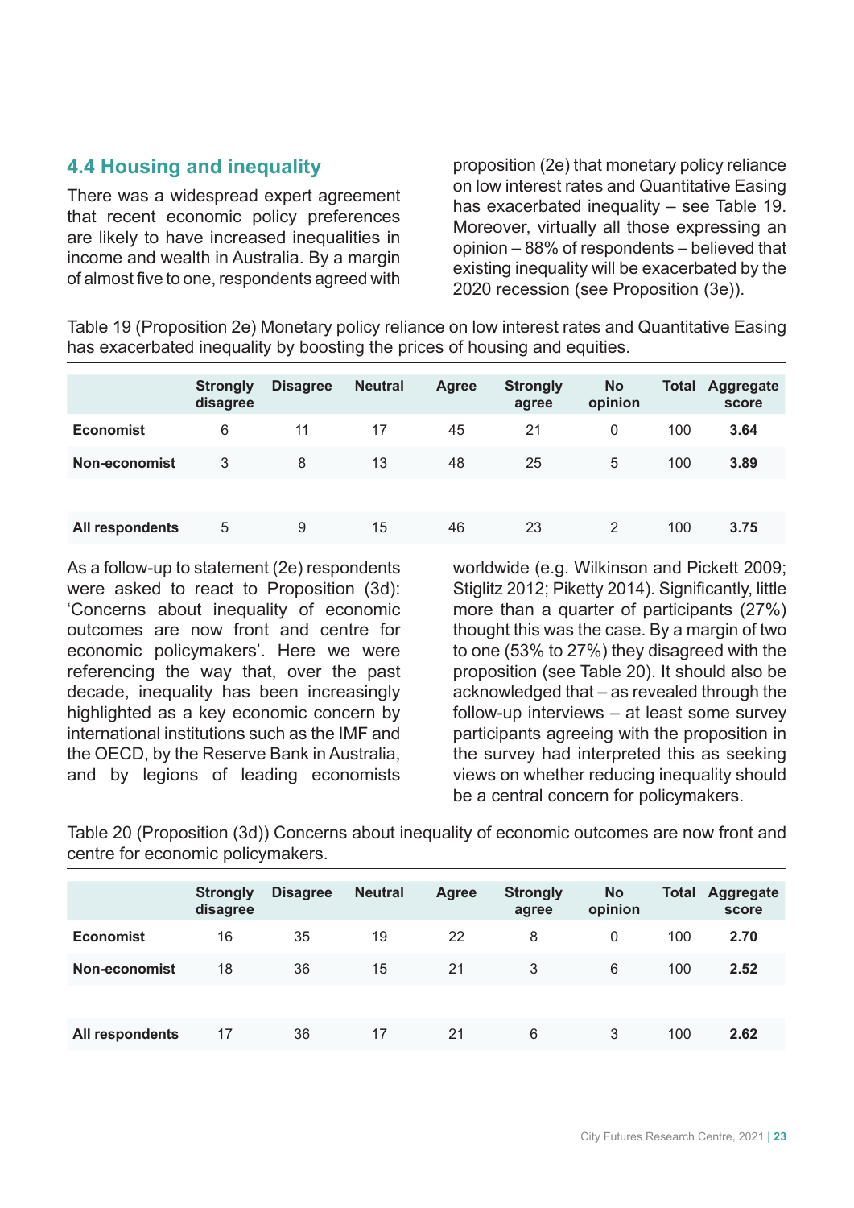## 4.4 Housing and inequality

There was a widespread expert agreement that recent economic policy preferences are likely to have increased inequalities in income and wealth in Australia. By a margin of almost five to one, respondents agreed with proposition (2e) that monetary policy reliance on low interest rates and Quantitative Easing has exacerbated inequality – see Table 19. Moreover, virtually all those expressing an opinion – 88% of respondents – believed that existing inequality will be exacerbated by the 2020 recession (see Proposition (3e)).

Table 19 (Proposition 2e) Monetary policy reliance on low interest rates and Quantitative Easing has exacerbated inequality by boosting the prices of housing and equities.

| | Strongly disagree | Disagree | Neutral | Agree | Strongly agree | No opinion | Total | Aggregate score |
|---|---|---|---|---|---|---|---|---|
| **Economist** | 6 | 11 | 17 | 45 | 21 | 0 | 100 | **3.64** |
| **Non-economist** | 3 | 8 | 13 | 48 | 25 | 5 | 100 | **3.89** |
| **All respondents** | 5 | 9 | 15 | 46 | 23 | 2 | 100 | **3.75** |

As a follow-up to statement (2e) respondents were asked to react to Proposition (3d): 'Concerns about inequality of economic outcomes are now front and centre for economic policymakers'. Here we were referencing the way that, over the past decade, inequality has been increasingly highlighted as a key economic concern by international institutions such as the IMF and the OECD, by the Reserve Bank in Australia, and by legions of leading economists worldwide (e.g. Wilkinson and Pickett 2009; Stiglitz 2012; Piketty 2014). Significantly, little more than a quarter of participants (27%) thought this was the case. By a margin of two to one (53% to 27%) they disagreed with the proposition (see Table 20). It should also be acknowledged that – as revealed through the follow-up interviews – at least some survey participants agreeing with the proposition in the survey had interpreted this as seeking views on whether reducing inequality should be a central concern for policymakers.

Table 20 (Proposition (3d)) Concerns about inequality of economic outcomes are now front and centre for economic policymakers.

| | Strongly disagree | Disagree | Neutral | Agree | Strongly agree | No opinion | Total | Aggregate score |
|---|---|---|---|---|---|---|---|---|
| **Economist** | 16 | 35 | 19 | 22 | 8 | 0 | 100 | **2.70** |
| **Non-economist** | 18 | 36 | 15 | 21 | 3 | 6 | 100 | **2.52** |
| **All respondents** | 17 | 36 | 17 | 21 | 6 | 3 | 100 | **2.62** |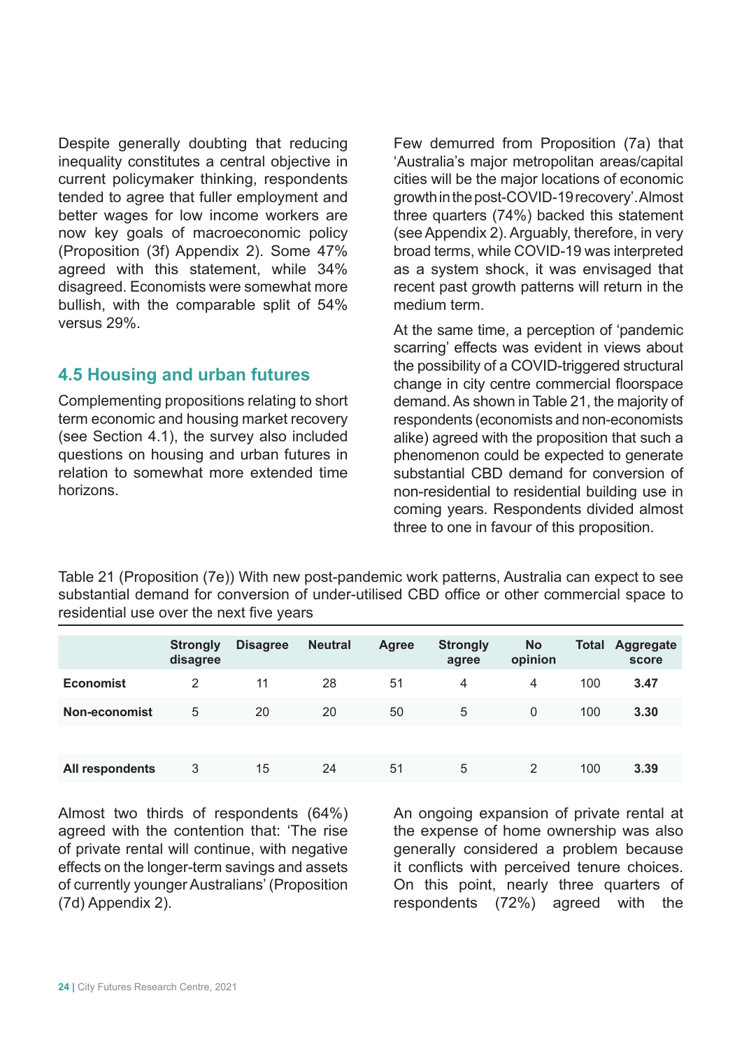Despite generally doubting that reducing inequality constitutes a central objective in current policymaker thinking, respondents tended to agree that fuller employment and better wages for low income workers are now key goals of macroeconomic policy (Proposition (3f) Appendix 2). Some 47% agreed with this statement, while 34% disagreed. Economists were somewhat more bullish, with the comparable split of 54% versus 29%.

## 4.5 Housing and urban futures

Complementing propositions relating to short term economic and housing market recovery (see Section 4.1), the survey also included questions on housing and urban futures in relation to somewhat more extended time horizons.

Few demurred from Proposition (7a) that 'Australia's major metropolitan areas/capital cities will be the major locations of economic growth in the post-COVID-19 recovery'. Almost three quarters (74%) backed this statement (see Appendix 2). Arguably, therefore, in very broad terms, while COVID-19 was interpreted as a system shock, it was envisaged that recent past growth patterns will return in the medium term.

At the same time, a perception of 'pandemic scarring' effects was evident in views about the possibility of a COVID-triggered structural change in city centre commercial floorspace demand. As shown in Table 21, the majority of respondents (economists and non-economists alike) agreed with the proposition that such a phenomenon could be expected to generate substantial CBD demand for conversion of non-residential to residential building use in coming years. Respondents divided almost three to one in favour of this proposition.

Table 21 (Proposition (7e)) With new post-pandemic work patterns, Australia can expect to see substantial demand for conversion of under-utilised CBD office or other commercial space to residential use over the next five years

| | Strongly disagree | Disagree | Neutral | Agree | Strongly agree | No opinion | Total | Aggregate score |
|---|---|---|---|---|---|---|---|---|
| **Economist** | 2 | 11 | 28 | 51 | 4 | 4 | 100 | **3.47** |
| **Non-economist** | 5 | 20 | 20 | 50 | 5 | 0 | 100 | **3.30** |
| **All respondents** | 3 | 15 | 24 | 51 | 5 | 2 | 100 | **3.39** |

Almost two thirds of respondents (64%) agreed with the contention that: 'The rise of private rental will continue, with negative effects on the longer-term savings and assets of currently younger Australians' (Proposition (7d) Appendix 2).

An ongoing expansion of private rental at the expense of home ownership was also generally considered a problem because it conflicts with perceived tenure choices. On this point, nearly three quarters of respondents (72%) agreed with the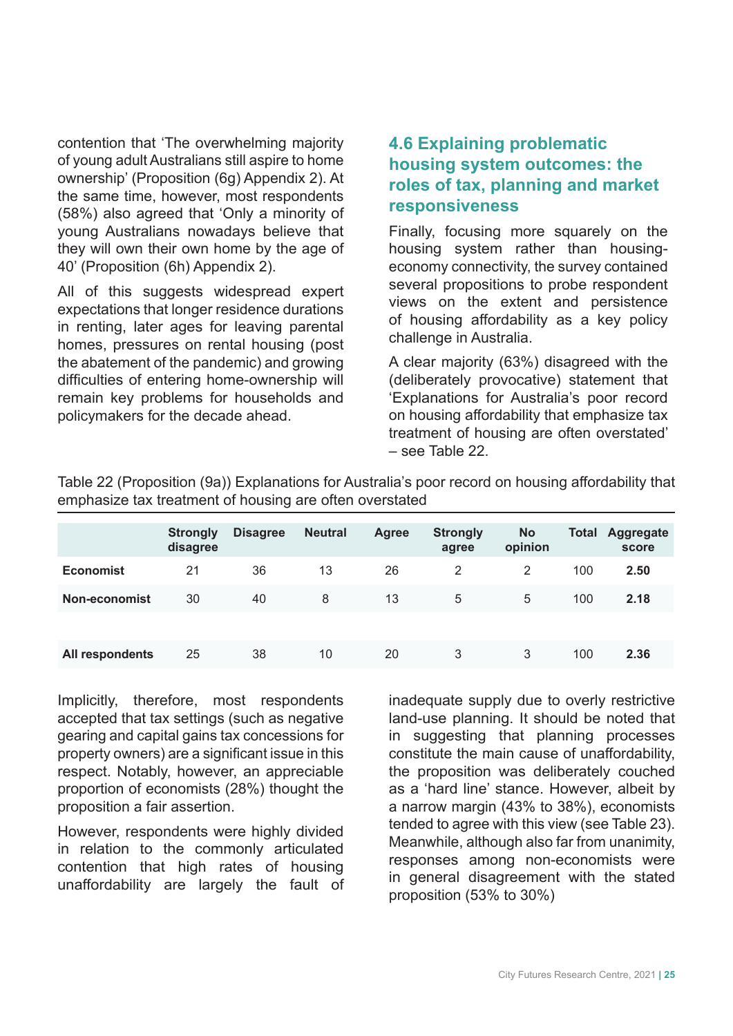contention that 'The overwhelming majority of young adult Australians still aspire to home ownership' (Proposition (6g) Appendix 2). At the same time, however, most respondents (58%) also agreed that 'Only a minority of young Australians nowadays believe that they will own their own home by the age of 40' (Proposition (6h) Appendix 2).

All of this suggests widespread expert expectations that longer residence durations in renting, later ages for leaving parental homes, pressures on rental housing (post the abatement of the pandemic) and growing difficulties of entering home-ownership will remain key problems for households and policymakers for the decade ahead.

## 4.6 Explaining problematic housing system outcomes: the roles of tax, planning and market responsiveness

Finally, focusing more squarely on the housing system rather than housing-economy connectivity, the survey contained several propositions to probe respondent views on the extent and persistence of housing affordability as a key policy challenge in Australia.

A clear majority (63%) disagreed with the (deliberately provocative) statement that 'Explanations for Australia's poor record on housing affordability that emphasize tax treatment of housing are often overstated' – see Table 22.

Table 22 (Proposition (9a)) Explanations for Australia's poor record on housing affordability that emphasize tax treatment of housing are often overstated

| | Strongly disagree | Disagree | Neutral | Agree | Strongly agree | No opinion | Total | Aggregate score |
|---|---|---|---|---|---|---|---|---|
| **Economist** | 21 | 36 | 13 | 26 | 2 | 2 | 100 | **2.50** |
| **Non-economist** | 30 | 40 | 8 | 13 | 5 | 5 | 100 | **2.18** |
| | | | | | | | | |
| **All respondents** | 25 | 38 | 10 | 20 | 3 | 3 | 100 | **2.36** |

Implicitly, therefore, most respondents accepted that tax settings (such as negative gearing and capital gains tax concessions for property owners) are a significant issue in this respect. Notably, however, an appreciable proportion of economists (28%) thought the proposition a fair assertion.

However, respondents were highly divided in relation to the commonly articulated contention that high rates of housing unaffordability are largely the fault of inadequate supply due to overly restrictive land-use planning. It should be noted that in suggesting that planning processes constitute the main cause of unaffordability, the proposition was deliberately couched as a 'hard line' stance. However, albeit by a narrow margin (43% to 38%), economists tended to agree with this view (see Table 23). Meanwhile, although also far from unanimity, responses among non-economists were in general disagreement with the stated proposition (53% to 30%)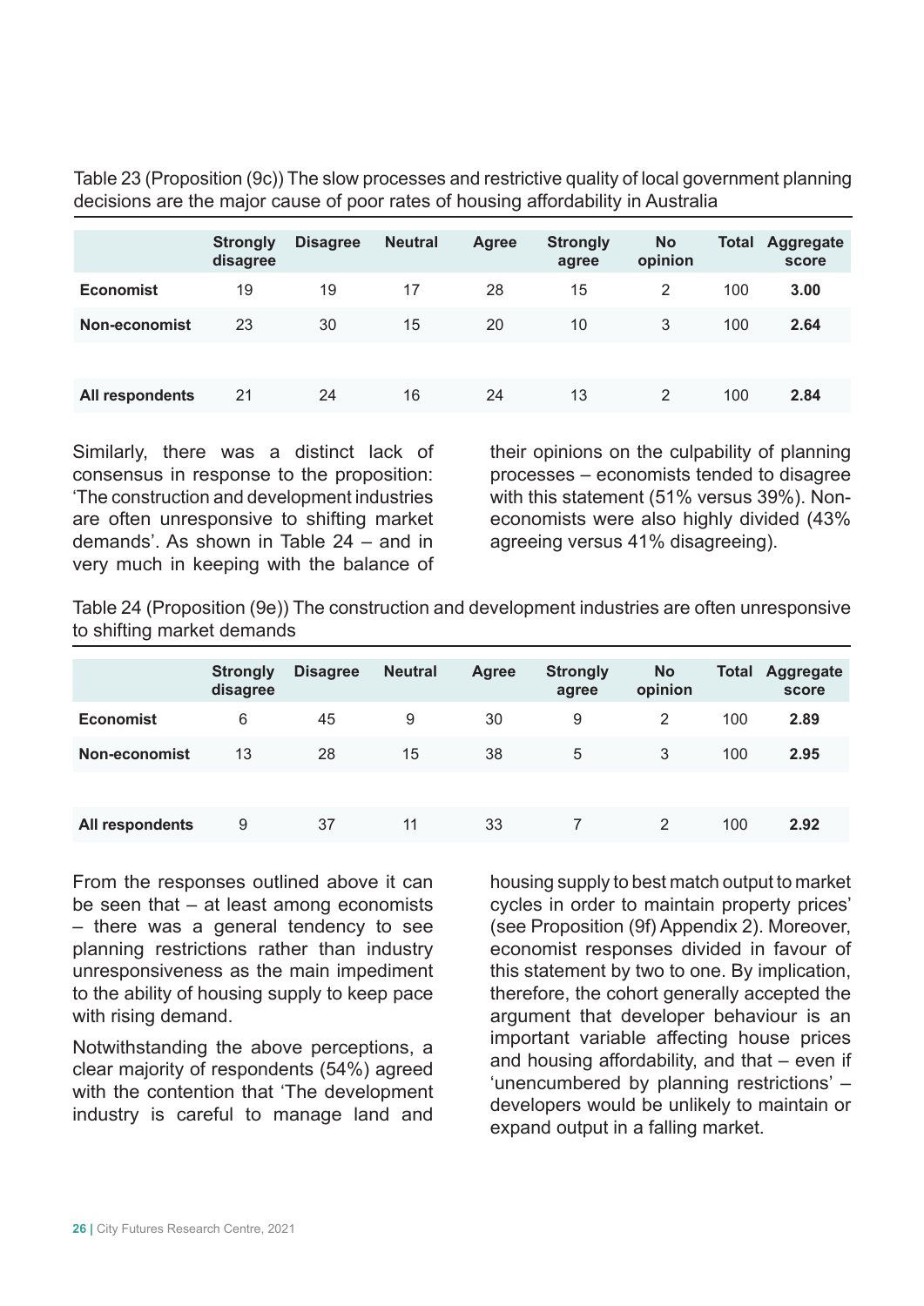Table 23 (Proposition (9c)) The slow processes and restrictive quality of local government planning decisions are the major cause of poor rates of housing affordability in Australia

| | Strongly disagree | Disagree | Neutral | Agree | Strongly agree | No opinion | Total | Aggregate score |
|---|---|---|---|---|---|---|---|---|
| **Economist** | 19 | 19 | 17 | 28 | 15 | 2 | 100 | **3.00** |
| **Non-economist** | 23 | 30 | 15 | 20 | 10 | 3 | 100 | **2.64** |
| **All respondents** | 21 | 24 | 16 | 24 | 13 | 2 | 100 | **2.84** |

Similarly, there was a distinct lack of consensus in response to the proposition: 'The construction and development industries are often unresponsive to shifting market demands'. As shown in Table 24 – and in very much in keeping with the balance of their opinions on the culpability of planning processes – economists tended to disagree with this statement (51% versus 39%). Non-economists were also highly divided (43% agreeing versus 41% disagreeing).

Table 24 (Proposition (9e)) The construction and development industries are often unresponsive to shifting market demands

| | Strongly disagree | Disagree | Neutral | Agree | Strongly agree | No opinion | Total | Aggregate score |
|---|---|---|---|---|---|---|---|---|
| **Economist** | 6 | 45 | 9 | 30 | 9 | 2 | 100 | **2.89** |
| **Non-economist** | 13 | 28 | 15 | 38 | 5 | 3 | 100 | **2.95** |
| **All respondents** | 9 | 37 | 11 | 33 | 7 | 2 | 100 | **2.92** |

From the responses outlined above it can be seen that – at least among economists – there was a general tendency to see planning restrictions rather than industry unresponsiveness as the main impediment to the ability of housing supply to keep pace with rising demand.

Notwithstanding the above perceptions, a clear majority of respondents (54%) agreed with the contention that 'The development industry is careful to manage land and housing supply to best match output to market cycles in order to maintain property prices' (see Proposition (9f) Appendix 2). Moreover, economist responses divided in favour of this statement by two to one. By implication, therefore, the cohort generally accepted the argument that developer behaviour is an important variable affecting house prices and housing affordability, and that – even if 'unencumbered by planning restrictions' – developers would be unlikely to maintain or expand output in a falling market.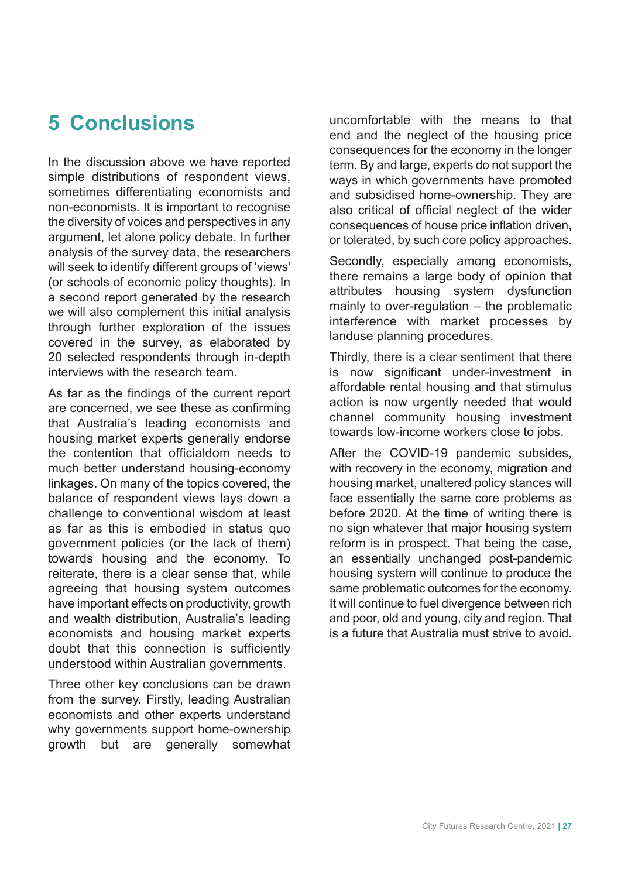# 5 Conclusions

In the discussion above we have reported simple distributions of respondent views, sometimes differentiating economists and non-economists. It is important to recognise the diversity of voices and perspectives in any argument, let alone policy debate. In further analysis of the survey data, the researchers will seek to identify different groups of 'views' (or schools of economic policy thoughts). In a second report generated by the research we will also complement this initial analysis through further exploration of the issues covered in the survey, as elaborated by 20 selected respondents through in-depth interviews with the research team.

As far as the findings of the current report are concerned, we see these as confirming that Australia's leading economists and housing market experts generally endorse the contention that officialdom needs to much better understand housing-economy linkages. On many of the topics covered, the balance of respondent views lays down a challenge to conventional wisdom at least as far as this is embodied in status quo government policies (or the lack of them) towards housing and the economy. To reiterate, there is a clear sense that, while agreeing that housing system outcomes have important effects on productivity, growth and wealth distribution, Australia's leading economists and housing market experts doubt that this connection is sufficiently understood within Australian governments.

Three other key conclusions can be drawn from the survey. Firstly, leading Australian economists and other experts understand why governments support home-ownership growth but are generally somewhat uncomfortable with the means to that end and the neglect of the housing price consequences for the economy in the longer term. By and large, experts do not support the ways in which governments have promoted and subsidised home-ownership. They are also critical of official neglect of the wider consequences of house price inflation driven, or tolerated, by such core policy approaches.

Secondly, especially among economists, there remains a large body of opinion that attributes housing system dysfunction mainly to over-regulation – the problematic interference with market processes by landuse planning procedures.

Thirdly, there is a clear sentiment that there is now significant under-investment in affordable rental housing and that stimulus action is now urgently needed that would channel community housing investment towards low-income workers close to jobs.

After the COVID-19 pandemic subsides, with recovery in the economy, migration and housing market, unaltered policy stances will face essentially the same core problems as before 2020. At the time of writing there is no sign whatever that major housing system reform is in prospect. That being the case, an essentially unchanged post-pandemic housing system will continue to produce the same problematic outcomes for the economy. It will continue to fuel divergence between rich and poor, old and young, city and region. That is a future that Australia must strive to avoid.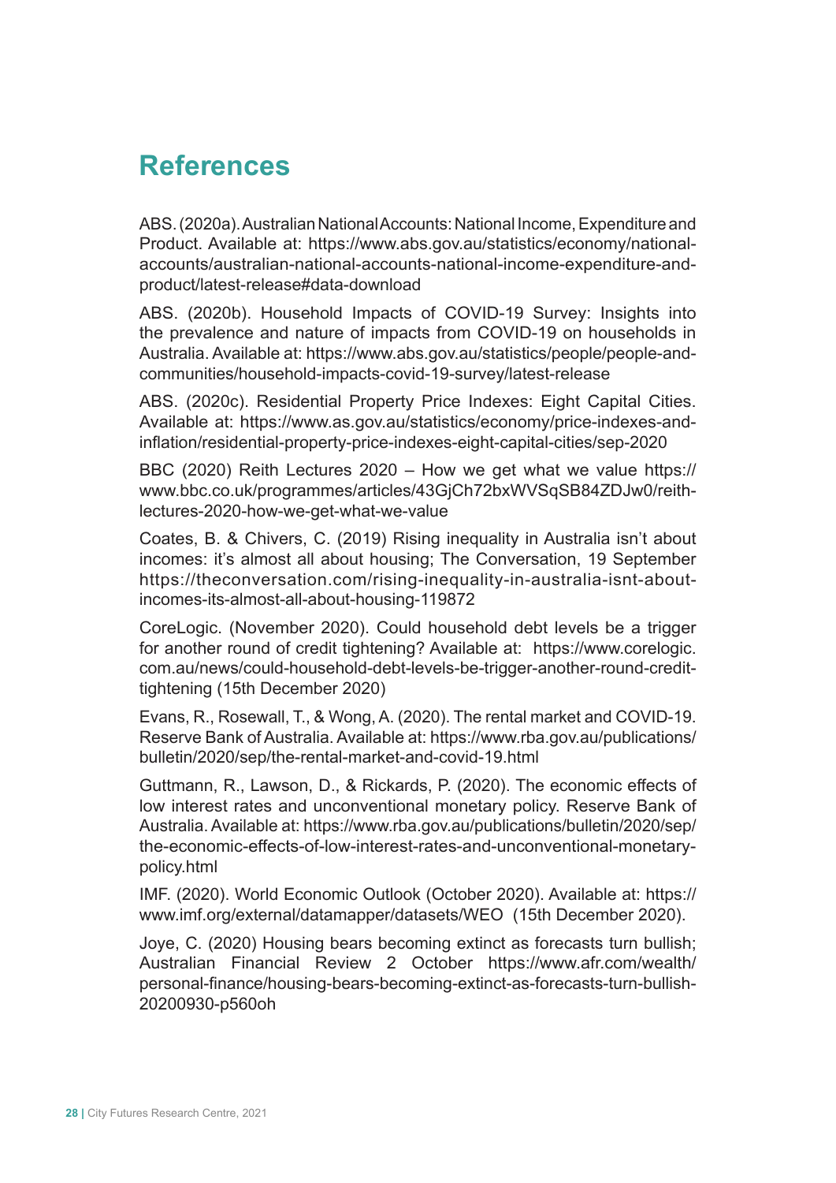## References

ABS. (2020a). Australian National Accounts: National Income, Expenditure and Product. Available at: https://www.abs.gov.au/statistics/economy/national-accounts/australian-national-accounts-national-income-expenditure-and-product/latest-release#data-download

ABS. (2020b). Household Impacts of COVID-19 Survey: Insights into the prevalence and nature of impacts from COVID-19 on households in Australia. Available at: https://www.abs.gov.au/statistics/people/people-and-communities/household-impacts-covid-19-survey/latest-release

ABS. (2020c). Residential Property Price Indexes: Eight Capital Cities. Available at: https://www.as.gov.au/statistics/economy/price-indexes-and-inflation/residential-property-price-indexes-eight-capital-cities/sep-2020

BBC (2020) Reith Lectures 2020 – How we get what we value https://www.bbc.co.uk/programmes/articles/43GjCh72bxWVSqSB84ZDJw0/reith-lectures-2020-how-we-get-what-we-value

Coates, B. & Chivers, C. (2019) Rising inequality in Australia isn't about incomes: it's almost all about housing; The Conversation, 19 September https://theconversation.com/rising-inequality-in-australia-isnt-about-incomes-its-almost-all-about-housing-119872

CoreLogic. (November 2020). Could household debt levels be a trigger for another round of credit tightening? Available at: https://www.corelogic.com.au/news/could-household-debt-levels-be-trigger-another-round-credit-tightening (15th December 2020)

Evans, R., Rosewall, T., & Wong, A. (2020). The rental market and COVID-19. Reserve Bank of Australia. Available at: https://www.rba.gov.au/publications/bulletin/2020/sep/the-rental-market-and-covid-19.html

Guttmann, R., Lawson, D., & Rickards, P. (2020). The economic effects of low interest rates and unconventional monetary policy. Reserve Bank of Australia. Available at: https://www.rba.gov.au/publications/bulletin/2020/sep/the-economic-effects-of-low-interest-rates-and-unconventional-monetary-policy.html

IMF. (2020). World Economic Outlook (October 2020). Available at: https://www.imf.org/external/datamapper/datasets/WEO (15th December 2020).

Joye, C. (2020) Housing bears becoming extinct as forecasts turn bullish; Australian Financial Review 2 October https://www.afr.com/wealth/personal-finance/housing-bears-becoming-extinct-as-forecasts-turn-bullish-20200930-p560oh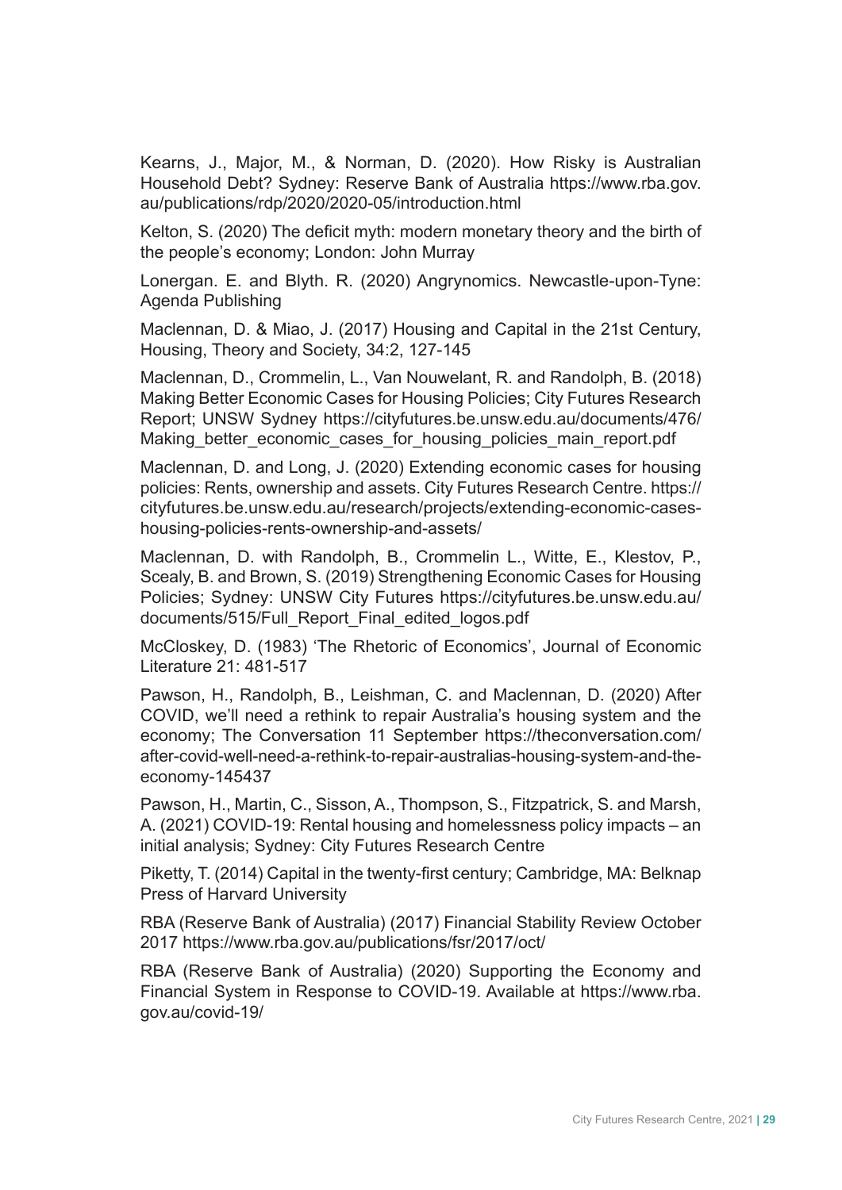Kearns, J., Major, M., & Norman, D. (2020). How Risky is Australian Household Debt? Sydney: Reserve Bank of Australia https://www.rba.gov.au/publications/rdp/2020/2020-05/introduction.html

Kelton, S. (2020) The deficit myth: modern monetary theory and the birth of the people's economy; London: John Murray

Lonergan. E. and Blyth. R. (2020) Angrynomics. Newcastle-upon-Tyne: Agenda Publishing

Maclennan, D. & Miao, J. (2017) Housing and Capital in the 21st Century, Housing, Theory and Society, 34:2, 127-145

Maclennan, D., Crommelin, L., Van Nouwelant, R. and Randolph, B. (2018) Making Better Economic Cases for Housing Policies; City Futures Research Report; UNSW Sydney https://cityfutures.be.unsw.edu.au/documents/476/Making_better_economic_cases_for_housing_policies_main_report.pdf

Maclennan, D. and Long, J. (2020) Extending economic cases for housing policies: Rents, ownership and assets. City Futures Research Centre. https://cityfutures.be.unsw.edu.au/research/projects/extending-economic-cases-housing-policies-rents-ownership-and-assets/

Maclennan, D. with Randolph, B., Crommelin L., Witte, E., Klestov, P., Scealy, B. and Brown, S. (2019) Strengthening Economic Cases for Housing Policies; Sydney: UNSW City Futures https://cityfutures.be.unsw.edu.au/documents/515/Full_Report_Final_edited_logos.pdf

McCloskey, D. (1983) 'The Rhetoric of Economics', Journal of Economic Literature 21: 481-517

Pawson, H., Randolph, B., Leishman, C. and Maclennan, D. (2020) After COVID, we'll need a rethink to repair Australia's housing system and the economy; The Conversation 11 September https://theconversation.com/after-covid-well-need-a-rethink-to-repair-australias-housing-system-and-the-economy-145437

Pawson, H., Martin, C., Sisson, A., Thompson, S., Fitzpatrick, S. and Marsh, A. (2021) COVID-19: Rental housing and homelessness policy impacts – an initial analysis; Sydney: City Futures Research Centre

Piketty, T. (2014) Capital in the twenty-first century; Cambridge, MA: Belknap Press of Harvard University

RBA (Reserve Bank of Australia) (2017) Financial Stability Review October 2017 https://www.rba.gov.au/publications/fsr/2017/oct/

RBA (Reserve Bank of Australia) (2020) Supporting the Economy and Financial System in Response to COVID-19. Available at https://www.rba.gov.au/covid-19/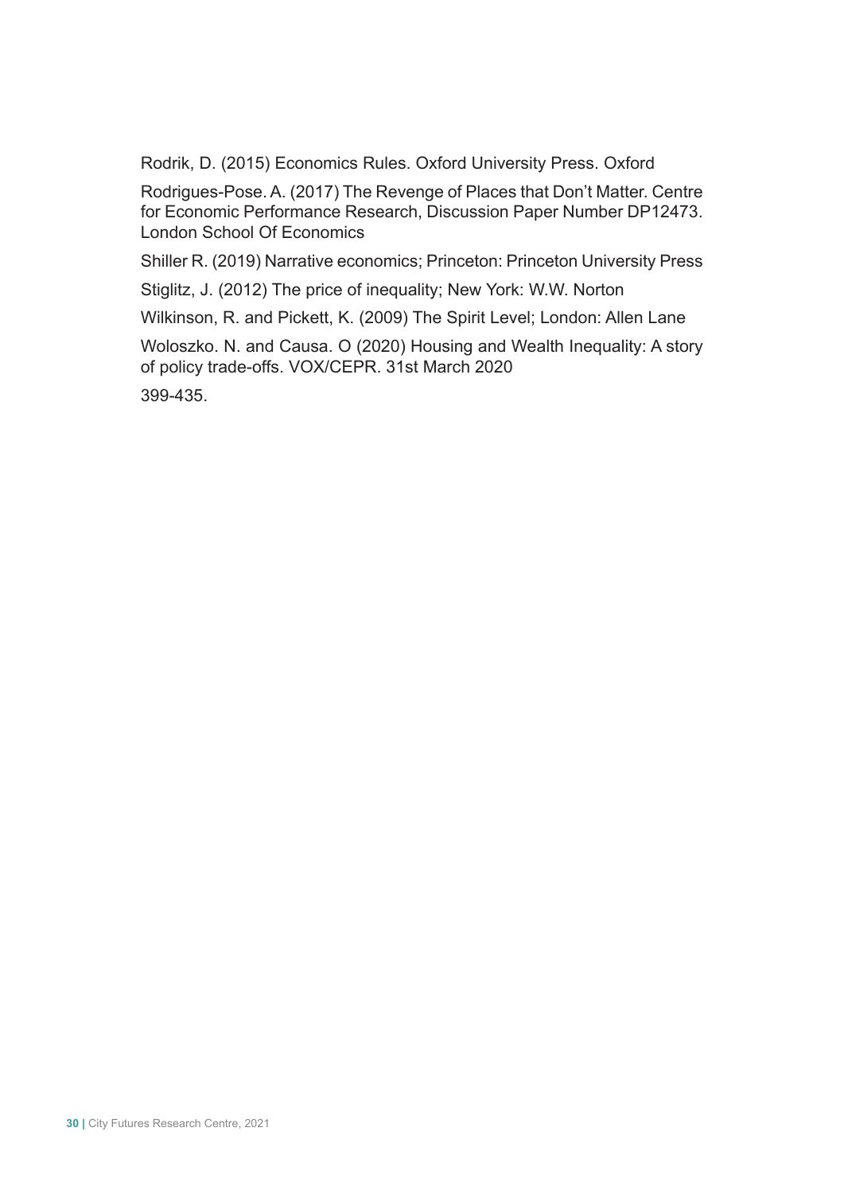Rodrik, D. (2015) Economics Rules. Oxford University Press. Oxford

Rodrigues-Pose. A. (2017) The Revenge of Places that Don't Matter. Centre for Economic Performance Research, Discussion Paper Number DP12473. London School Of Economics

Shiller R. (2019) Narrative economics; Princeton: Princeton University Press

Stiglitz, J. (2012) The price of inequality; New York: W.W. Norton

Wilkinson, R. and Pickett, K. (2009) The Spirit Level; London: Allen Lane

Woloszko. N. and Causa. O (2020) Housing and Wealth Inequality: A story of policy trade-offs. VOX/CEPR. 31st March 2020

399-435.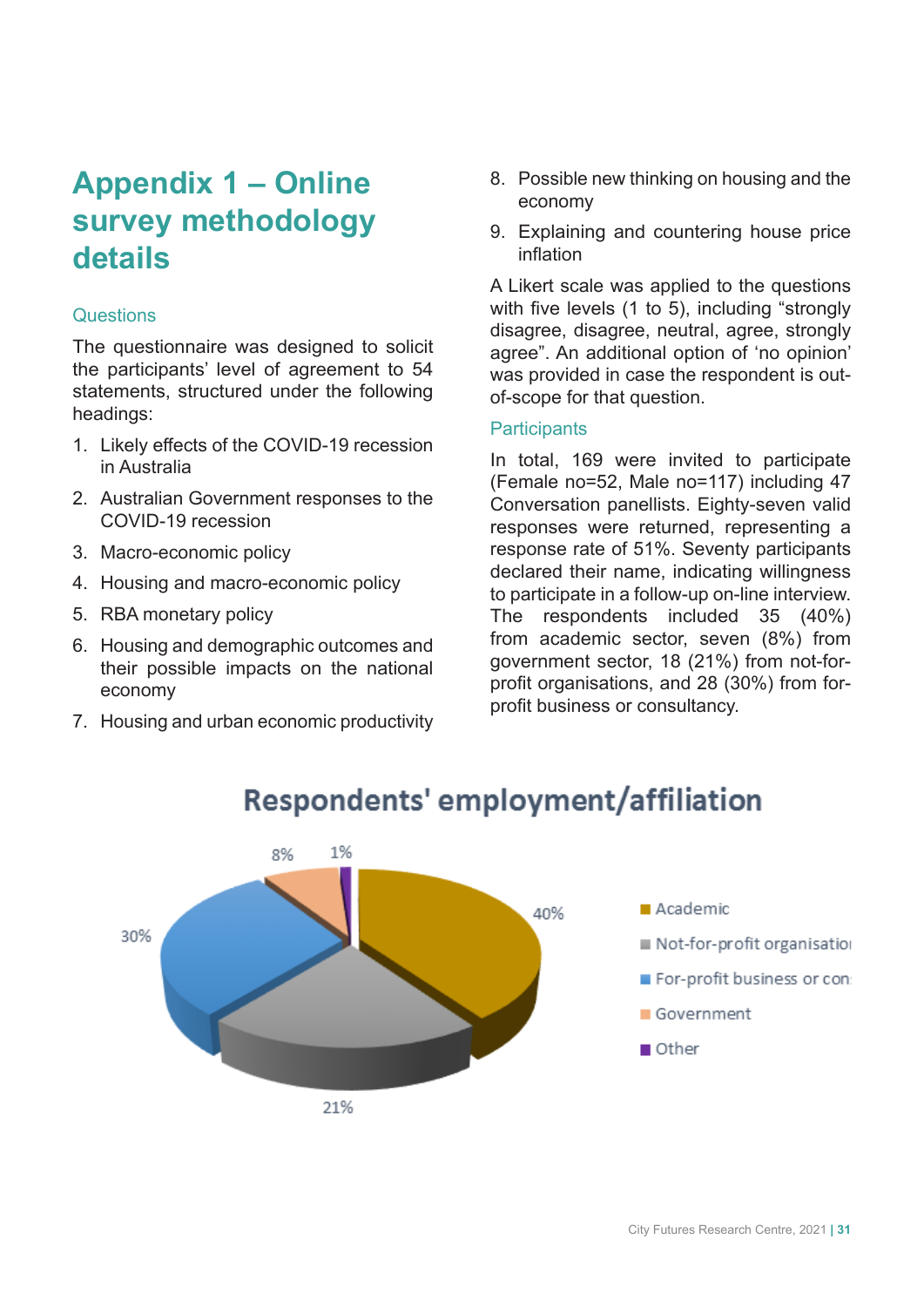# Appendix 1 – Online survey methodology details

## Questions

The questionnaire was designed to solicit the participants' level of agreement to 54 statements, structured under the following headings:

1. Likely effects of the COVID-19 recession in Australia
2. Australian Government responses to the COVID-19 recession
3. Macro-economic policy
4. Housing and macro-economic policy
5. RBA monetary policy
6. Housing and demographic outcomes and their possible impacts on the national economy
7. Housing and urban economic productivity
8. Possible new thinking on housing and the economy
9. Explaining and countering house price inflation

A Likert scale was applied to the questions with five levels (1 to 5), including "strongly disagree, disagree, neutral, agree, strongly agree". An additional option of 'no opinion' was provided in case the respondent is out-of-scope for that question.

## Participants

In total, 169 were invited to participate (Female no=52, Male no=117) including 47 Conversation panellists. Eighty-seven valid responses were returned, representing a response rate of 51%. Seventy participants declared their name, indicating willingness to participate in a follow-up on-line interview. The respondents included 35 (40%) from academic sector, seven (8%) from government sector, 18 (21%) from not-for-profit organisations, and 28 (30%) from for-profit business or consultancy.

**Respondents' employment/affiliation**

| Category | Share |
|---|---|
| Academic | 40% |
| Not-for-profit organisation | 21% |
| For-profit business or consultancy | 30% |
| Government | 8% |
| Other | 1% |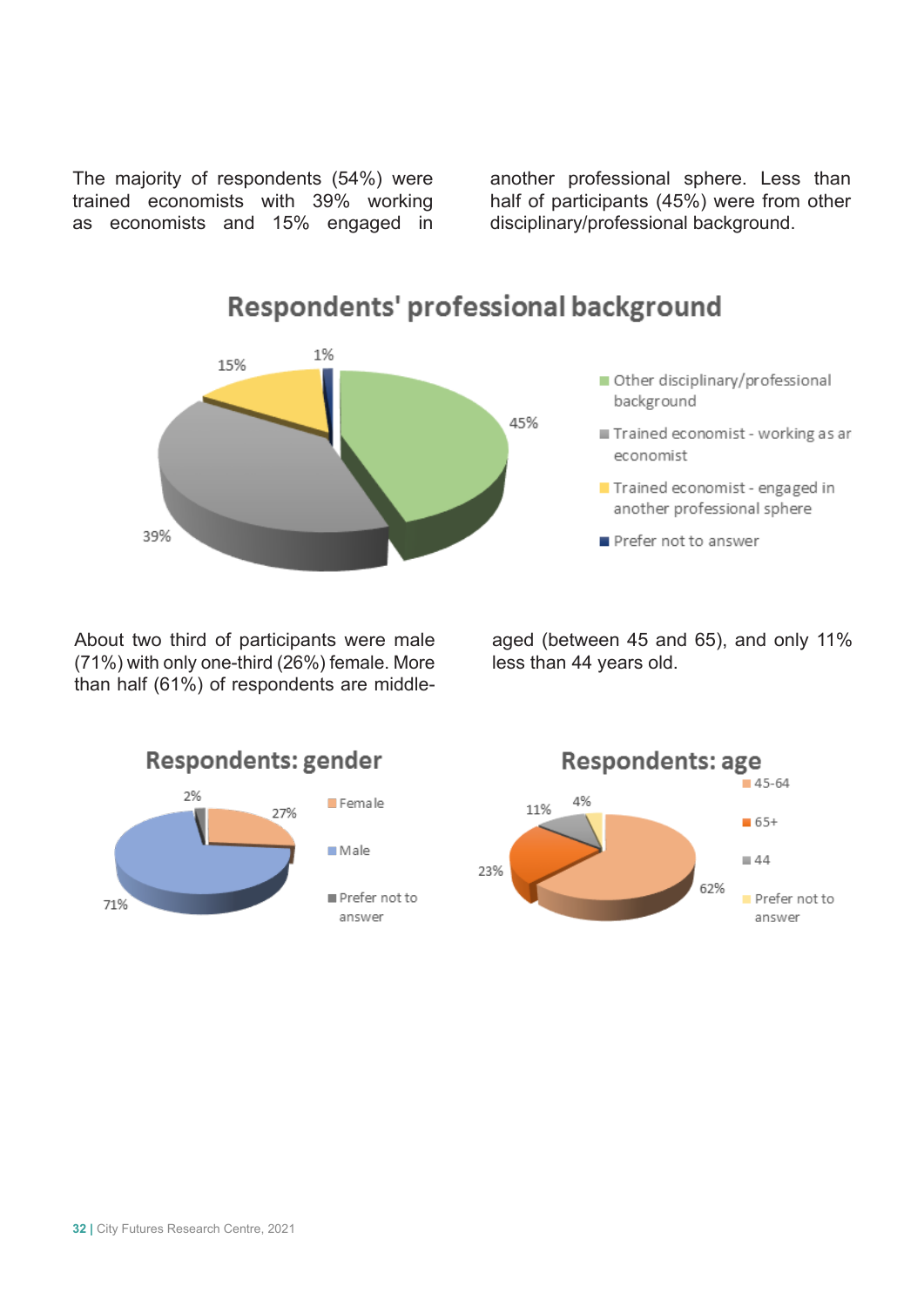The majority of respondents (54%) were trained economists with 39% working as economists and 15% engaged in another professional sphere. Less than half of participants (45%) were from other disciplinary/professional background.

**Respondents' professional background**

- Other disciplinary/professional background: 45%
- Trained economist - working as ar economist: 39%
- Trained economist - engaged in another professional sphere: 15%
- Prefer not to answer: 1%

About two third of participants were male (71%) with only one-third (26%) female. More than half (61%) of respondents are middle-aged (between 45 and 65), and only 11% less than 44 years old.

**Respondents: gender**

- Female: 27%
- Male: 71%
- Prefer not to answer: 2%

**Respondents: age**

- 45-64: 62%
- 65+: 23%
- 44: 11%
- Prefer not to answer: 4%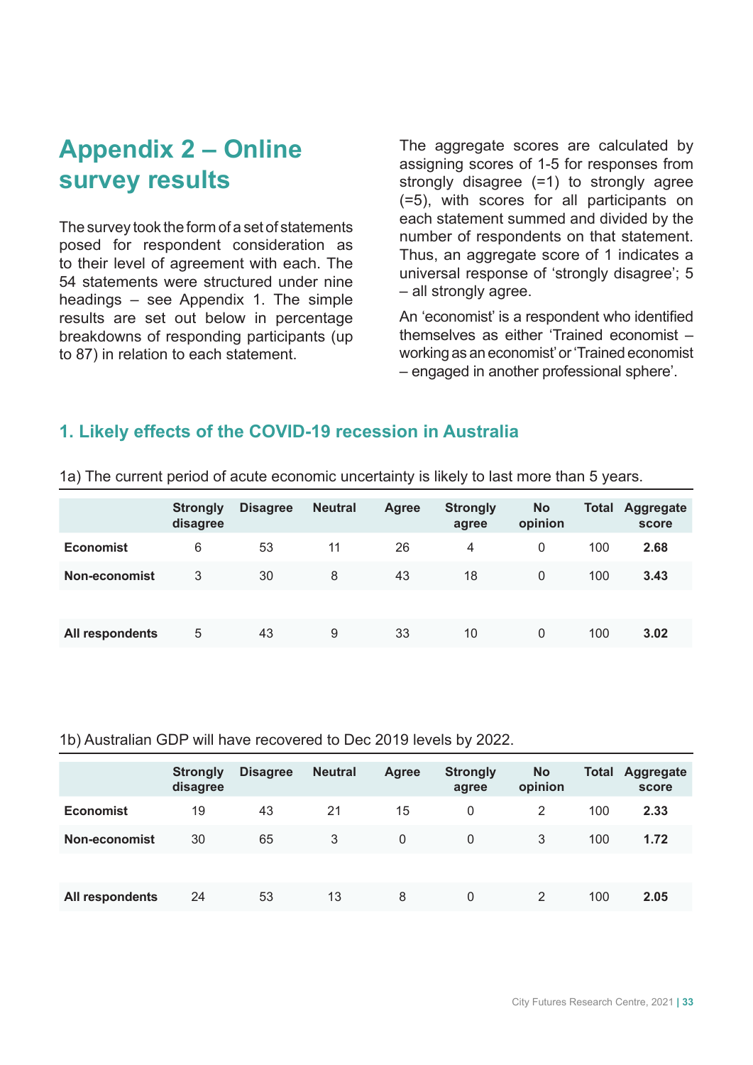# Appendix 2 – Online survey results

The survey took the form of a set of statements posed for respondent consideration as to their level of agreement with each. The 54 statements were structured under nine headings – see Appendix 1. The simple results are set out below in percentage breakdowns of responding participants (up to 87) in relation to each statement.

The aggregate scores are calculated by assigning scores of 1-5 for responses from strongly disagree (=1) to strongly agree (=5), with scores for all participants on each statement summed and divided by the number of respondents on that statement. Thus, an aggregate score of 1 indicates a universal response of 'strongly disagree'; 5 – all strongly agree.

An 'economist' is a respondent who identified themselves as either 'Trained economist – working as an economist' or 'Trained economist – engaged in another professional sphere'.

## 1. Likely effects of the COVID-19 recession in Australia

1a) The current period of acute economic uncertainty is likely to last more than 5 years.

| | Strongly disagree | Disagree | Neutral | Agree | Strongly agree | No opinion | Total | Aggregate score |
|---|---|---|---|---|---|---|---|---|
| **Economist** | 6 | 53 | 11 | 26 | 4 | 0 | 100 | **2.68** |
| **Non-economist** | 3 | 30 | 8 | 43 | 18 | 0 | 100 | **3.43** |
| | | | | | | | | |
| **All respondents** | 5 | 43 | 9 | 33 | 10 | 0 | 100 | **3.02** |

1b) Australian GDP will have recovered to Dec 2019 levels by 2022.

| | Strongly disagree | Disagree | Neutral | Agree | Strongly agree | No opinion | Total | Aggregate score |
|---|---|---|---|---|---|---|---|---|
| **Economist** | 19 | 43 | 21 | 15 | 0 | 2 | 100 | **2.33** |
| **Non-economist** | 30 | 65 | 3 | 0 | 0 | 3 | 100 | **1.72** |
| | | | | | | | | |
| **All respondents** | 24 | 53 | 13 | 8 | 0 | 2 | 100 | **2.05** |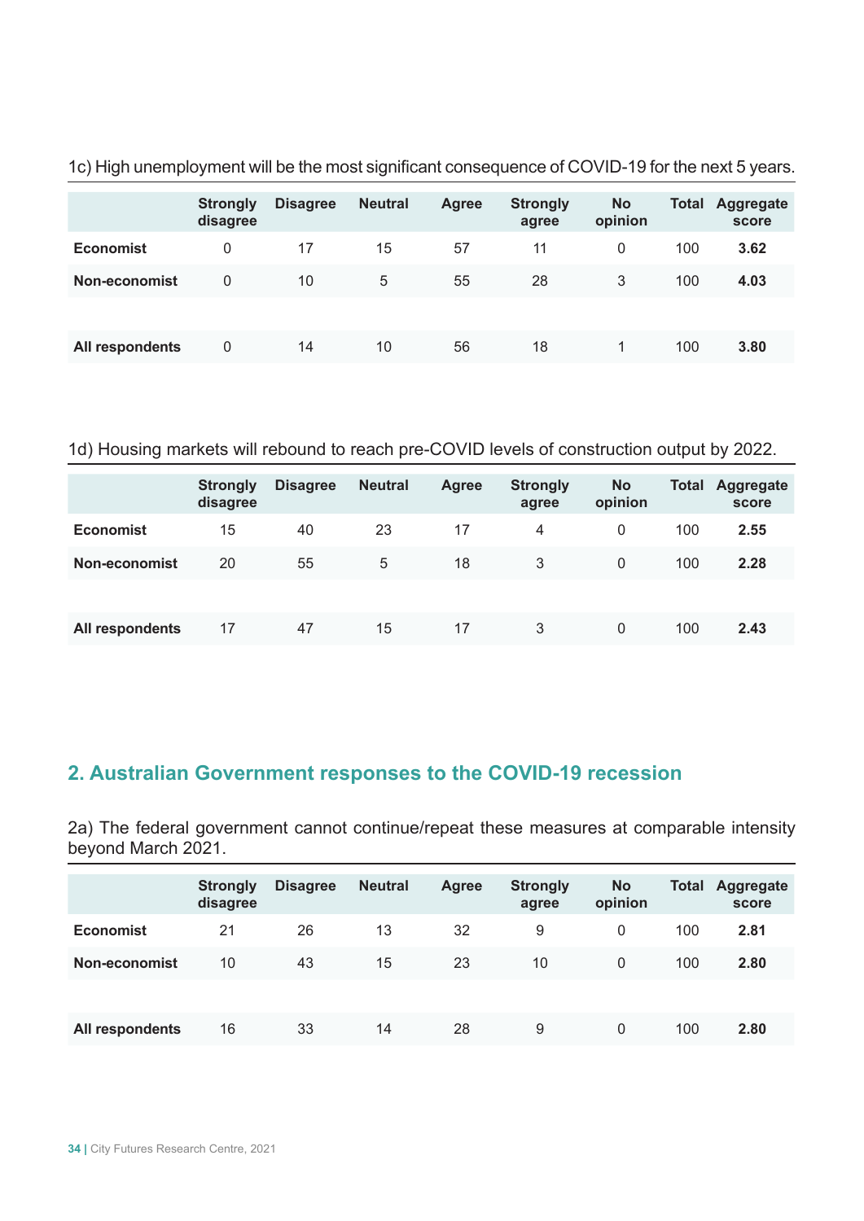1c) High unemployment will be the most significant consequence of COVID-19 for the next 5 years.

| | Strongly disagree | Disagree | Neutral | Agree | Strongly agree | No opinion | Total | Aggregate score |
|---|---|---|---|---|---|---|---|---|
| **Economist** | 0 | 17 | 15 | 57 | 11 | 0 | 100 | **3.62** |
| **Non-economist** | 0 | 10 | 5 | 55 | 28 | 3 | 100 | **4.03** |
| | | | | | | | | |
| **All respondents** | 0 | 14 | 10 | 56 | 18 | 1 | 100 | **3.80** |

1d) Housing markets will rebound to reach pre-COVID levels of construction output by 2022.

| | Strongly disagree | Disagree | Neutral | Agree | Strongly agree | No opinion | Total | Aggregate score |
|---|---|---|---|---|---|---|---|---|
| **Economist** | 15 | 40 | 23 | 17 | 4 | 0 | 100 | **2.55** |
| **Non-economist** | 20 | 55 | 5 | 18 | 3 | 0 | 100 | **2.28** |
| | | | | | | | | |
| **All respondents** | 17 | 47 | 15 | 17 | 3 | 0 | 100 | **2.43** |

## 2. Australian Government responses to the COVID-19 recession

2a) The federal government cannot continue/repeat these measures at comparable intensity beyond March 2021.

| | Strongly disagree | Disagree | Neutral | Agree | Strongly agree | No opinion | Total | Aggregate score |
|---|---|---|---|---|---|---|---|---|
| **Economist** | 21 | 26 | 13 | 32 | 9 | 0 | 100 | **2.81** |
| **Non-economist** | 10 | 43 | 15 | 23 | 10 | 0 | 100 | **2.80** |
| | | | | | | | | |
| **All respondents** | 16 | 33 | 14 | 28 | 9 | 0 | 100 | **2.80** |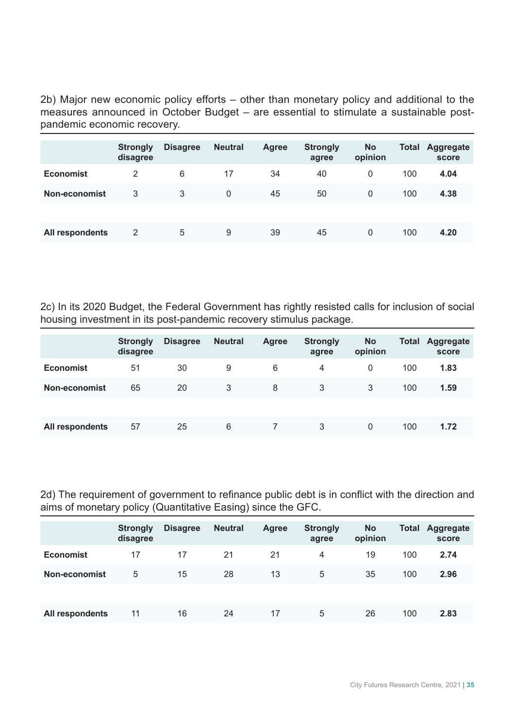2b) Major new economic policy efforts – other than monetary policy and additional to the measures announced in October Budget – are essential to stimulate a sustainable post-pandemic economic recovery.

| | Strongly disagree | Disagree | Neutral | Agree | Strongly agree | No opinion | Total | Aggregate score |
|---|---|---|---|---|---|---|---|---|
| **Economist** | 2 | 6 | 17 | 34 | 40 | 0 | 100 | **4.04** |
| **Non-economist** | 3 | 3 | 0 | 45 | 50 | 0 | 100 | **4.38** |
| | | | | | | | | |
| **All respondents** | 2 | 5 | 9 | 39 | 45 | 0 | 100 | **4.20** |

2c) In its 2020 Budget, the Federal Government has rightly resisted calls for inclusion of social housing investment in its post-pandemic recovery stimulus package.

| | Strongly disagree | Disagree | Neutral | Agree | Strongly agree | No opinion | Total | Aggregate score |
|---|---|---|---|---|---|---|---|---|
| **Economist** | 51 | 30 | 9 | 6 | 4 | 0 | 100 | **1.83** |
| **Non-economist** | 65 | 20 | 3 | 8 | 3 | 3 | 100 | **1.59** |
| | | | | | | | | |
| **All respondents** | 57 | 25 | 6 | 7 | 3 | 0 | 100 | **1.72** |

2d) The requirement of government to refinance public debt is in conflict with the direction and aims of monetary policy (Quantitative Easing) since the GFC.

| | Strongly disagree | Disagree | Neutral | Agree | Strongly agree | No opinion | Total | Aggregate score |
|---|---|---|---|---|---|---|---|---|
| **Economist** | 17 | 17 | 21 | 21 | 4 | 19 | 100 | **2.74** |
| **Non-economist** | 5 | 15 | 28 | 13 | 5 | 35 | 100 | **2.96** |
| | | | | | | | | |
| **All respondents** | 11 | 16 | 24 | 17 | 5 | 26 | 100 | **2.83** |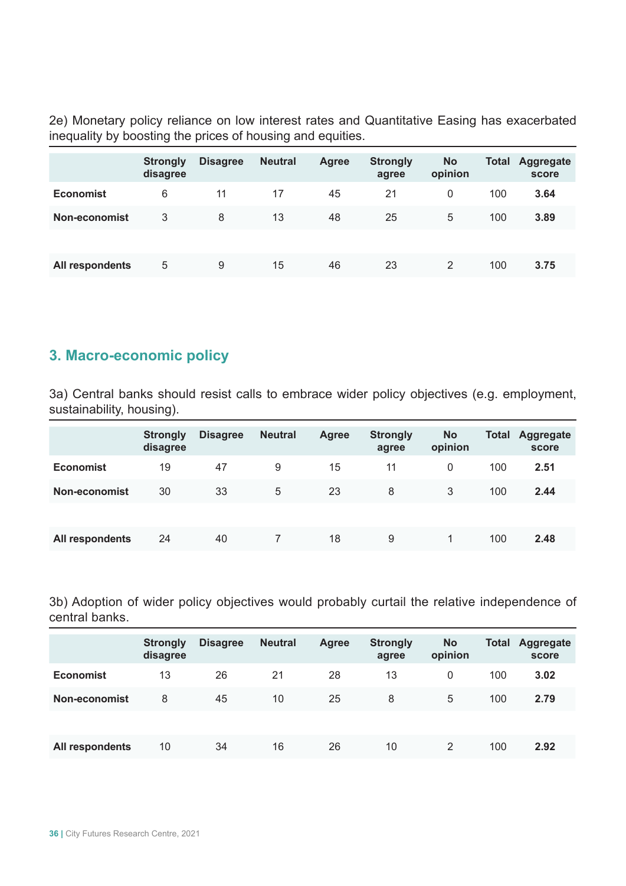2e) Monetary policy reliance on low interest rates and Quantitative Easing has exacerbated inequality by boosting the prices of housing and equities.

| | Strongly disagree | Disagree | Neutral | Agree | Strongly agree | No opinion | Total | Aggregate score |
|---|---|---|---|---|---|---|---|---|
| **Economist** | 6 | 11 | 17 | 45 | 21 | 0 | 100 | **3.64** |
| **Non-economist** | 3 | 8 | 13 | 48 | 25 | 5 | 100 | **3.89** |
| | | | | | | | | |
| **All respondents** | 5 | 9 | 15 | 46 | 23 | 2 | 100 | **3.75** |

## 3. Macro-economic policy

3a) Central banks should resist calls to embrace wider policy objectives (e.g. employment, sustainability, housing).

| | Strongly disagree | Disagree | Neutral | Agree | Strongly agree | No opinion | Total | Aggregate score |
|---|---|---|---|---|---|---|---|---|
| **Economist** | 19 | 47 | 9 | 15 | 11 | 0 | 100 | **2.51** |
| **Non-economist** | 30 | 33 | 5 | 23 | 8 | 3 | 100 | **2.44** |
| | | | | | | | | |
| **All respondents** | 24 | 40 | 7 | 18 | 9 | 1 | 100 | **2.48** |

3b) Adoption of wider policy objectives would probably curtail the relative independence of central banks.

| | Strongly disagree | Disagree | Neutral | Agree | Strongly agree | No opinion | Total | Aggregate score |
|---|---|---|---|---|---|---|---|---|
| **Economist** | 13 | 26 | 21 | 28 | 13 | 0 | 100 | **3.02** |
| **Non-economist** | 8 | 45 | 10 | 25 | 8 | 5 | 100 | **2.79** |
| | | | | | | | | |
| **All respondents** | 10 | 34 | 16 | 26 | 10 | 2 | 100 | **2.92** |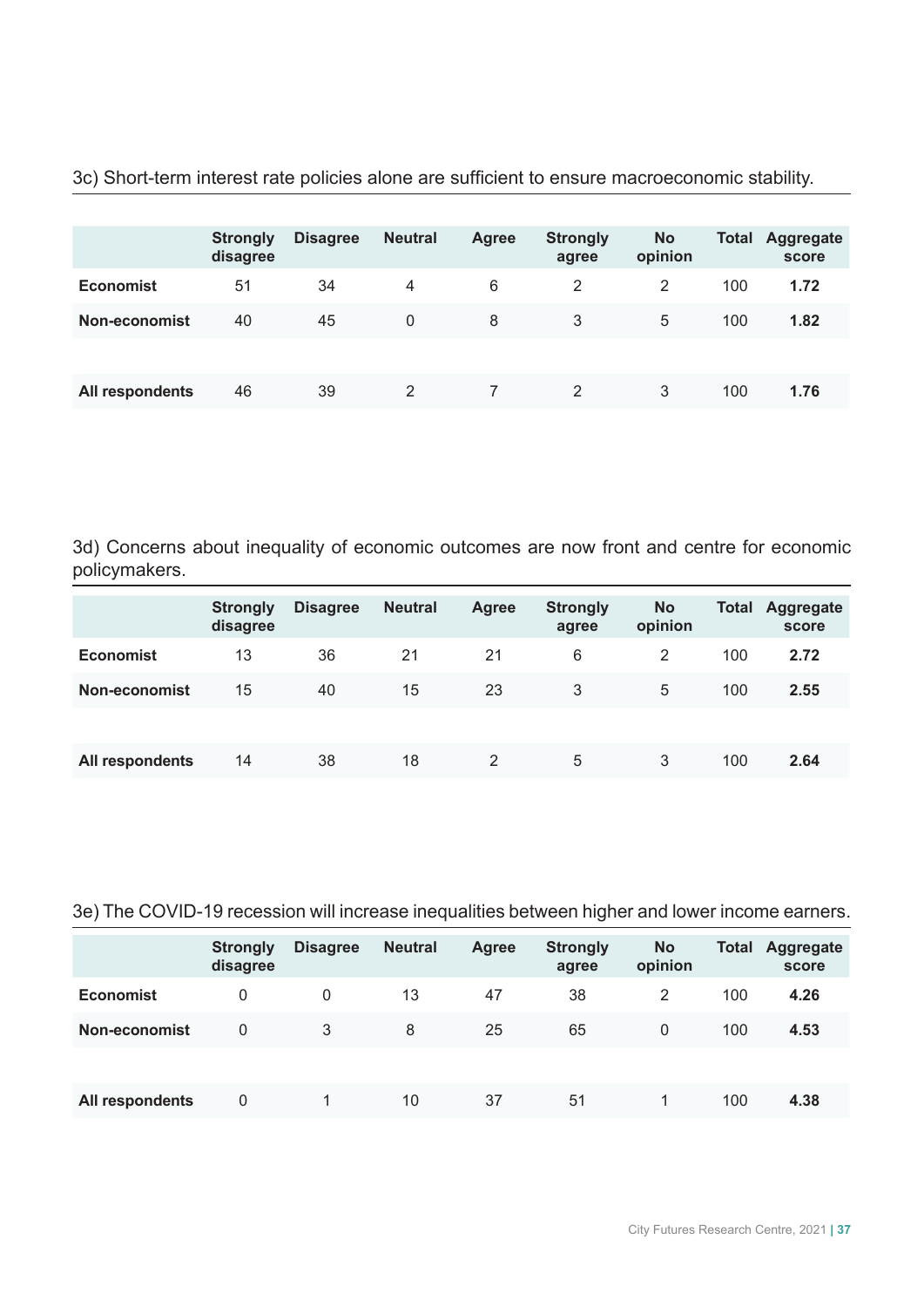3c) Short-term interest rate policies alone are sufficient to ensure macroeconomic stability.

| | Strongly disagree | Disagree | Neutral | Agree | Strongly agree | No opinion | Total | Aggregate score |
|---|---|---|---|---|---|---|---|---|
| **Economist** | 51 | 34 | 4 | 6 | 2 | 2 | 100 | **1.72** |
| **Non-economist** | 40 | 45 | 0 | 8 | 3 | 5 | 100 | **1.82** |
| | | | | | | | | |
| **All respondents** | 46 | 39 | 2 | 7 | 2 | 3 | 100 | **1.76** |

3d) Concerns about inequality of economic outcomes are now front and centre for economic policymakers.

| | Strongly disagree | Disagree | Neutral | Agree | Strongly agree | No opinion | Total | Aggregate score |
|---|---|---|---|---|---|---|---|---|
| **Economist** | 13 | 36 | 21 | 21 | 6 | 2 | 100 | **2.72** |
| **Non-economist** | 15 | 40 | 15 | 23 | 3 | 5 | 100 | **2.55** |
| | | | | | | | | |
| **All respondents** | 14 | 38 | 18 | 2 | 5 | 3 | 100 | **2.64** |

3e) The COVID-19 recession will increase inequalities between higher and lower income earners.

| | Strongly disagree | Disagree | Neutral | Agree | Strongly agree | No opinion | Total | Aggregate score |
|---|---|---|---|---|---|---|---|---|
| **Economist** | 0 | 0 | 13 | 47 | 38 | 2 | 100 | **4.26** |
| **Non-economist** | 0 | 3 | 8 | 25 | 65 | 0 | 100 | **4.53** |
| | | | | | | | | |
| **All respondents** | 0 | 1 | 10 | 37 | 51 | 1 | 100 | **4.38** |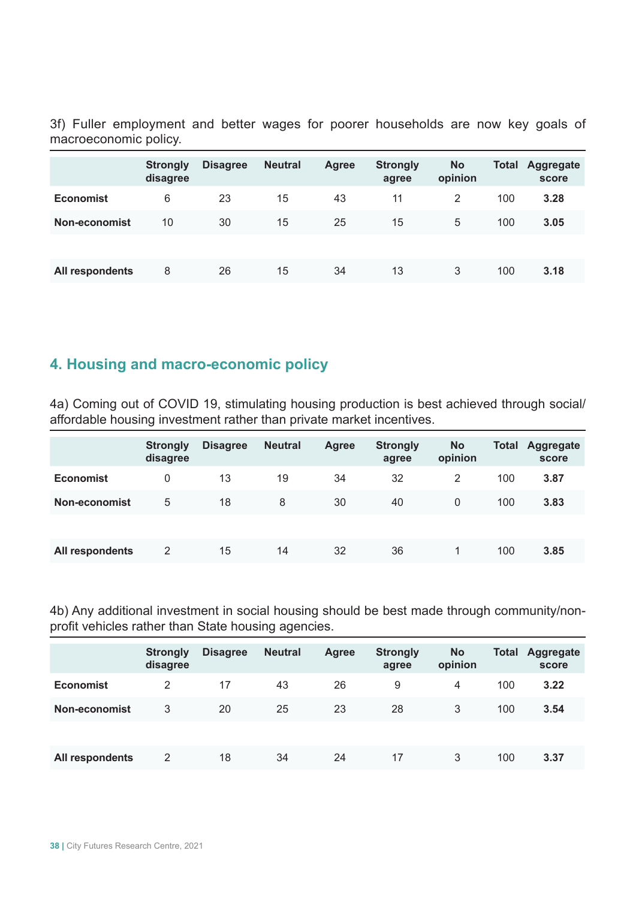3f) Fuller employment and better wages for poorer households are now key goals of macroeconomic policy.

| | Strongly disagree | Disagree | Neutral | Agree | Strongly agree | No opinion | Total | Aggregate score |
|---|---|---|---|---|---|---|---|---|
| **Economist** | 6 | 23 | 15 | 43 | 11 | 2 | 100 | **3.28** |
| **Non-economist** | 10 | 30 | 15 | 25 | 15 | 5 | 100 | **3.05** |
| | | | | | | | | |
| **All respondents** | 8 | 26 | 15 | 34 | 13 | 3 | 100 | **3.18** |

## 4. Housing and macro-economic policy

4a) Coming out of COVID 19, stimulating housing production is best achieved through social/affordable housing investment rather than private market incentives.

| | Strongly disagree | Disagree | Neutral | Agree | Strongly agree | No opinion | Total | Aggregate score |
|---|---|---|---|---|---|---|---|---|
| **Economist** | 0 | 13 | 19 | 34 | 32 | 2 | 100 | **3.87** |
| **Non-economist** | 5 | 18 | 8 | 30 | 40 | 0 | 100 | **3.83** |
| | | | | | | | | |
| **All respondents** | 2 | 15 | 14 | 32 | 36 | 1 | 100 | **3.85** |

4b) Any additional investment in social housing should be best made through community/non-profit vehicles rather than State housing agencies.

| | Strongly disagree | Disagree | Neutral | Agree | Strongly agree | No opinion | Total | Aggregate score |
|---|---|---|---|---|---|---|---|---|
| **Economist** | 2 | 17 | 43 | 26 | 9 | 4 | 100 | **3.22** |
| **Non-economist** | 3 | 20 | 25 | 23 | 28 | 3 | 100 | **3.54** |
| | | | | | | | | |
| **All respondents** | 2 | 18 | 34 | 24 | 17 | 3 | 100 | **3.37** |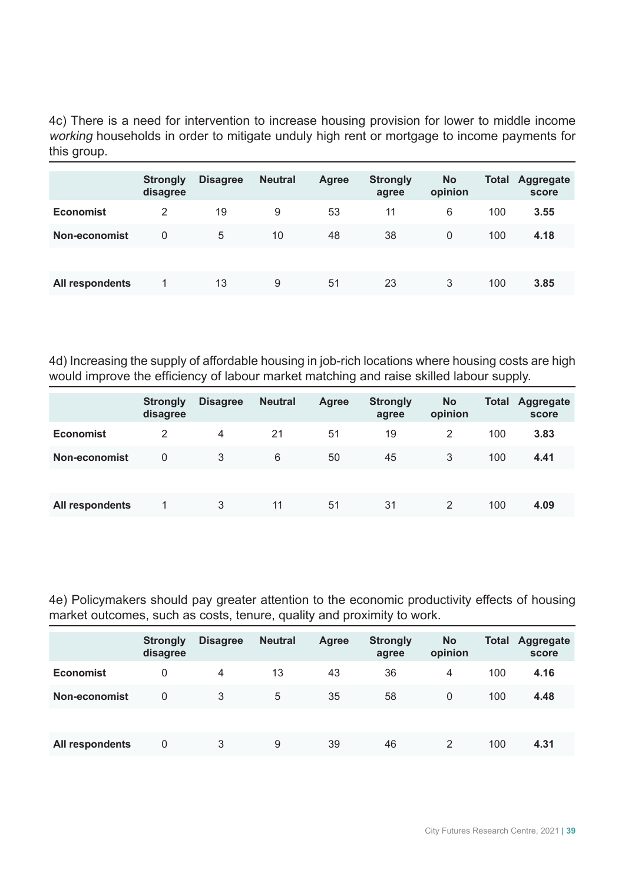4c) There is a need for intervention to increase housing provision for lower to middle income *working* households in order to mitigate unduly high rent or mortgage to income payments for this group.

| | Strongly disagree | Disagree | Neutral | Agree | Strongly agree | No opinion | Total | Aggregate score |
|---|---|---|---|---|---|---|---|---|
| **Economist** | 2 | 19 | 9 | 53 | 11 | 6 | 100 | **3.55** |
| **Non-economist** | 0 | 5 | 10 | 48 | 38 | 0 | 100 | **4.18** |
| | | | | | | | | |
| **All respondents** | 1 | 13 | 9 | 51 | 23 | 3 | 100 | **3.85** |

4d) Increasing the supply of affordable housing in job-rich locations where housing costs are high would improve the efficiency of labour market matching and raise skilled labour supply.

| | Strongly disagree | Disagree | Neutral | Agree | Strongly agree | No opinion | Total | Aggregate score |
|---|---|---|---|---|---|---|---|---|
| **Economist** | 2 | 4 | 21 | 51 | 19 | 2 | 100 | **3.83** |
| **Non-economist** | 0 | 3 | 6 | 50 | 45 | 3 | 100 | **4.41** |
| | | | | | | | | |
| **All respondents** | 1 | 3 | 11 | 51 | 31 | 2 | 100 | **4.09** |

4e) Policymakers should pay greater attention to the economic productivity effects of housing market outcomes, such as costs, tenure, quality and proximity to work.

| | Strongly disagree | Disagree | Neutral | Agree | Strongly agree | No opinion | Total | Aggregate score |
|---|---|---|---|---|---|---|---|---|
| **Economist** | 0 | 4 | 13 | 43 | 36 | 4 | 100 | **4.16** |
| **Non-economist** | 0 | 3 | 5 | 35 | 58 | 0 | 100 | **4.48** |
| | | | | | | | | |
| **All respondents** | 0 | 3 | 9 | 39 | 46 | 2 | 100 | **4.31** |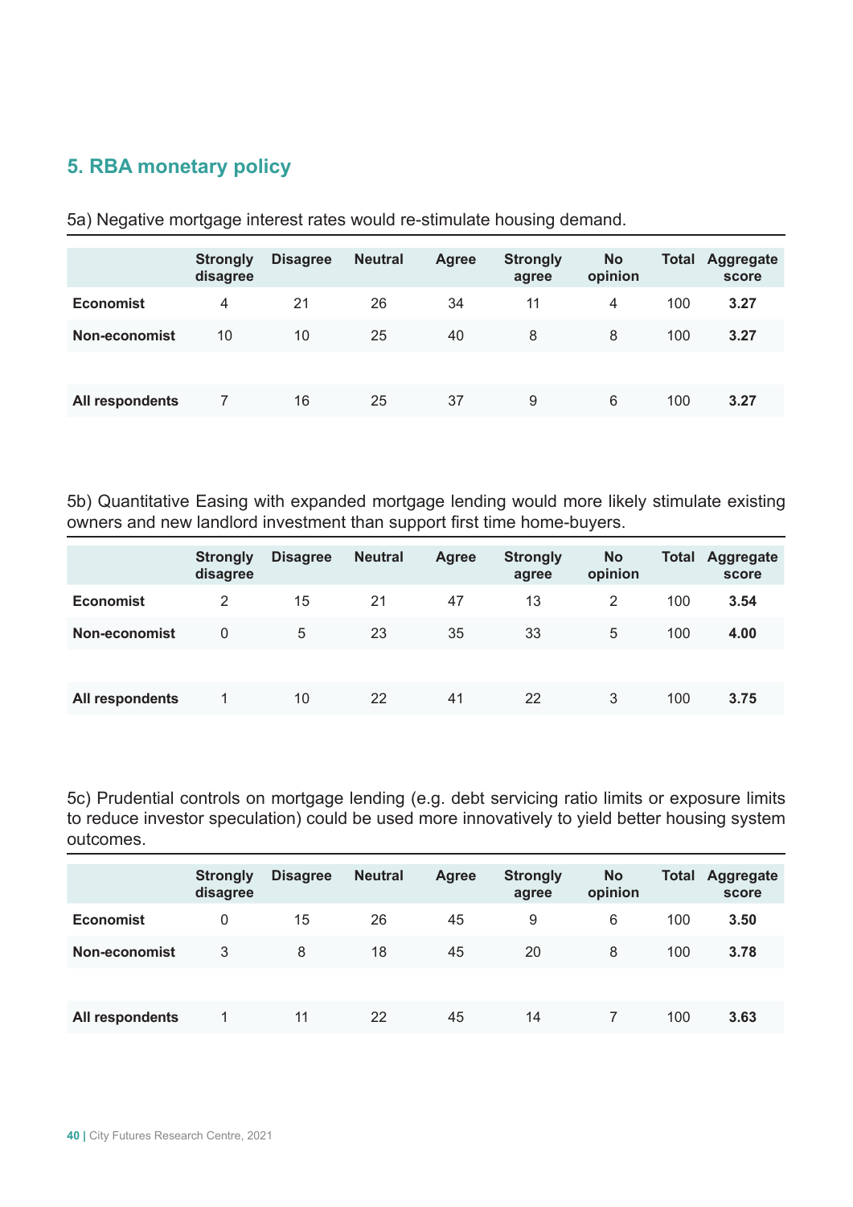## 5. RBA monetary policy

5a) Negative mortgage interest rates would re-stimulate housing demand.

| | Strongly disagree | Disagree | Neutral | Agree | Strongly agree | No opinion | Total | Aggregate score |
|---|---|---|---|---|---|---|---|---|
| **Economist** | 4 | 21 | 26 | 34 | 11 | 4 | 100 | **3.27** |
| **Non-economist** | 10 | 10 | 25 | 40 | 8 | 8 | 100 | **3.27** |
| | | | | | | | | |
| **All respondents** | 7 | 16 | 25 | 37 | 9 | 6 | 100 | **3.27** |

5b) Quantitative Easing with expanded mortgage lending would more likely stimulate existing owners and new landlord investment than support first time home-buyers.

| | Strongly disagree | Disagree | Neutral | Agree | Strongly agree | No opinion | Total | Aggregate score |
|---|---|---|---|---|---|---|---|---|
| **Economist** | 2 | 15 | 21 | 47 | 13 | 2 | 100 | **3.54** |
| **Non-economist** | 0 | 5 | 23 | 35 | 33 | 5 | 100 | **4.00** |
| | | | | | | | | |
| **All respondents** | 1 | 10 | 22 | 41 | 22 | 3 | 100 | **3.75** |

5c) Prudential controls on mortgage lending (e.g. debt servicing ratio limits or exposure limits to reduce investor speculation) could be used more innovatively to yield better housing system outcomes.

| | Strongly disagree | Disagree | Neutral | Agree | Strongly agree | No opinion | Total | Aggregate score |
|---|---|---|---|---|---|---|---|---|
| **Economist** | 0 | 15 | 26 | 45 | 9 | 6 | 100 | **3.50** |
| **Non-economist** | 3 | 8 | 18 | 45 | 20 | 8 | 100 | **3.78** |
| | | | | | | | | |
| **All respondents** | 1 | 11 | 22 | 45 | 14 | 7 | 100 | **3.63** |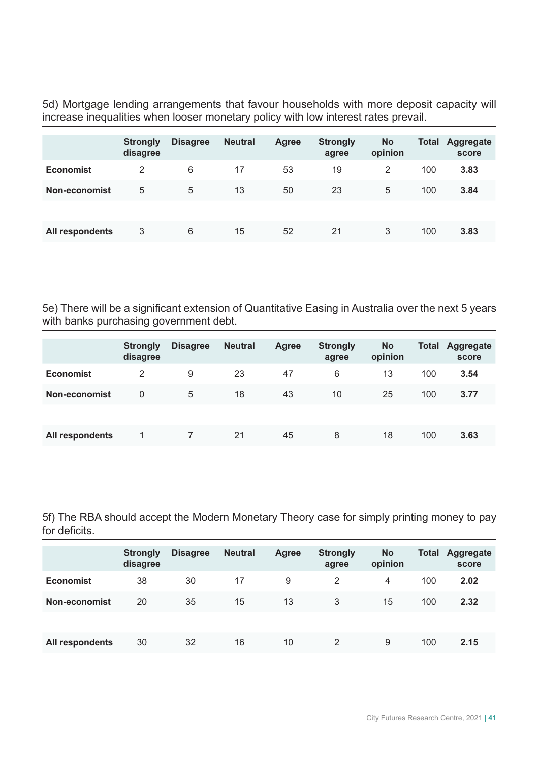5d) Mortgage lending arrangements that favour households with more deposit capacity will increase inequalities when looser monetary policy with low interest rates prevail.

| | Strongly disagree | Disagree | Neutral | Agree | Strongly agree | No opinion | Total | Aggregate score |
|---|---|---|---|---|---|---|---|---|
| **Economist** | 2 | 6 | 17 | 53 | 19 | 2 | 100 | **3.83** |
| **Non-economist** | 5 | 5 | 13 | 50 | 23 | 5 | 100 | **3.84** |
| | | | | | | | | |
| **All respondents** | 3 | 6 | 15 | 52 | 21 | 3 | 100 | **3.83** |

5e) There will be a significant extension of Quantitative Easing in Australia over the next 5 years with banks purchasing government debt.

| | Strongly disagree | Disagree | Neutral | Agree | Strongly agree | No opinion | Total | Aggregate score |
|---|---|---|---|---|---|---|---|---|
| **Economist** | 2 | 9 | 23 | 47 | 6 | 13 | 100 | **3.54** |
| **Non-economist** | 0 | 5 | 18 | 43 | 10 | 25 | 100 | **3.77** |
| | | | | | | | | |
| **All respondents** | 1 | 7 | 21 | 45 | 8 | 18 | 100 | **3.63** |

5f) The RBA should accept the Modern Monetary Theory case for simply printing money to pay for deficits.

| | Strongly disagree | Disagree | Neutral | Agree | Strongly agree | No opinion | Total | Aggregate score |
|---|---|---|---|---|---|---|---|---|
| **Economist** | 38 | 30 | 17 | 9 | 2 | 4 | 100 | **2.02** |
| **Non-economist** | 20 | 35 | 15 | 13 | 3 | 15 | 100 | **2.32** |
| | | | | | | | | |
| **All respondents** | 30 | 32 | 16 | 10 | 2 | 9 | 100 | **2.15** |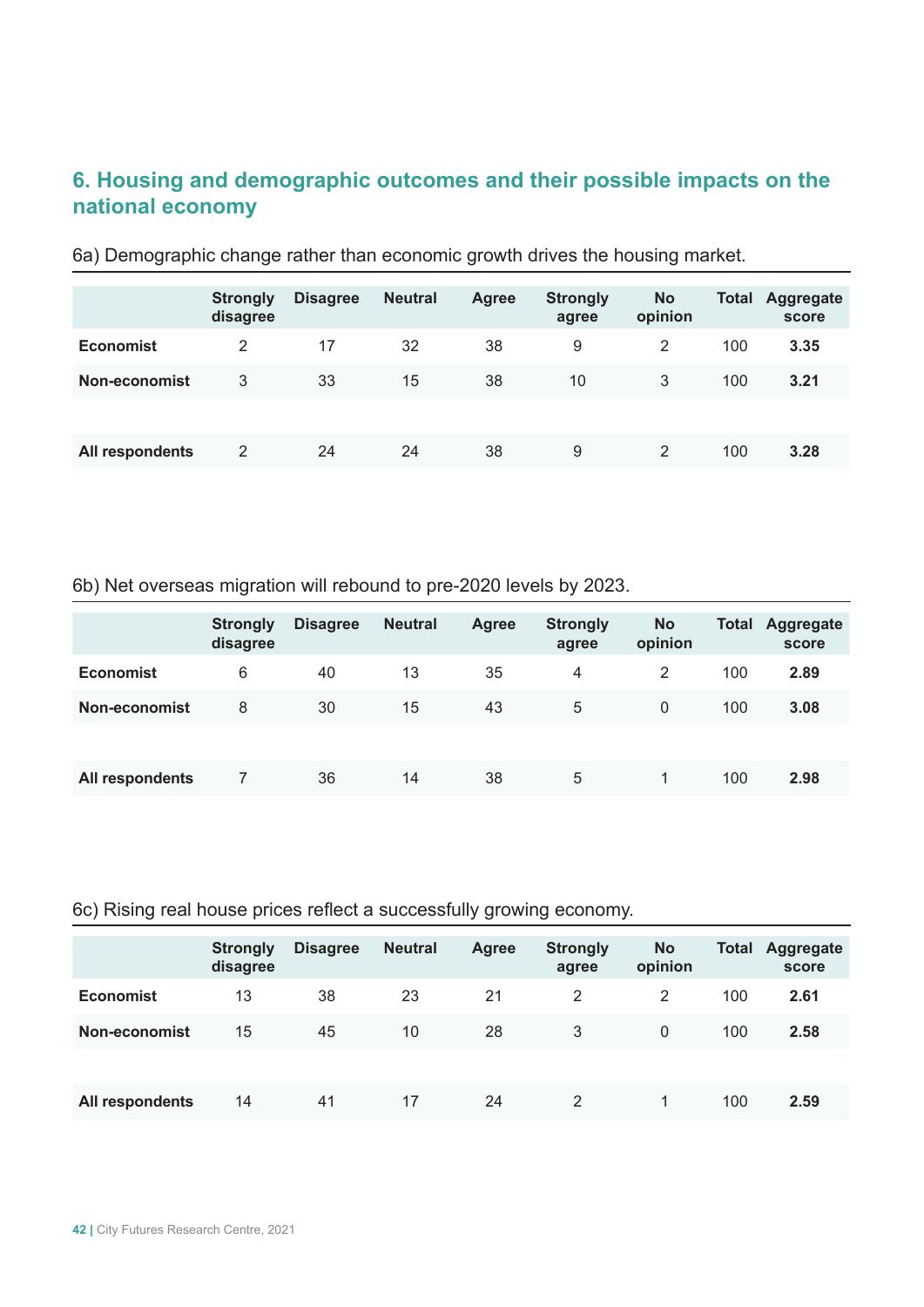## 6. Housing and demographic outcomes and their possible impacts on the national economy

6a) Demographic change rather than economic growth drives the housing market.

| | Strongly disagree | Disagree | Neutral | Agree | Strongly agree | No opinion | Total | Aggregate score |
|---|---|---|---|---|---|---|---|---|
| **Economist** | 2 | 17 | 32 | 38 | 9 | 2 | 100 | **3.35** |
| **Non-economist** | 3 | 33 | 15 | 38 | 10 | 3 | 100 | **3.21** |
| | | | | | | | | |
| **All respondents** | 2 | 24 | 24 | 38 | 9 | 2 | 100 | **3.28** |

6b) Net overseas migration will rebound to pre-2020 levels by 2023.

| | Strongly disagree | Disagree | Neutral | Agree | Strongly agree | No opinion | Total | Aggregate score |
|---|---|---|---|---|---|---|---|---|
| **Economist** | 6 | 40 | 13 | 35 | 4 | 2 | 100 | **2.89** |
| **Non-economist** | 8 | 30 | 15 | 43 | 5 | 0 | 100 | **3.08** |
| | | | | | | | | |
| **All respondents** | 7 | 36 | 14 | 38 | 5 | 1 | 100 | **2.98** |

6c) Rising real house prices reflect a successfully growing economy.

| | Strongly disagree | Disagree | Neutral | Agree | Strongly agree | No opinion | Total | Aggregate score |
|---|---|---|---|---|---|---|---|---|
| **Economist** | 13 | 38 | 23 | 21 | 2 | 2 | 100 | **2.61** |
| **Non-economist** | 15 | 45 | 10 | 28 | 3 | 0 | 100 | **2.58** |
| | | | | | | | | |
| **All respondents** | 14 | 41 | 17 | 24 | 2 | 1 | 100 | **2.59** |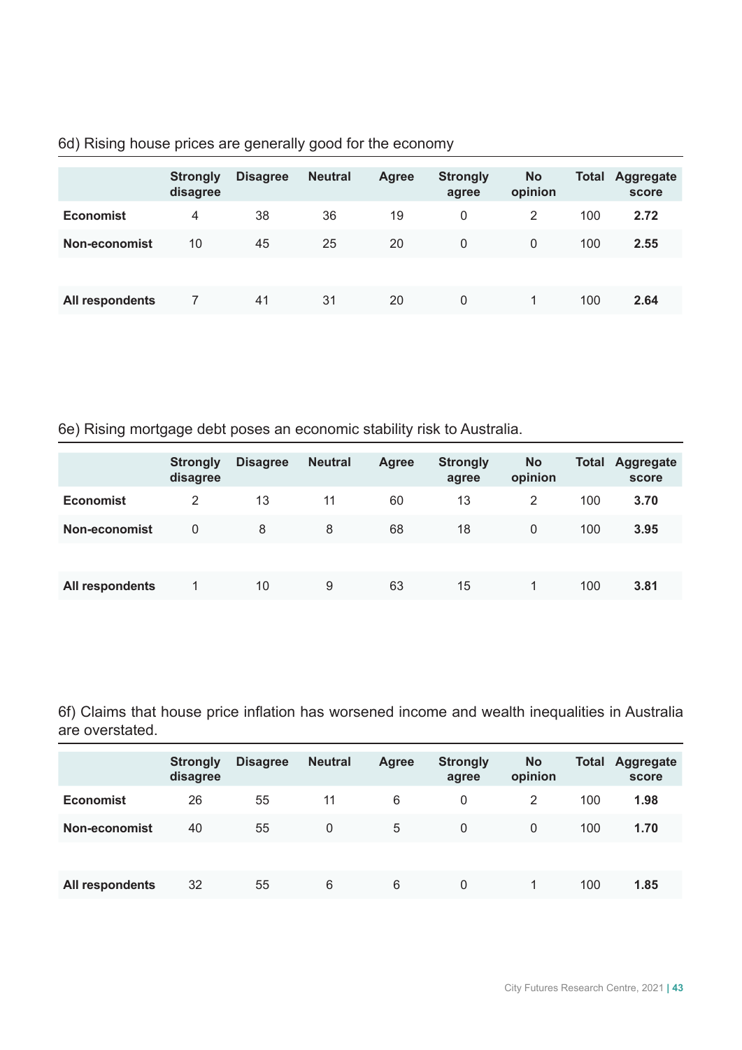6d) Rising house prices are generally good for the economy

| | Strongly disagree | Disagree | Neutral | Agree | Strongly agree | No opinion | Total | Aggregate score |
|---|---|---|---|---|---|---|---|---|
| **Economist** | 4 | 38 | 36 | 19 | 0 | 2 | 100 | **2.72** |
| **Non-economist** | 10 | 45 | 25 | 20 | 0 | 0 | 100 | **2.55** |
| | | | | | | | | |
| **All respondents** | 7 | 41 | 31 | 20 | 0 | 1 | 100 | **2.64** |

6e) Rising mortgage debt poses an economic stability risk to Australia.

| | Strongly disagree | Disagree | Neutral | Agree | Strongly agree | No opinion | Total | Aggregate score |
|---|---|---|---|---|---|---|---|---|
| **Economist** | 2 | 13 | 11 | 60 | 13 | 2 | 100 | **3.70** |
| **Non-economist** | 0 | 8 | 8 | 68 | 18 | 0 | 100 | **3.95** |
| | | | | | | | | |
| **All respondents** | 1 | 10 | 9 | 63 | 15 | 1 | 100 | **3.81** |

6f) Claims that house price inflation has worsened income and wealth inequalities in Australia are overstated.

| | Strongly disagree | Disagree | Neutral | Agree | Strongly agree | No opinion | Total | Aggregate score |
|---|---|---|---|---|---|---|---|---|
| **Economist** | 26 | 55 | 11 | 6 | 0 | 2 | 100 | **1.98** |
| **Non-economist** | 40 | 55 | 0 | 5 | 0 | 0 | 100 | **1.70** |
| | | | | | | | | |
| **All respondents** | 32 | 55 | 6 | 6 | 0 | 1 | 100 | **1.85** |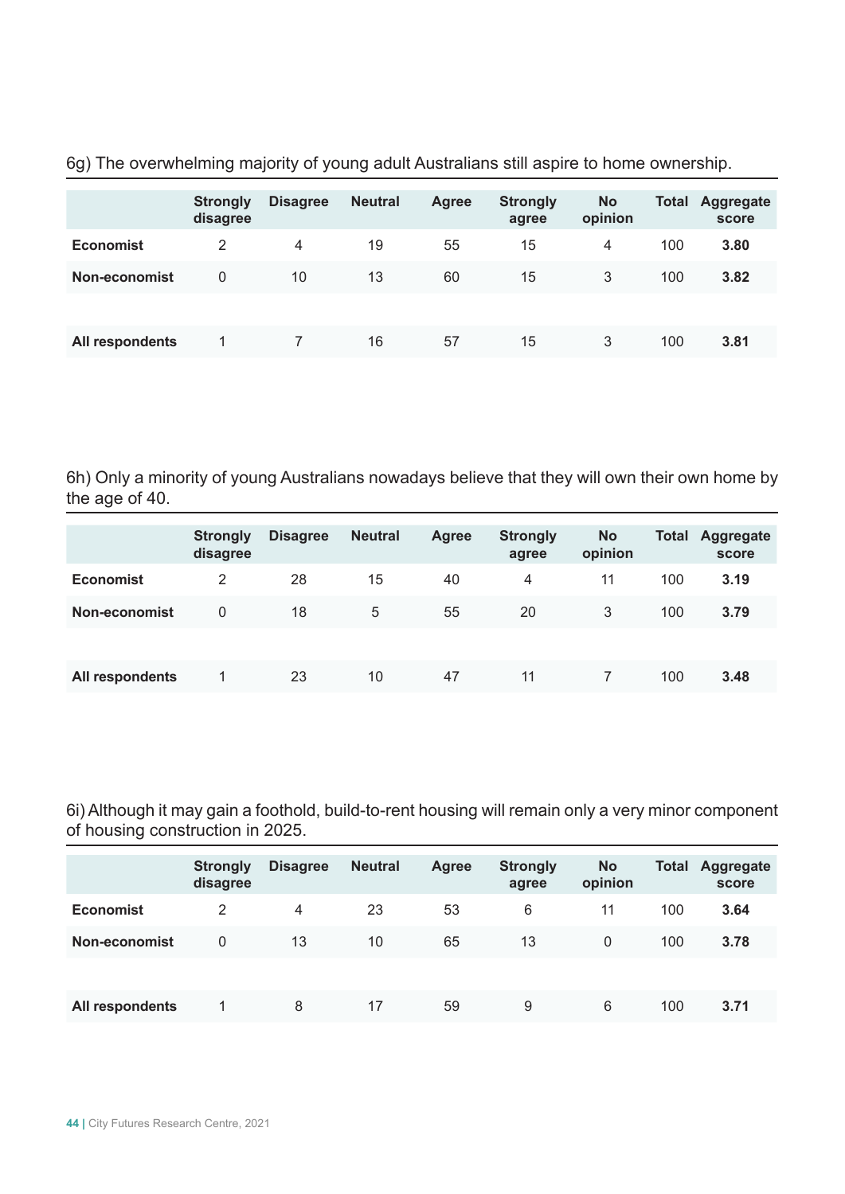6g) The overwhelming majority of young adult Australians still aspire to home ownership.

| | Strongly disagree | Disagree | Neutral | Agree | Strongly agree | No opinion | Total | Aggregate score |
|---|---|---|---|---|---|---|---|---|
| **Economist** | 2 | 4 | 19 | 55 | 15 | 4 | 100 | **3.80** |
| **Non-economist** | 0 | 10 | 13 | 60 | 15 | 3 | 100 | **3.82** |
| | | | | | | | | |
| **All respondents** | 1 | 7 | 16 | 57 | 15 | 3 | 100 | **3.81** |

6h) Only a minority of young Australians nowadays believe that they will own their own home by the age of 40.

| | Strongly disagree | Disagree | Neutral | Agree | Strongly agree | No opinion | Total | Aggregate score |
|---|---|---|---|---|---|---|---|---|
| **Economist** | 2 | 28 | 15 | 40 | 4 | 11 | 100 | **3.19** |
| **Non-economist** | 0 | 18 | 5 | 55 | 20 | 3 | 100 | **3.79** |
| | | | | | | | | |
| **All respondents** | 1 | 23 | 10 | 47 | 11 | 7 | 100 | **3.48** |

6i) Although it may gain a foothold, build-to-rent housing will remain only a very minor component of housing construction in 2025.

| | Strongly disagree | Disagree | Neutral | Agree | Strongly agree | No opinion | Total | Aggregate score |
|---|---|---|---|---|---|---|---|---|
| **Economist** | 2 | 4 | 23 | 53 | 6 | 11 | 100 | **3.64** |
| **Non-economist** | 0 | 13 | 10 | 65 | 13 | 0 | 100 | **3.78** |
| | | | | | | | | |
| **All respondents** | 1 | 8 | 17 | 59 | 9 | 6 | 100 | **3.71** |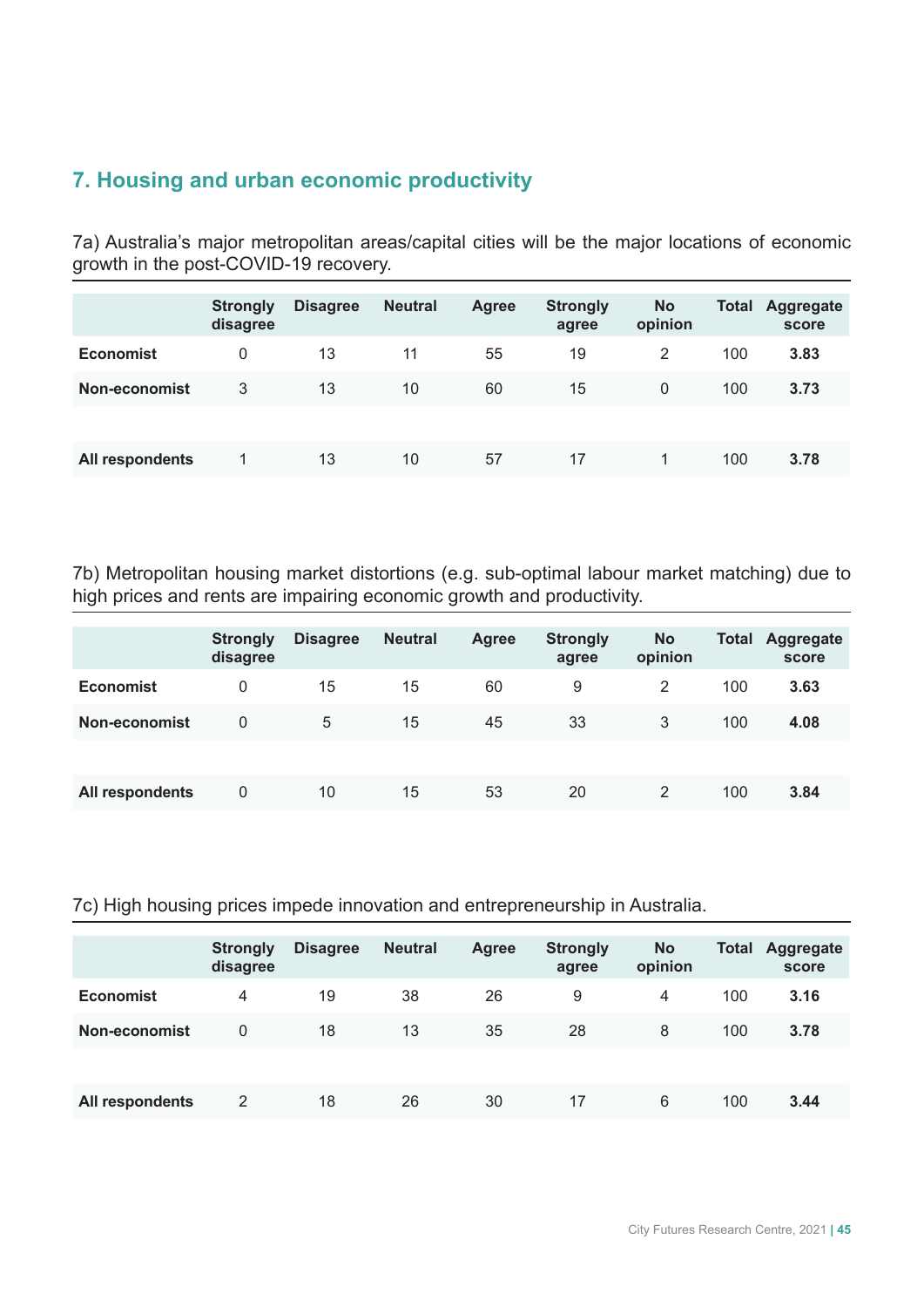## 7. Housing and urban economic productivity

7a) Australia's major metropolitan areas/capital cities will be the major locations of economic growth in the post-COVID-19 recovery.

| | Strongly disagree | Disagree | Neutral | Agree | Strongly agree | No opinion | Total | Aggregate score |
|---|---|---|---|---|---|---|---|---|
| **Economist** | 0 | 13 | 11 | 55 | 19 | 2 | 100 | **3.83** |
| **Non-economist** | 3 | 13 | 10 | 60 | 15 | 0 | 100 | **3.73** |
| | | | | | | | | |
| **All respondents** | 1 | 13 | 10 | 57 | 17 | 1 | 100 | **3.78** |

7b) Metropolitan housing market distortions (e.g. sub-optimal labour market matching) due to high prices and rents are impairing economic growth and productivity.

| | Strongly disagree | Disagree | Neutral | Agree | Strongly agree | No opinion | Total | Aggregate score |
|---|---|---|---|---|---|---|---|---|
| **Economist** | 0 | 15 | 15 | 60 | 9 | 2 | 100 | **3.63** |
| **Non-economist** | 0 | 5 | 15 | 45 | 33 | 3 | 100 | **4.08** |
| | | | | | | | | |
| **All respondents** | 0 | 10 | 15 | 53 | 20 | 2 | 100 | **3.84** |

7c) High housing prices impede innovation and entrepreneurship in Australia.

| | Strongly disagree | Disagree | Neutral | Agree | Strongly agree | No opinion | Total | Aggregate score |
|---|---|---|---|---|---|---|---|---|
| **Economist** | 4 | 19 | 38 | 26 | 9 | 4 | 100 | **3.16** |
| **Non-economist** | 0 | 18 | 13 | 35 | 28 | 8 | 100 | **3.78** |
| | | | | | | | | |
| **All respondents** | 2 | 18 | 26 | 30 | 17 | 6 | 100 | **3.44** |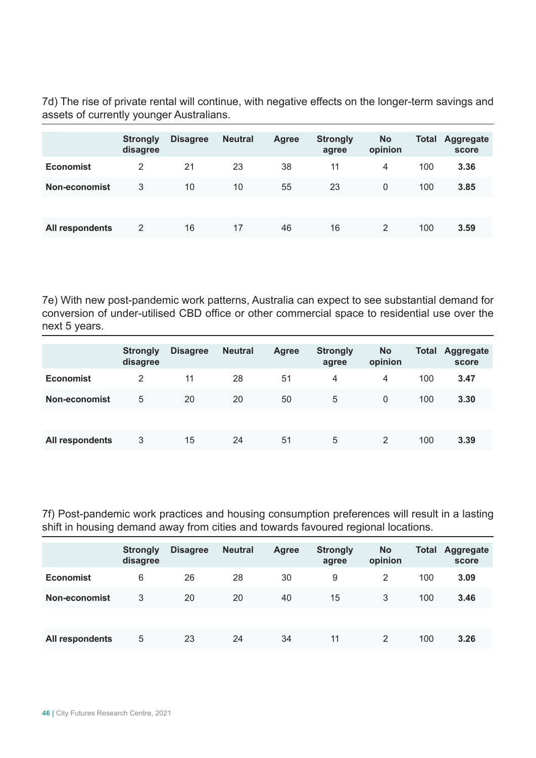7d) The rise of private rental will continue, with negative effects on the longer-term savings and assets of currently younger Australians.

| | Strongly disagree | Disagree | Neutral | Agree | Strongly agree | No opinion | Total | Aggregate score |
|---|---|---|---|---|---|---|---|---|
| **Economist** | 2 | 21 | 23 | 38 | 11 | 4 | 100 | **3.36** |
| **Non-economist** | 3 | 10 | 10 | 55 | 23 | 0 | 100 | **3.85** |
| | | | | | | | | |
| **All respondents** | 2 | 16 | 17 | 46 | 16 | 2 | 100 | **3.59** |

7e) With new post-pandemic work patterns, Australia can expect to see substantial demand for conversion of under-utilised CBD office or other commercial space to residential use over the next 5 years.

| | Strongly disagree | Disagree | Neutral | Agree | Strongly agree | No opinion | Total | Aggregate score |
|---|---|---|---|---|---|---|---|---|
| **Economist** | 2 | 11 | 28 | 51 | 4 | 4 | 100 | **3.47** |
| **Non-economist** | 5 | 20 | 20 | 50 | 5 | 0 | 100 | **3.30** |
| | | | | | | | | |
| **All respondents** | 3 | 15 | 24 | 51 | 5 | 2 | 100 | **3.39** |

7f) Post-pandemic work practices and housing consumption preferences will result in a lasting shift in housing demand away from cities and towards favoured regional locations.

| | Strongly disagree | Disagree | Neutral | Agree | Strongly agree | No opinion | Total | Aggregate score |
|---|---|---|---|---|---|---|---|---|
| **Economist** | 6 | 26 | 28 | 30 | 9 | 2 | 100 | **3.09** |
| **Non-economist** | 3 | 20 | 20 | 40 | 15 | 3 | 100 | **3.46** |
| | | | | | | | | |
| **All respondents** | 5 | 23 | 24 | 34 | 11 | 2 | 100 | **3.26** |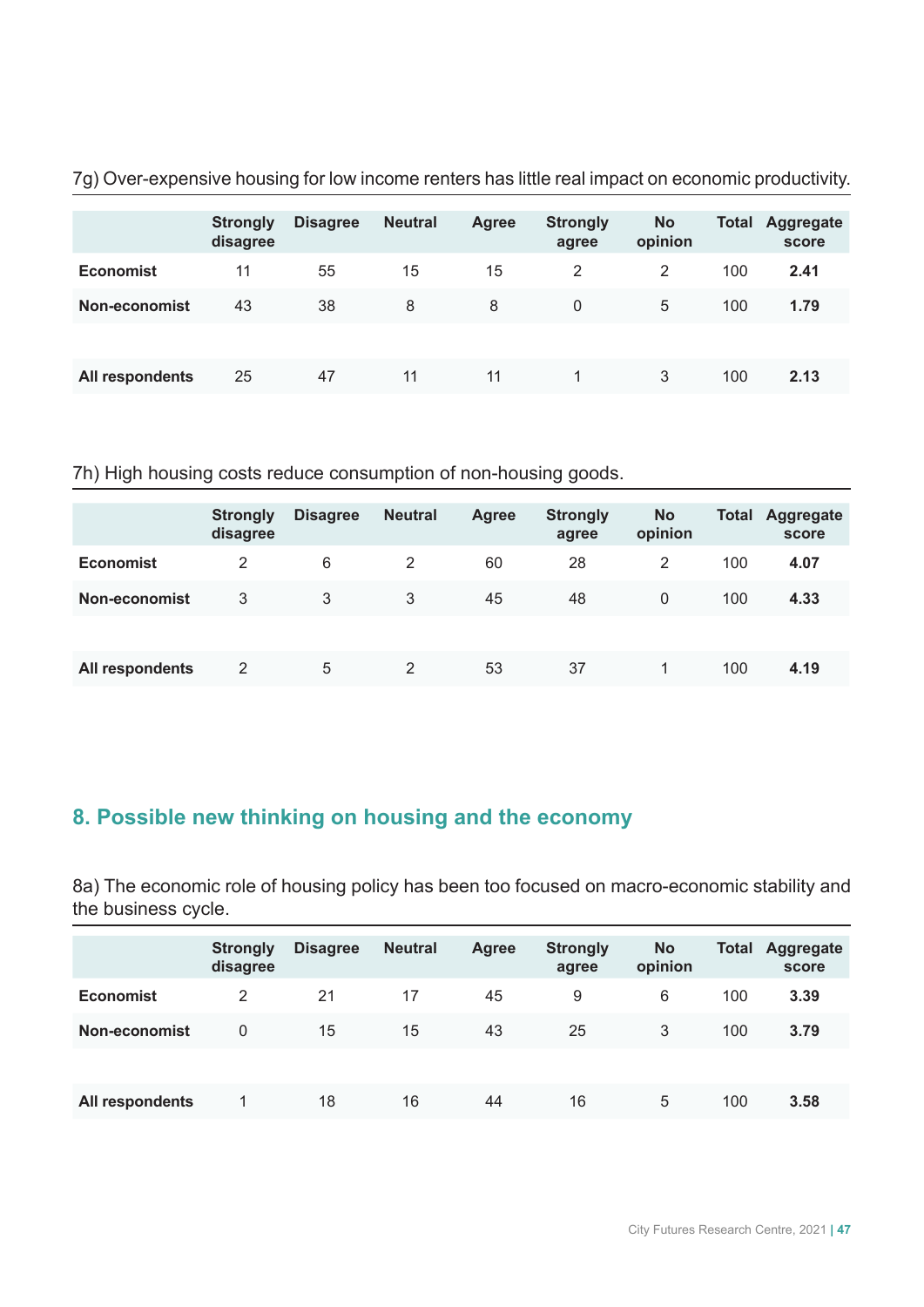7g) Over-expensive housing for low income renters has little real impact on economic productivity.

| | Strongly disagree | Disagree | Neutral | Agree | Strongly agree | No opinion | Total | Aggregate score |
|---|---|---|---|---|---|---|---|---|
| **Economist** | 11 | 55 | 15 | 15 | 2 | 2 | 100 | **2.41** |
| **Non-economist** | 43 | 38 | 8 | 8 | 0 | 5 | 100 | **1.79** |
| | | | | | | | | |
| **All respondents** | 25 | 47 | 11 | 11 | 1 | 3 | 100 | **2.13** |

7h) High housing costs reduce consumption of non-housing goods.

| | Strongly disagree | Disagree | Neutral | Agree | Strongly agree | No opinion | Total | Aggregate score |
|---|---|---|---|---|---|---|---|---|
| **Economist** | 2 | 6 | 2 | 60 | 28 | 2 | 100 | **4.07** |
| **Non-economist** | 3 | 3 | 3 | 45 | 48 | 0 | 100 | **4.33** |
| | | | | | | | | |
| **All respondents** | 2 | 5 | 2 | 53 | 37 | 1 | 100 | **4.19** |

## 8. Possible new thinking on housing and the economy

8a) The economic role of housing policy has been too focused on macro-economic stability and the business cycle.

| | Strongly disagree | Disagree | Neutral | Agree | Strongly agree | No opinion | Total | Aggregate score |
|---|---|---|---|---|---|---|---|---|
| **Economist** | 2 | 21 | 17 | 45 | 9 | 6 | 100 | **3.39** |
| **Non-economist** | 0 | 15 | 15 | 43 | 25 | 3 | 100 | **3.79** |
| | | | | | | | | |
| **All respondents** | 1 | 18 | 16 | 44 | 16 | 5 | 100 | **3.58** |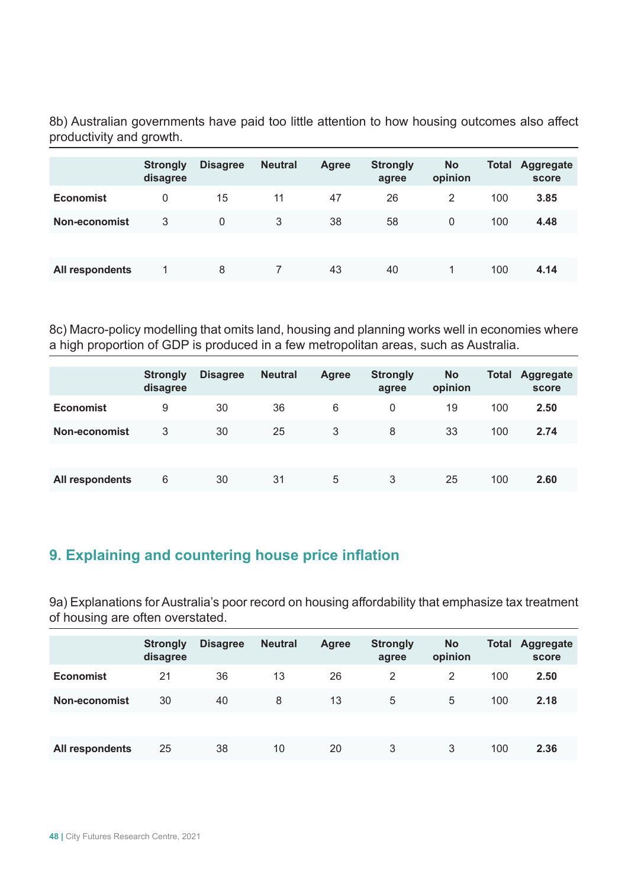8b) Australian governments have paid too little attention to how housing outcomes also affect productivity and growth.

| | Strongly disagree | Disagree | Neutral | Agree | Strongly agree | No opinion | Total | Aggregate score |
|---|---|---|---|---|---|---|---|---|
| **Economist** | 0 | 15 | 11 | 47 | 26 | 2 | 100 | **3.85** |
| **Non-economist** | 3 | 0 | 3 | 38 | 58 | 0 | 100 | **4.48** |
| | | | | | | | | |
| **All respondents** | 1 | 8 | 7 | 43 | 40 | 1 | 100 | **4.14** |

8c) Macro-policy modelling that omits land, housing and planning works well in economies where a high proportion of GDP is produced in a few metropolitan areas, such as Australia.

| | Strongly disagree | Disagree | Neutral | Agree | Strongly agree | No opinion | Total | Aggregate score |
|---|---|---|---|---|---|---|---|---|
| **Economist** | 9 | 30 | 36 | 6 | 0 | 19 | 100 | **2.50** |
| **Non-economist** | 3 | 30 | 25 | 3 | 8 | 33 | 100 | **2.74** |
| | | | | | | | | |
| **All respondents** | 6 | 30 | 31 | 5 | 3 | 25 | 100 | **2.60** |

## 9. Explaining and countering house price inflation

9a) Explanations for Australia's poor record on housing affordability that emphasize tax treatment of housing are often overstated.

| | Strongly disagree | Disagree | Neutral | Agree | Strongly agree | No opinion | Total | Aggregate score |
|---|---|---|---|---|---|---|---|---|
| **Economist** | 21 | 36 | 13 | 26 | 2 | 2 | 100 | **2.50** |
| **Non-economist** | 30 | 40 | 8 | 13 | 5 | 5 | 100 | **2.18** |
| | | | | | | | | |
| **All respondents** | 25 | 38 | 10 | 20 | 3 | 3 | 100 | **2.36** |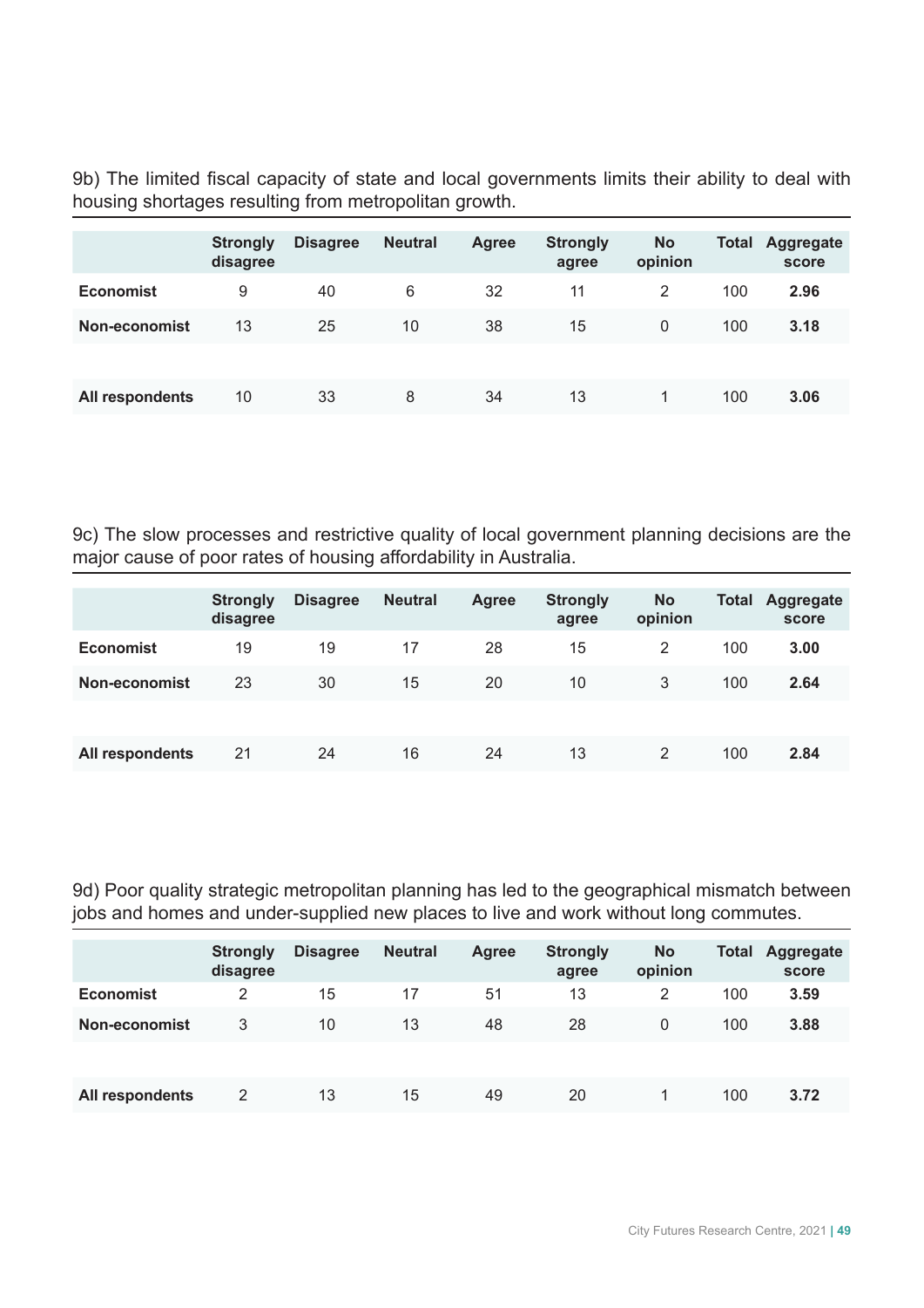9b) The limited fiscal capacity of state and local governments limits their ability to deal with housing shortages resulting from metropolitan growth.

| | Strongly disagree | Disagree | Neutral | Agree | Strongly agree | No opinion | Total | Aggregate score |
|---|---|---|---|---|---|---|---|---|
| **Economist** | 9 | 40 | 6 | 32 | 11 | 2 | 100 | **2.96** |
| **Non-economist** | 13 | 25 | 10 | 38 | 15 | 0 | 100 | **3.18** |
| | | | | | | | | |
| **All respondents** | 10 | 33 | 8 | 34 | 13 | 1 | 100 | **3.06** |

9c) The slow processes and restrictive quality of local government planning decisions are the major cause of poor rates of housing affordability in Australia.

| | Strongly disagree | Disagree | Neutral | Agree | Strongly agree | No opinion | Total | Aggregate score |
|---|---|---|---|---|---|---|---|---|
| **Economist** | 19 | 19 | 17 | 28 | 15 | 2 | 100 | **3.00** |
| **Non-economist** | 23 | 30 | 15 | 20 | 10 | 3 | 100 | **2.64** |
| | | | | | | | | |
| **All respondents** | 21 | 24 | 16 | 24 | 13 | 2 | 100 | **2.84** |

9d) Poor quality strategic metropolitan planning has led to the geographical mismatch between jobs and homes and under-supplied new places to live and work without long commutes.

| | Strongly disagree | Disagree | Neutral | Agree | Strongly agree | No opinion | Total | Aggregate score |
|---|---|---|---|---|---|---|---|---|
| **Economist** | 2 | 15 | 17 | 51 | 13 | 2 | 100 | **3.59** |
| **Non-economist** | 3 | 10 | 13 | 48 | 28 | 0 | 100 | **3.88** |
| | | | | | | | | |
| **All respondents** | 2 | 13 | 15 | 49 | 20 | 1 | 100 | **3.72** |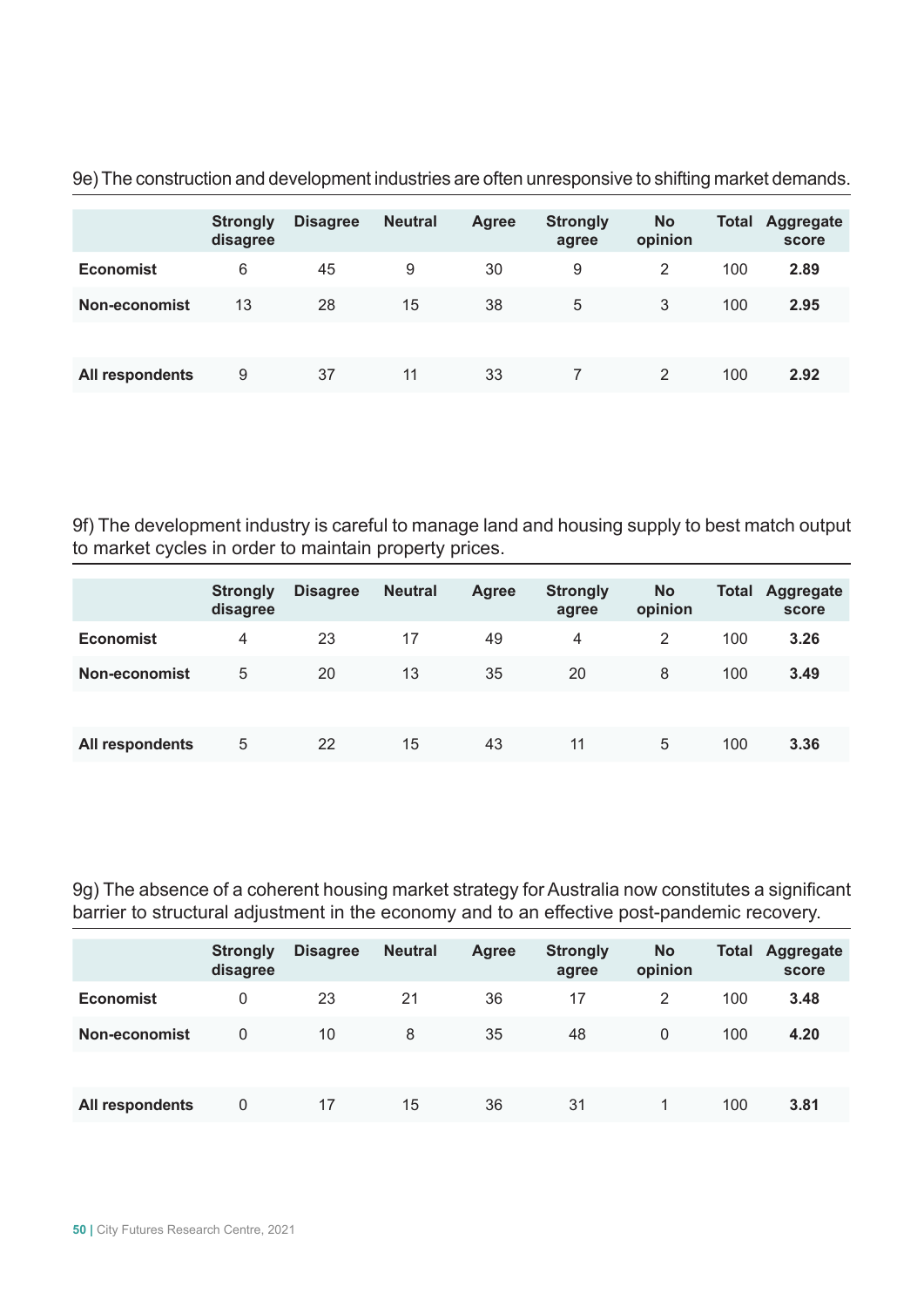9e) The construction and development industries are often unresponsive to shifting market demands.

| | Strongly disagree | Disagree | Neutral | Agree | Strongly agree | No opinion | Total | Aggregate score |
|---|---|---|---|---|---|---|---|---|
| **Economist** | 6 | 45 | 9 | 30 | 9 | 2 | 100 | **2.89** |
| **Non-economist** | 13 | 28 | 15 | 38 | 5 | 3 | 100 | **2.95** |
| | | | | | | | | |
| **All respondents** | 9 | 37 | 11 | 33 | 7 | 2 | 100 | **2.92** |

9f) The development industry is careful to manage land and housing supply to best match output to market cycles in order to maintain property prices.

| | Strongly disagree | Disagree | Neutral | Agree | Strongly agree | No opinion | Total | Aggregate score |
|---|---|---|---|---|---|---|---|---|
| **Economist** | 4 | 23 | 17 | 49 | 4 | 2 | 100 | **3.26** |
| **Non-economist** | 5 | 20 | 13 | 35 | 20 | 8 | 100 | **3.49** |
| | | | | | | | | |
| **All respondents** | 5 | 22 | 15 | 43 | 11 | 5 | 100 | **3.36** |

9g) The absence of a coherent housing market strategy for Australia now constitutes a significant barrier to structural adjustment in the economy and to an effective post-pandemic recovery.

| | Strongly disagree | Disagree | Neutral | Agree | Strongly agree | No opinion | Total | Aggregate score |
|---|---|---|---|---|---|---|---|---|
| **Economist** | 0 | 23 | 21 | 36 | 17 | 2 | 100 | **3.48** |
| **Non-economist** | 0 | 10 | 8 | 35 | 48 | 0 | 100 | **4.20** |
| | | | | | | | | |
| **All respondents** | 0 | 17 | 15 | 36 | 31 | 1 | 100 | **3.81** |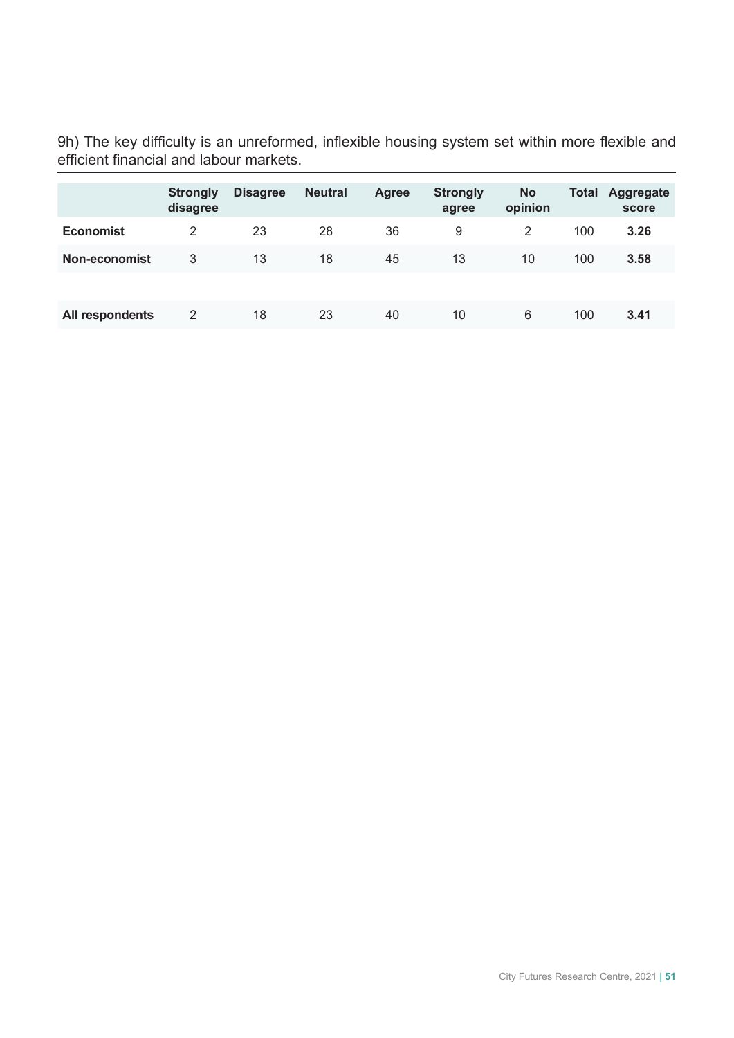9h) The key difficulty is an unreformed, inflexible housing system set within more flexible and efficient financial and labour markets.

| | Strongly disagree | Disagree | Neutral | Agree | Strongly agree | No opinion | Total | Aggregate score |
|---|---|---|---|---|---|---|---|---|
| **Economist** | 2 | 23 | 28 | 36 | 9 | 2 | 100 | **3.26** |
| **Non-economist** | 3 | 13 | 18 | 45 | 13 | 10 | 100 | **3.58** |
| | | | | | | | | |
| **All respondents** | 2 | 18 | 23 | 40 | 10 | 6 | 100 | **3.41** |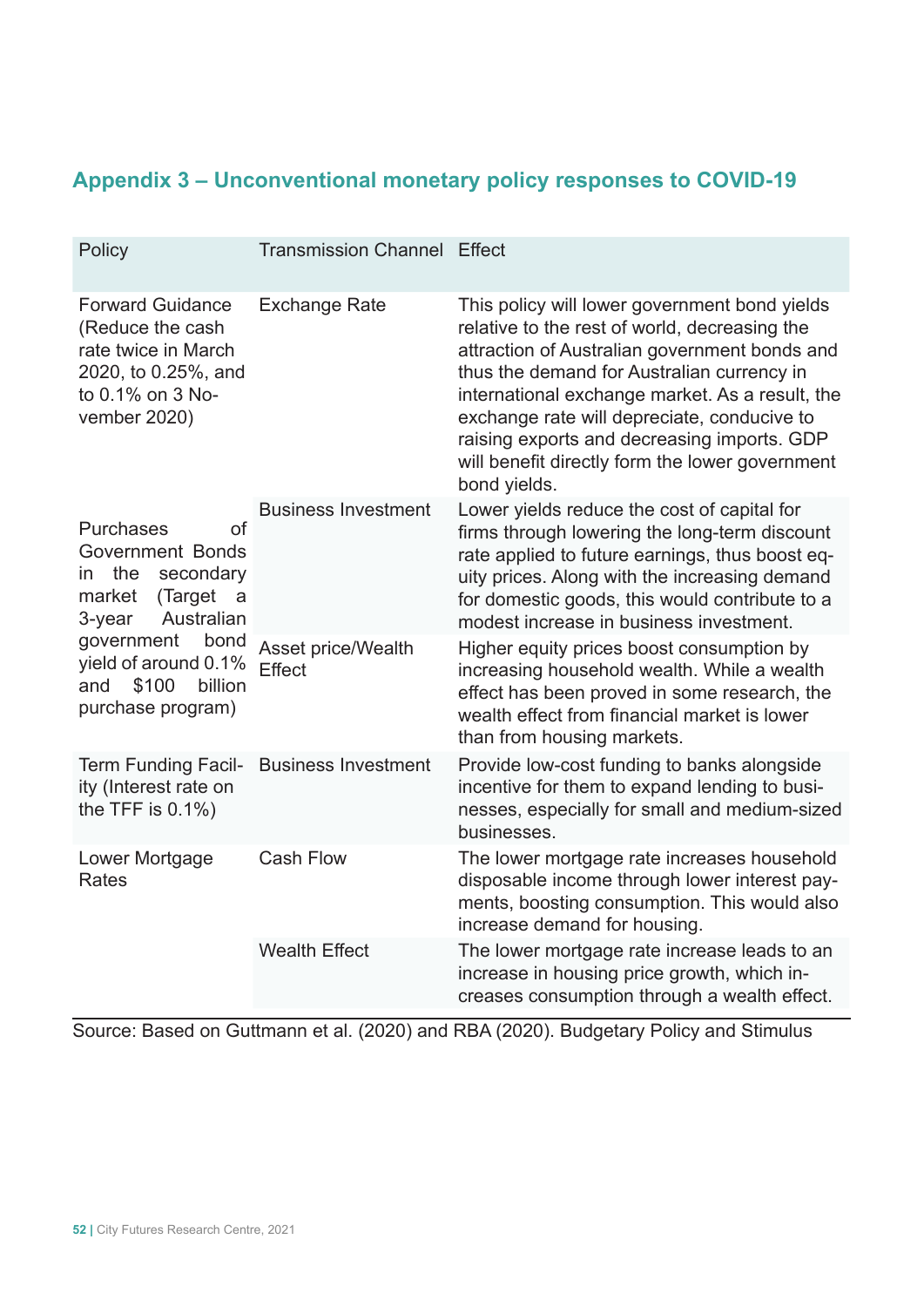## Appendix 3 – Unconventional monetary policy responses to COVID-19

| Policy | Transmission Channel | Effect |
|---|---|---|
| Forward Guidance (Reduce the cash rate twice in March 2020, to 0.25%, and to 0.1% on 3 November 2020) | Exchange Rate | This policy will lower government bond yields relative to the rest of world, decreasing the attraction of Australian government bonds and thus the demand for Australian currency in international exchange market. As a result, the exchange rate will depreciate, conducive to raising exports and decreasing imports. GDP will benefit directly form the lower government bond yields. |
| Purchases of Government Bonds in the secondary market (Target a 3-year Australian government bond yield of around 0.1% and $100 billion purchase program) | Business Investment | Lower yields reduce the cost of capital for firms through lowering the long-term discount rate applied to future earnings, thus boost equity prices. Along with the increasing demand for domestic goods, this would contribute to a modest increase in business investment. |
| | Asset price/Wealth Effect | Higher equity prices boost consumption by increasing household wealth. While a wealth effect has been proved in some research, the wealth effect from financial market is lower than from housing markets. |
| Term Funding Facility (Interest rate on the TFF is 0.1%) | Business Investment | Provide low-cost funding to banks alongside incentive for them to expand lending to businesses, especially for small and medium-sized businesses. |
| Lower Mortgage Rates | Cash Flow | The lower mortgage rate increases household disposable income through lower interest payments, boosting consumption. This would also increase demand for housing. |
| | Wealth Effect | The lower mortgage rate increase leads to an increase in housing price growth, which increases consumption through a wealth effect. |

Source: Based on Guttmann et al. (2020) and RBA (2020). Budgetary Policy and Stimulus